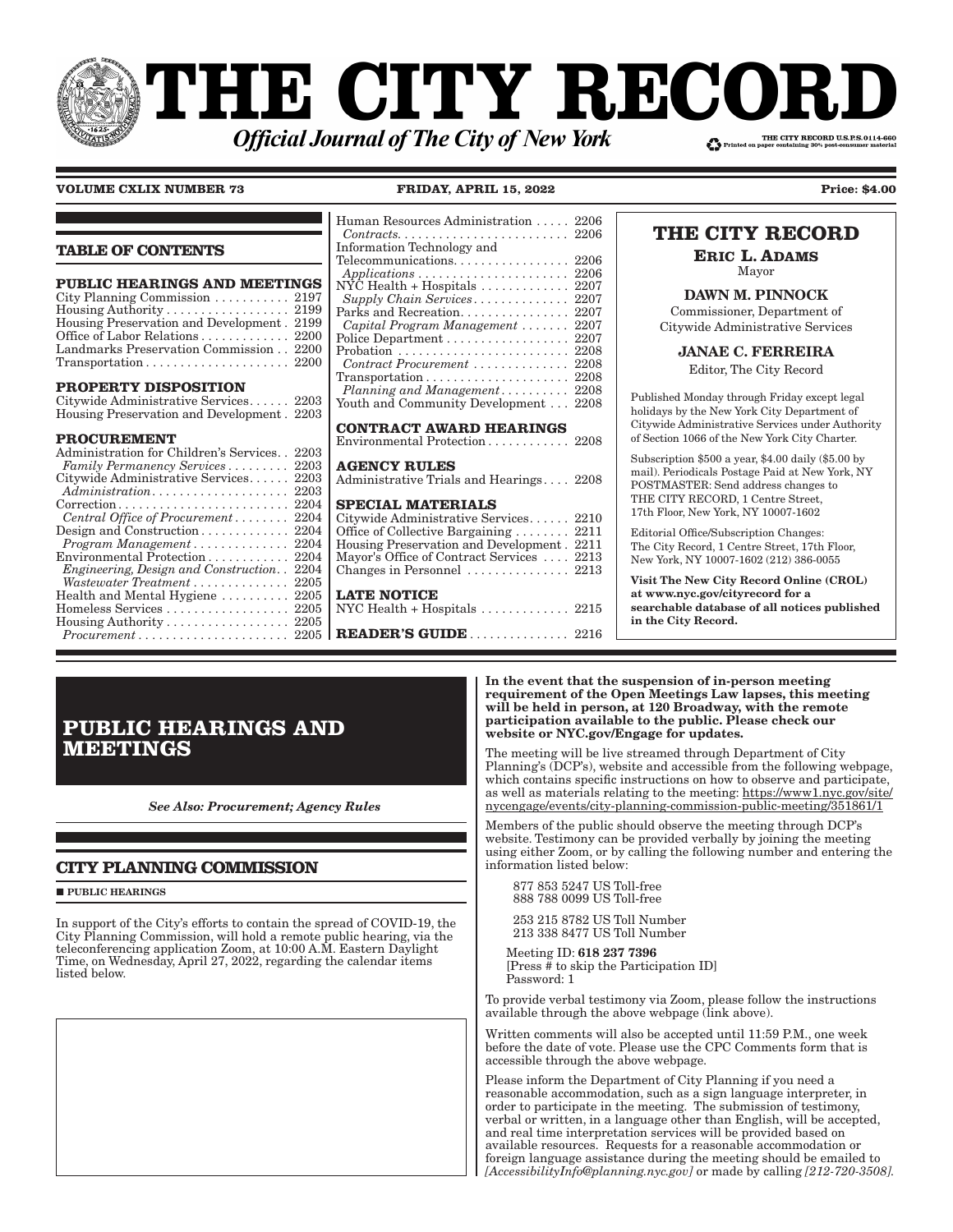# THE CITY RECORD

***Official Journal of The City of New York***

THE CITY RECORD U.S.P.S.0114-660
Printed on paper containing 30% post-consumer material

**VOLUME CXLIX NUMBER 73** **FRIDAY, APRIL 15, 2022** **Price: $4.00**

## TABLE OF CONTENTS

**PUBLIC HEARINGS AND MEETINGS**

| | |
|---|---|
| City Planning Commission | 2197 |
| Housing Authority | 2199 |
| Housing Preservation and Development | 2199 |
| Office of Labor Relations | 2200 |
| Landmarks Preservation Commission | 2200 |
| Transportation | 2200 |

**PROPERTY DISPOSITION**

| | |
|---|---|
| Citywide Administrative Services | 2203 |
| Housing Preservation and Development | 2203 |

**PROCUREMENT**

| | |
|---|---|
| Administration for Children's Services | 2203 |
| *Family Permanency Services* | 2203 |
| Citywide Administrative Services | 2203 |
| *Administration* | 2203 |
| Correction | 2204 |
| *Central Office of Procurement* | 2204 |
| Design and Construction | 2204 |
| *Program Management* | 2204 |
| Environmental Protection | 2204 |
| *Engineering, Design and Construction* | 2204 |
| *Wastewater Treatment* | 2205 |
| Health and Mental Hygiene | 2205 |
| Homeless Services | 2205 |
| Housing Authority | 2205 |
| *Procurement* | 2205 |
| Human Resources Administration | 2206 |
| *Contracts* | 2206 |
| Information Technology and Telecommunications | 2206 |
| *Applications* | 2206 |
| NYC Health + Hospitals | 2207 |
| *Supply Chain Services* | 2207 |
| Parks and Recreation | 2207 |
| *Capital Program Management* | 2207 |
| Police Department | 2207 |
| Probation | 2208 |
| *Contract Procurement* | 2208 |
| Transportation | 2208 |
| *Planning and Management* | 2208 |
| Youth and Community Development | 2208 |

**CONTRACT AWARD HEARINGS**

| | |
|---|---|
| Environmental Protection | 2208 |

**AGENCY RULES**

| | |
|---|---|
| Administrative Trials and Hearings | 2208 |

**SPECIAL MATERIALS**

| | |
|---|---|
| Citywide Administrative Services | 2210 |
| Office of Collective Bargaining | 2211 |
| Housing Preservation and Development | 2211 |
| Mayor's Office of Contract Services | 2213 |
| Changes in Personnel | 2213 |

**LATE NOTICE**

| | |
|---|---|
| NYC Health + Hospitals | 2215 |

**READER'S GUIDE** 2216

**THE CITY RECORD**

**ERIC L. ADAMS**
Mayor

**DAWN M. PINNOCK**
Commissioner, Department of Citywide Administrative Services

**JANAE C. FERREIRA**
Editor, The City Record

Published Monday through Friday except legal holidays by the New York City Department of Citywide Administrative Services under Authority of Section 1066 of the New York City Charter.

Subscription $500 a year, $4.00 daily ($5.00 by mail). Periodicals Postage Paid at New York, NY POSTMASTER: Send address changes to THE CITY RECORD, 1 Centre Street, 17th Floor, New York, NY 10007-1602

Editorial Office/Subscription Changes: The City Record, 1 Centre Street, 17th Floor, New York, NY 10007-1602 (212) 386-0055

**Visit The New City Record Online (CROL) at www.nyc.gov/cityrecord for a searchable database of all notices published in the City Record.**

# PUBLIC HEARINGS AND MEETINGS

*See Also: Procurement; Agency Rules*

## CITY PLANNING COMMISSION

■ **PUBLIC HEARINGS**

In support of the City's efforts to contain the spread of COVID-19, the City Planning Commission, will hold a remote public hearing, via the teleconferencing application Zoom, at 10:00 A.M. Eastern Daylight Time, on Wednesday, April 27, 2022, regarding the calendar items listed below.

**In the event that the suspension of in-person meeting requirement of the Open Meetings Law lapses, this meeting will be held in person, at 120 Broadway, with the remote participation available to the public. Please check our website or NYC.gov/Engage for updates.**

The meeting will be live streamed through Department of City Planning's (DCP's), website and accessible from the following webpage, which contains specific instructions on how to observe and participate, as well as materials relating to the meeting: https://www1.nyc.gov/site/nycengage/events/city-planning-commission-public-meeting/351861/1

Members of the public should observe the meeting through DCP's website. Testimony can be provided verbally by joining the meeting using either Zoom, or by calling the following number and entering the information listed below:

877 853 5247 US Toll-free
888 788 0099 US Toll-free

253 215 8782 US Toll Number
213 338 8477 US Toll Number

Meeting ID: **618 237 7396**
[Press # to skip the Participation ID]
Password: 1

To provide verbal testimony via Zoom, please follow the instructions available through the above webpage (link above).

Written comments will also be accepted until 11:59 P.M., one week before the date of vote. Please use the CPC Comments form that is accessible through the above webpage.

Please inform the Department of City Planning if you need a reasonable accommodation, such as a sign language interpreter, in order to participate in the meeting. The submission of testimony, verbal or written, in a language other than English, will be accepted, and real time interpretation services will be provided based on available resources. Requests for a reasonable accommodation or foreign language assistance during the meeting should be emailed to *[AccessibilityInfo@planning.nyc.gov]* or made by calling *[212-720-3508]*.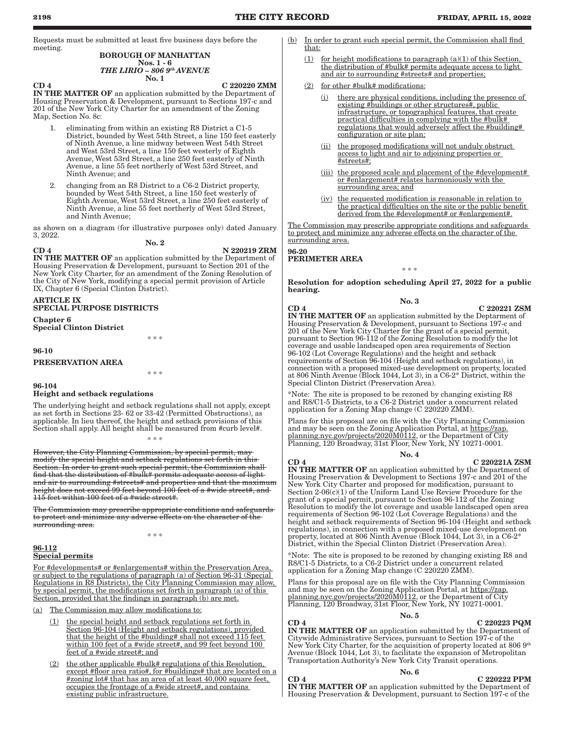Requests must be submitted at least five business days before the meeting.

**BOROUGH OF MANHATTAN**
**Nos. 1 - 6**
***THE LIRIO – 806 9th AVENUE***
**No. 1**

**CD 4** **C 220220 ZMM**

**IN THE MATTER OF** an application submitted by the Department of Housing Preservation & Development, pursuant to Sections 197-c and 201 of the New York City Charter for an amendment of the Zoning Map, Section No. 8c:

1. eliminating from within an existing R8 District a C1-5 District, bounded by West 54th Street, a line 150 feet easterly of Ninth Avenue, a line midway between West 54th Street and West 53rd Street, a line 150 feet westerly of Eighth Avenue, West 53rd Street, a line 250 feet easterly of Ninth Avenue, a line 55 feet northerly of West 53rd Street, and Ninth Avenue; and

2. changing from an R8 District to a C6-2 District property, bounded by West 54th Street, a line 150 feet westerly of Eighth Avenue, West 53rd Street, a line 250 feet easterly of Ninth Avenue, a line 55 feet northerly of West 53rd Street, and Ninth Avenue;

as shown on a diagram (for illustrative purposes only) dated January 3, 2022.

**No. 2**

**CD 4** **N 220219 ZRM**

**IN THE MATTER OF** an application submitted by the Department of Housing Preservation & Development, pursuant to Section 201 of the New York City Charter, for an amendment of the Zoning Resolution of the City of New York, modifying a special permit provision of Article IX, Chapter 6 (Special Clinton District).

**ARTICLE IX**
**SPECIAL PURPOSE DISTRICTS**

**Chapter 6**
**Special Clinton District**

\* \* \*

**96-10**

**PRESERVATION AREA**

\* \* \*

**96-104**
**Height and setback regulations**

The underlying height and setback regulations shall not apply, except as set forth in Sections 23- 62 or 33-42 (Permitted Obstructions), as applicable. In lieu thereof, the height and setback provisions of this Section shall apply. All height shall be measured from #curb level#.

\* \* \*

~~However, the City Planning Commission, by special permit, may modify the special height and setback regulations set forth in this Section. In order to grant such special permit, the Commission shall find that the distribution of #bulk# permits adequate access of light and air to surrounding #streets# and properties and that the maximum height does not exceed 99 feet beyond 100 feet of a #wide street#, and 115 feet within 100 feet of a #wide street#.~~

~~The Commission may prescribe appropriate conditions and safeguards to protect and minimize any adverse effects on the character of the surrounding area.~~

\* \* \*

**96-112**
**Special permits**

For #developments# or #enlargements# within the Preservation Area, or subject to the regulations of paragraph (a) of Section 96-31 (Special Regulations in R8 Districts), the City Planning Commission may allow, by special permit, the modifications set forth in paragraph (a) of this Section, provided that the findings in paragraph (b) are met.

(a) The Commission may allow modifications to:

 (1) the special height and setback regulations set forth in Section 96-104 (Height and setback regulations), provided that the height of the #building# shall not exceed 115 feet within 100 feet of a #wide street#, and 99 feet beyond 100 feet of a #wide street#; and

 (2) the other applicable #bulk# regulations of this Resolution, except #floor area ratio#, for #buildings# that are located on a #zoning lot# that has an area of at least 40,000 square feet, occupies the frontage of a #wide street#, and contains existing public infrastructure.

(b) In order to grant such special permit, the Commission shall find that:

 (1) for height modifications to paragraph (a)(1) of this Section, the distribution of #bulk# permits adequate access to light and air to surrounding #streets# and properties;

 (2) for other #bulk# modifications:

  (i) there are physical conditions, including the presence of existing #buildings or other structures#, public infrastructure, or topographical features, that create practical difficulties in complying with the #bulk# regulations that would adversely affect the #building# configuration or site plan;

  (ii) the proposed modifications will not unduly obstruct access to light and air to adjoining properties or #streets#;

  (iii) the proposed scale and placement of the #development# or #enlargement# relates harmoniously with the surrounding area; and

  (iv) the requested modification is reasonable in relation to the practical difficulties on the site or the public benefit derived from the #development# or #enlargement#.

The Commission may prescribe appropriate conditions and safeguards to protect and minimize any adverse effects on the character of the surrounding area.

**96-20**
**PERIMETER AREA**

\* \* \*

**Resolution for adoption scheduling April 27, 2022 for a public hearing.**

**No. 3**

**CD 4** **C 220221 ZSM**

**IN THE MATTER OF** an application submitted by the Deptarment of Housing Preservation & Development, pursuant to Sections 197-c and 201 of the New York City Charter for the grant of a special permit, pursuant to Section 96-112 of the Zoning Resolution to modify the lot coverage and usable landscaped open area requirements of Section 96-102 (Lot Coverage Regulations) and the height and setback requirements of Section 96-104 (Height and setback regulations), in connection with a proposed mixed-use development on property, located at 806 Ninth Avenue (Block 1044, Lot 3), in a C6-2* District, within the Special Clinton District (Preservation Area).

*Note: The site is proposed to be rezoned by changing existing R8 and R8/C1-5 Districts, to a C6-2 District under a concurrent related application for a Zoning Map change (C 220220 ZMM).

Plans for this proposal are on file with the City Planning Commission and may be seen on the Zoning Application Portal, at https://zap.planning.nyc.gov/projects/2020M0112, or the Department of City Planning, 120 Broadway, 31st Floor, New York, NY 10271-0001.

**No. 4**

**CD 4** **C 220221A ZSM**

**IN THE MATTER OF** an application submitted by the Department of Housing Preservation & Development to Sections 197-c and 201 of the New York City Charter and proposed for modification, pursuant to Section 2-06(c)(1) of the Uniform Land Use Review Procedure for the grant of a special permit, pursuant to Section 96-112 of the Zoning Resolution to modify the lot coverage and usable landscaped open area requirements of Section 96-102 (Lot Coverage Regulations) and the height and setback requirements of Section 96-104 (Height and setback regulations), in connection with a proposed mixed-use development on property, located at 806 Ninth Avenue (Block 1044, Lot 3), in a C6-2* District, within the Special Clinton District (Preservation Area).

*Note: The site is proposed to be rezoned by changing existing R8 and R8/C1-5 Districts, to a C6-2 District under a concurrent related application for a Zoning Map change (C 220220 ZMM).

Plans for this proposal are on file with the City Planning Commission and may be seen on the Zoning Application Portal, at https://zap.planning.nyc.gov/projects/2020M0112, or the Department of City Planning, 120 Broadway, 31st Floor, New York, NY 10271-0001.

**No. 5**

**CD 4** **C 220223 PQM**

**IN THE MATTER OF** an application submitted by the Department of Citywide Administrative Services, pursuant to Section 197-c of the New York City Charter, for the acquisition of property located at 806 9th Avenue (Block 1044, Lot 3), to facilitate the expansion of Metropolitan Transportation Authority's New York City Transit operations.

**No. 6**

**CD 4** **C 220222 PPM**

**IN THE MATTER OF** an application submitted by the Department of Housing Preservation & Development, pursuant to Section 197-c of the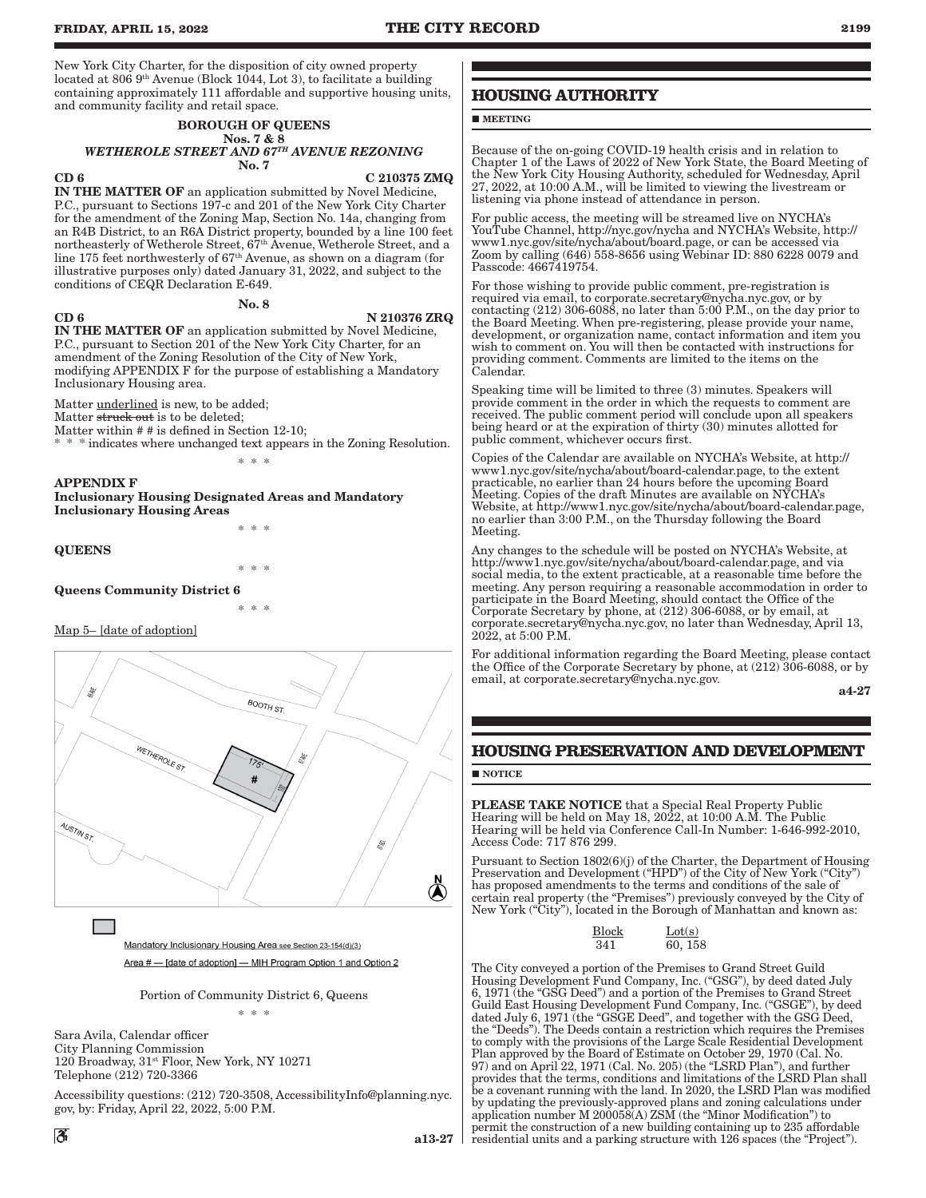New York City Charter, for the disposition of city owned property located at 806 9th Avenue (Block 1044, Lot 3), to facilitate a building containing approximately 111 affordable and supportive housing units, and community facility and retail space.

**BOROUGH OF QUEENS**
**Nos. 7 & 8**
***WETHEROLE STREET AND 67TH AVENUE REZONING***
**No. 7**

**CD 6** **C 210375 ZMQ**

**IN THE MATTER OF** an application submitted by Novel Medicine, P.C., pursuant to Sections 197-c and 201 of the New York City Charter for the amendment of the Zoning Map, Section No. 14a, changing from an R4B District, to an R6A District property, bounded by a line 100 feet northeasterly of Wetherole Street, 67th Avenue, Wetherole Street, and a line 175 feet northwesterly of 67th Avenue, as shown on a diagram (for illustrative purposes only) dated January 31, 2022, and subject to the conditions of CEQR Declaration E-649.

**No. 8**

**CD 6** **N 210376 ZRQ**

**IN THE MATTER OF** an application submitted by Novel Medicine, P.C., pursuant to Section 201 of the New York City Charter, for an amendment of the Zoning Resolution of the City of New York, modifying APPENDIX F for the purpose of establishing a Mandatory Inclusionary Housing area.

Matter underlined is new, to be added;
Matter ~~struck out~~ is to be deleted;
Matter within # # is defined in Section 12-10;
* * * indicates where unchanged text appears in the Zoning Resolution.

* * *

**APPENDIX F**
**Inclusionary Housing Designated Areas and Mandatory Inclusionary Housing Areas**

* * *

**QUEENS**

* * *

**Queens Community District 6**

* * *

Map 5– [date of adoption]

Mandatory Inclusionary Housing Area see Section 23-154(d)(3)

Area # — [date of adoption] — MIH Program Option 1 and Option 2

Portion of Community District 6, Queens

* * *

Sara Avila, Calendar officer
City Planning Commission
120 Broadway, 31st Floor, New York, NY 10271
Telephone (212) 720-3366

Accessibility questions: (212) 720-3508, AccessibilityInfo@planning.nyc.gov, by: Friday, April 22, 2022, 5:00 P.M.

**a13-27**

## HOUSING AUTHORITY

**■ MEETING**

Because of the on-going COVID-19 health crisis and in relation to Chapter 1 of the Laws of 2022 of New York State, the Board Meeting of the New York City Housing Authority, scheduled for Wednesday, April 27, 2022, at 10:00 A.M., will be limited to viewing the livestream or listening via phone instead of attendance in person.

For public access, the meeting will be streamed live on NYCHA's YouTube Channel, http://nyc.gov/nycha and NYCHA's Website, http://www1.nyc.gov/site/nycha/about/board.page, or can be accessed via Zoom by calling (646) 558-8656 using Webinar ID: 880 6228 0079 and Passcode: 4667419754.

For those wishing to provide public comment, pre-registration is required via email, to corporate.secretary@nycha.nyc.gov, or by contacting (212) 306-6088, no later than 5:00 P.M., on the day prior to the Board Meeting. When pre-registering, please provide your name, development, or organization name, contact information and item you wish to comment on. You will then be contacted with instructions for providing comment. Comments are limited to the items on the Calendar.

Speaking time will be limited to three (3) minutes. Speakers will provide comment in the order in which the requests to comment are received. The public comment period will conclude upon all speakers being heard or at the expiration of thirty (30) minutes allotted for public comment, whichever occurs first.

Copies of the Calendar are available on NYCHA's Website, at http://www1.nyc.gov/site/nycha/about/board-calendar.page, to the extent practicable, no earlier than 24 hours before the upcoming Board Meeting. Copies of the draft Minutes are available on NYCHA's Website, at http://www1.nyc.gov/site/nycha/about/board-calendar.page, no earlier than 3:00 P.M., on the Thursday following the Board Meeting.

Any changes to the schedule will be posted on NYCHA's Website, at http://www1.nyc.gov/site/nycha/about/board-calendar.page, and via social media, to the extent practicable, at a reasonable time before the meeting. Any person requiring a reasonable accommodation in order to participate in the Board Meeting, should contact the Office of the Corporate Secretary by phone, at (212) 306-6088, or by email, at corporate.secretary@nycha.nyc.gov, no later than Wednesday, April 13, 2022, at 5:00 P.M.

For additional information regarding the Board Meeting, please contact the Office of the Corporate Secretary by phone, at (212) 306-6088, or by email, at corporate.secretary@nycha.nyc.gov.

**a4-27**

## HOUSING PRESERVATION AND DEVELOPMENT

**■ NOTICE**

**PLEASE TAKE NOTICE** that a Special Real Property Public Hearing will be held on May 18, 2022, at 10:00 A.M. The Public Hearing will be held via Conference Call-In Number: 1-646-992-2010, Access Code: 717 876 299.

Pursuant to Section 1802(6)(j) of the Charter, the Department of Housing Preservation and Development ("HPD") of the City of New York ("City") has proposed amendments to the terms and conditions of the sale of certain real property (the "Premises") previously conveyed by the City of New York ("City"), located in the Borough of Manhattan and known as:

| Block | Lot(s) |
|---|---|
| 341 | 60, 158 |

The City conveyed a portion of the Premises to Grand Street Guild Housing Development Fund Company, Inc. ("GSG"), by deed dated July 6, 1971 (the "GSG Deed") and a portion of the Premises to Grand Street Guild East Housing Development Fund Company, Inc. ("GSGE"), by deed dated July 6, 1971 (the "GSGE Deed", and together with the GSG Deed, the "Deeds"). The Deeds contain a restriction which requires the Premises to comply with the provisions of the Large Scale Residential Development Plan approved by the Board of Estimate on October 29, 1970 (Cal. No. 97) and on April 22, 1971 (Cal. No. 205) (the "LSRD Plan"), and further provides that the terms, conditions and limitations of the LSRD Plan shall be a covenant running with the land. In 2020, the LSRD Plan was modified by updating the previously-approved plans and zoning calculations under application number M 200058(A) ZSM (the "Minor Modification") to permit the construction of a new building containing up to 235 affordable residential units and a parking structure with 126 spaces (the "Project").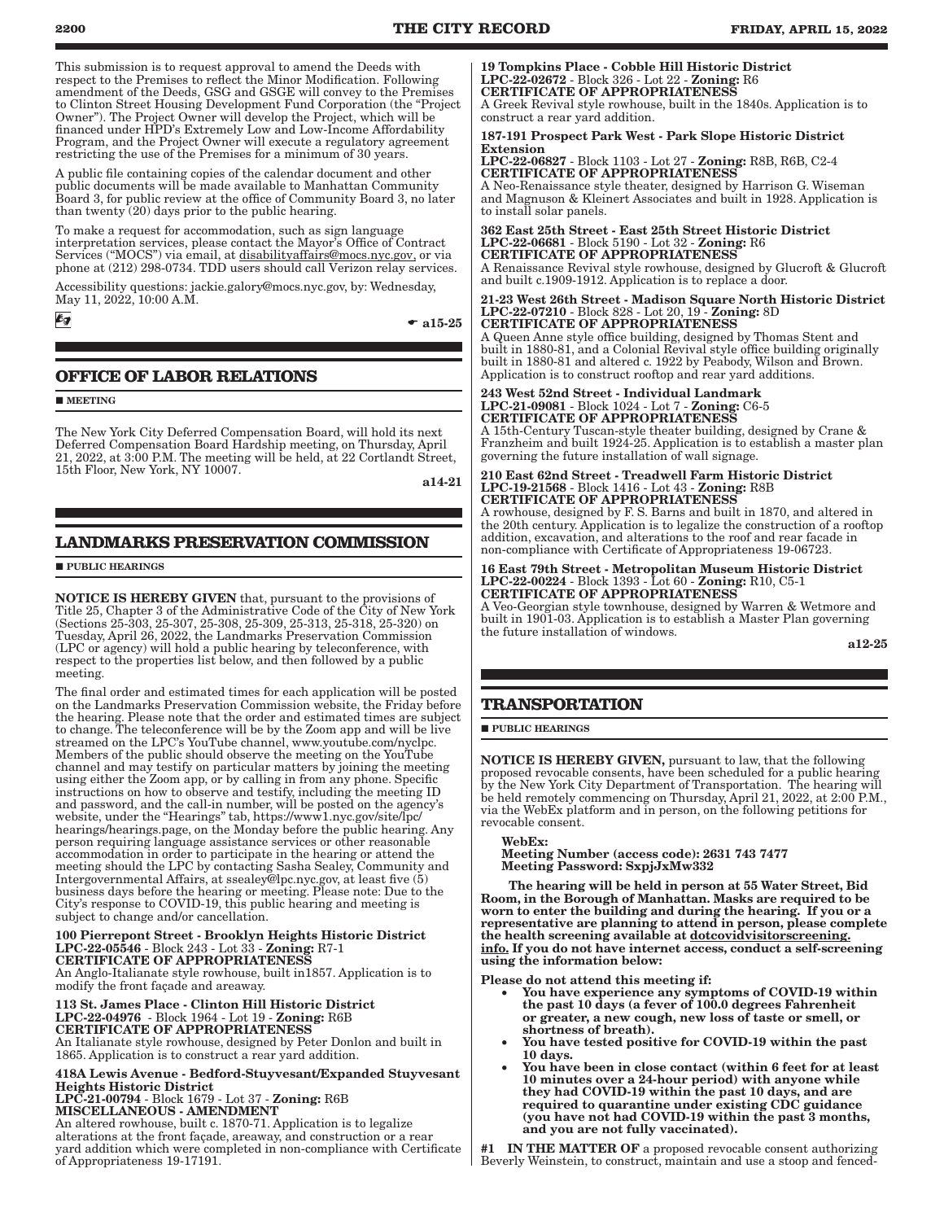This submission is to request approval to amend the Deeds with respect to the Premises to reflect the Minor Modification. Following amendment of the Deeds, GSG and GSGE will convey to the Premises to Clinton Street Housing Development Fund Corporation (the "Project Owner"). The Project Owner will develop the Project, which will be financed under HPD's Extremely Low and Low-Income Affordability Program, and the Project Owner will execute a regulatory agreement restricting the use of the Premises for a minimum of 30 years.

A public file containing copies of the calendar document and other public documents will be made available to Manhattan Community Board 3, for public review at the office of Community Board 3, no later than twenty (20) days prior to the public hearing.

To make a request for accommodation, such as sign language interpretation services, please contact the Mayor's Office of Contract Services ("MOCS") via email, at disabilityaffairs@mocs.nyc.gov, or via phone at (212) 298-0734. TDD users should call Verizon relay services.

Accessibility questions: jackie.galory@mocs.nyc.gov, by: Wednesday, May 11, 2022, 10:00 A.M.

a15-25

## OFFICE OF LABOR RELATIONS

■ MEETING

The New York City Deferred Compensation Board, will hold its next Deferred Compensation Board Hardship meeting, on Thursday, April 21, 2022, at 3:00 P.M. The meeting will be held, at 22 Cortlandt Street, 15th Floor, New York, NY 10007.

a14-21

## LANDMARKS PRESERVATION COMMISSION

■ PUBLIC HEARINGS

**NOTICE IS HEREBY GIVEN** that, pursuant to the provisions of Title 25, Chapter 3 of the Administrative Code of the City of New York (Sections 25-303, 25-307, 25-308, 25-309, 25-313, 25-318, 25-320) on Tuesday, April 26, 2022, the Landmarks Preservation Commission (LPC or agency) will hold a public hearing by teleconference, with respect to the properties list below, and then followed by a public meeting.

The final order and estimated times for each application will be posted on the Landmarks Preservation Commission website, the Friday before the hearing. Please note that the order and estimated times are subject to change. The teleconference will be by the Zoom app and will be live streamed on the LPC's YouTube channel, www.youtube.com/nyclpc. Members of the public should observe the meeting on the YouTube channel and may testify on particular matters by joining the meeting using either the Zoom app, or by calling in from any phone. Specific instructions on how to observe and testify, including the meeting ID and password, and the call-in number, will be posted on the agency's website, under the "Hearings" tab, https://www1.nyc.gov/site/lpc/hearings/hearings.page, on the Monday before the public hearing. Any person requiring language assistance services or other reasonable accommodation in order to participate in the hearing or attend the meeting should the LPC by contacting Sasha Sealey, Community and Intergovernmental Affairs, at ssealey@lpc.nyc.gov, at least five (5) business days before the hearing or meeting. Please note: Due to the City's response to COVID-19, this public hearing and meeting is subject to change and/or cancellation.

**100 Pierrepont Street - Brooklyn Heights Historic District**
**LPC-22-05546** - Block 243 - Lot 33 - **Zoning:** R7-1
**CERTIFICATE OF APPROPRIATENESS**
An Anglo-Italianate style rowhouse, built in1857. Application is to modify the front façade and areaway.

**113 St. James Place - Clinton Hill Historic District**
**LPC-22-04976** - Block 1964 - Lot 19 - **Zoning:** R6B
**CERTIFICATE OF APPROPRIATENESS**
An Italianate style rowhouse, designed by Peter Donlon and built in 1865. Application is to construct a rear yard addition.

**418A Lewis Avenue - Bedford-Stuyvesant/Expanded Stuyvesant Heights Historic District**
**LPC-21-00794** - Block 1679 - Lot 37 - **Zoning:** R6B
**MISCELLANEOUS - AMENDMENT**
An altered rowhouse, built c. 1870-71. Application is to legalize alterations at the front façade, areaway, and construction or a rear yard addition which were completed in non-compliance with Certificate of Appropriateness 19-17191.

**19 Tompkins Place - Cobble Hill Historic District**
**LPC-22-02672** - Block 326 - Lot 22 - **Zoning:** R6
**CERTIFICATE OF APPROPRIATENESS**
A Greek Revival style rowhouse, built in the 1840s. Application is to construct a rear yard addition.

**187-191 Prospect Park West - Park Slope Historic District Extension**
**LPC-22-06827** - Block 1103 - Lot 27 - **Zoning:** R8B, R6B, C2-4
**CERTIFICATE OF APPROPRIATENESS**
A Neo-Renaissance style theater, designed by Harrison G. Wiseman and Magnuson & Kleinert Associates and built in 1928. Application is to install solar panels.

**362 East 25th Street - East 25th Street Historic District**
**LPC-22-06681** - Block 5190 - Lot 32 - **Zoning:** R6
**CERTIFICATE OF APPROPRIATENESS**
A Renaissance Revival style rowhouse, designed by Glucroft & Glucroft and built c.1909-1912. Application is to replace a door.

**21-23 West 26th Street - Madison Square North Historic District**
**LPC-22-07210** - Block 828 - Lot 20, 19 - **Zoning:** 8D
**CERTIFICATE OF APPROPRIATENESS**
A Queen Anne style office building, designed by Thomas Stent and built in 1880-81, and a Colonial Revival style office building originally built in 1880-81 and altered c. 1922 by Peabody, Wilson and Brown. Application is to construct rooftop and rear yard additions.

**243 West 52nd Street - Individual Landmark**
**LPC-21-09081** - Block 1024 - Lot 7 - **Zoning:** C6-5
**CERTIFICATE OF APPROPRIATENESS**
A 15th-Century Tuscan-style theater building, designed by Crane & Franzheim and built 1924-25. Application is to establish a master plan governing the future installation of wall signage.

**210 East 62nd Street - Treadwell Farm Historic District**
**LPC-19-21568** - Block 1416 - Lot 43 - **Zoning:** R8B
**CERTIFICATE OF APPROPRIATENESS**
A rowhouse, designed by F. S. Barns and built in 1870, and altered in the 20th century. Application is to legalize the construction of a rooftop addition, excavation, and alterations to the roof and rear facade in non-compliance with Certificate of Appropriateness 19-06723.

**16 East 79th Street - Metropolitan Museum Historic District**
**LPC-22-00224** - Block 1393 - Lot 60 - **Zoning:** R10, C5-1
**CERTIFICATE OF APPROPRIATENESS**
A Veo-Georgian style townhouse, designed by Warren & Wetmore and built in 1901-03. Application is to establish a Master Plan governing the future installation of windows.

a12-25

## TRANSPORTATION

■ PUBLIC HEARINGS

**NOTICE IS HEREBY GIVEN,** pursuant to law, that the following proposed revocable consents, have been scheduled for a public hearing by the New York City Department of Transportation. The hearing will be held remotely commencing on Thursday, April 21, 2022, at 2:00 P.M., via the WebEx platform and in person, on the following petitions for revocable consent.

**WebEx:**
**Meeting Number (access code): 2631 743 7477**
**Meeting Password: SxpjJxMw332**

**The hearing will be held in person at 55 Water Street, Bid Room, in the Borough of Manhattan. Masks are required to be worn to enter the building and during the hearing. If you or a representative are planning to attend in person, please complete the health screening available at dotcovidvisitorscreening.info. If you do not have internet access, conduct a self-screening using the information below:**

**Please do not attend this meeting if:**

- **You have experience any symptoms of COVID-19 within the past 10 days (a fever of 100.0 degrees Fahrenheit or greater, a new cough, new loss of taste or smell, or shortness of breath).**
- **You have tested positive for COVID-19 within the past 10 days.**
- **You have been in close contact (within 6 feet for at least 10 minutes over a 24-hour period) with anyone while they had COVID-19 within the past 10 days, and are required to quarantine under existing CDC guidance (you have not had COVID-19 within the past 3 months, and you are not fully vaccinated).**

**#1 IN THE MATTER OF** a proposed revocable consent authorizing Beverly Weinstein, to construct, maintain and use a stoop and fenced-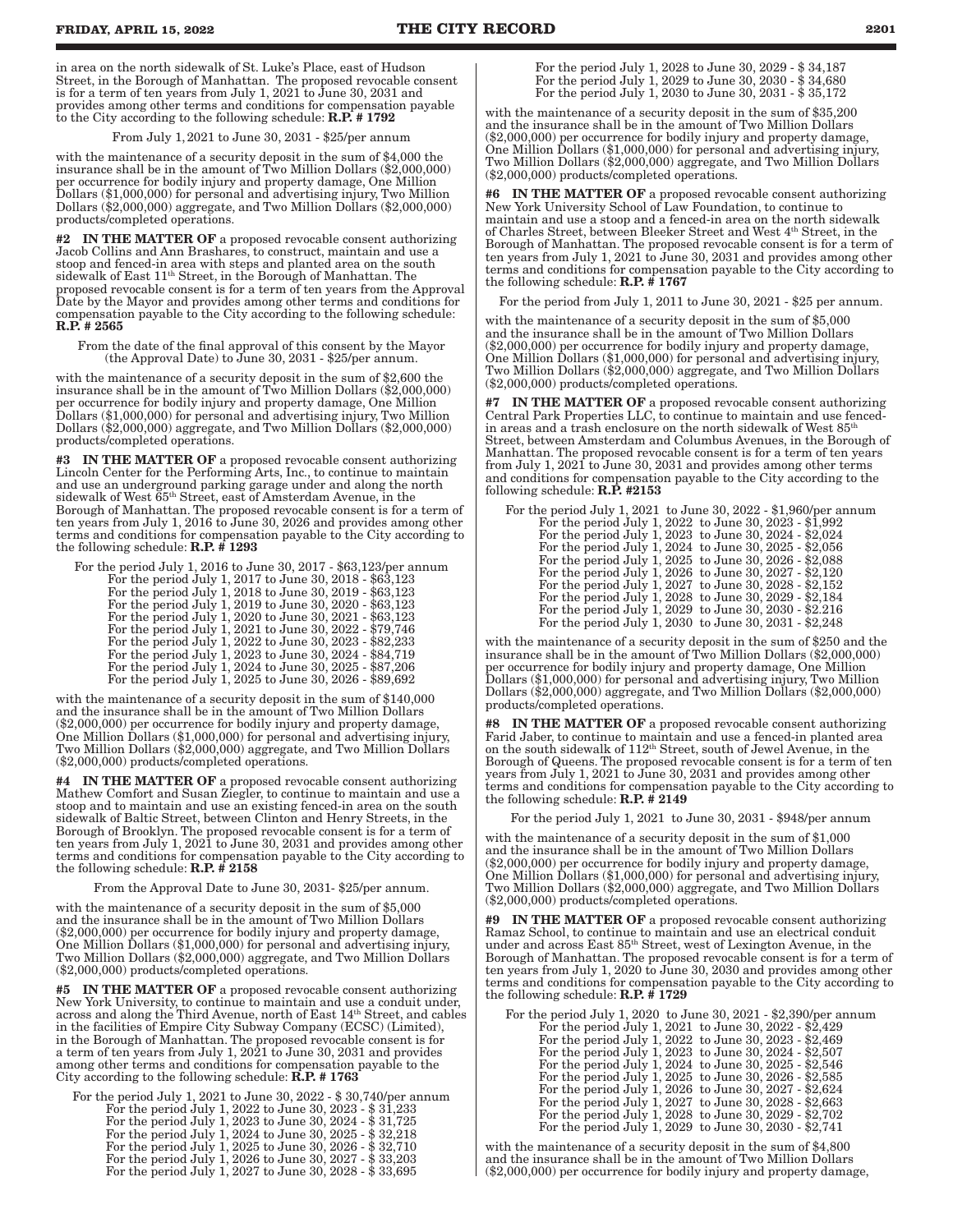in area on the north sidewalk of St. Luke's Place, east of Hudson Street, in the Borough of Manhattan. The proposed revocable consent is for a term of ten years from July 1, 2021 to June 30, 2031 and provides among other terms and conditions for compensation payable to the City according to the following schedule: **R.P. # 1792**

From July 1, 2021 to June 30, 2031 - $25/per annum

with the maintenance of a security deposit in the sum of $4,000 the insurance shall be in the amount of Two Million Dollars ($2,000,000) per occurrence for bodily injury and property damage, One Million Dollars ($1,000,000) for personal and advertising injury, Two Million Dollars ($2,000,000) aggregate, and Two Million Dollars ($2,000,000) products/completed operations.

**#2 IN THE MATTER OF** a proposed revocable consent authorizing Jacob Collins and Ann Brashares, to construct, maintain and use a stoop and fenced-in area with steps and planted area on the south sidewalk of East 11th Street, in the Borough of Manhattan. The proposed revocable consent is for a term of ten years from the Approval Date by the Mayor and provides among other terms and conditions for compensation payable to the City according to the following schedule: **R.P. # 2565**

From the date of the final approval of this consent by the Mayor (the Approval Date) to June 30, 2031 - $25/per annum.

with the maintenance of a security deposit in the sum of $2,600 the insurance shall be in the amount of Two Million Dollars ($2,000,000) per occurrence for bodily injury and property damage, One Million Dollars ($1,000,000) for personal and advertising injury, Two Million Dollars ($2,000,000) aggregate, and Two Million Dollars ($2,000,000) products/completed operations.

**#3 IN THE MATTER OF** a proposed revocable consent authorizing Lincoln Center for the Performing Arts, Inc., to continue to maintain and use an underground parking garage under and along the north sidewalk of West 65th Street, east of Amsterdam Avenue, in the Borough of Manhattan. The proposed revocable consent is for a term of ten years from July 1, 2016 to June 30, 2026 and provides among other terms and conditions for compensation payable to the City according to the following schedule: **R.P. # 1293**

For the period July 1, 2016 to June 30, 2017 - $63,123/per annum
For the period July 1, 2017 to June 30, 2018 - $63,123
For the period July 1, 2018 to June 30, 2019 - $63,123
For the period July 1, 2019 to June 30, 2020 - $63,123
For the period July 1, 2020 to June 30, 2021 - $63,123
For the period July 1, 2021 to June 30, 2022 - $79,746
For the period July 1, 2022 to June 30, 2023 - $82,233
For the period July 1, 2023 to June 30, 2024 - $84,719
For the period July 1, 2024 to June 30, 2025 - $87,206
For the period July 1, 2025 to June 30, 2026 - $89,692

with the maintenance of a security deposit in the sum of $140,000 and the insurance shall be in the amount of Two Million Dollars ($2,000,000) per occurrence for bodily injury and property damage, One Million Dollars ($1,000,000) for personal and advertising injury, Two Million Dollars ($2,000,000) aggregate, and Two Million Dollars ($2,000,000) products/completed operations.

**#4 IN THE MATTER OF** a proposed revocable consent authorizing Mathew Comfort and Susan Ziegler, to continue to maintain and use a stoop and to maintain and use an existing fenced-in area on the south sidewalk of Baltic Street, between Clinton and Henry Streets, in the Borough of Brooklyn. The proposed revocable consent is for a term of ten years from July 1, 2021 to June 30, 2031 and provides among other terms and conditions for compensation payable to the City according to the following schedule: **R.P. # 2158**

From the Approval Date to June 30, 2031- $25/per annum.

with the maintenance of a security deposit in the sum of $5,000 and the insurance shall be in the amount of Two Million Dollars ($2,000,000) per occurrence for bodily injury and property damage, One Million Dollars ($1,000,000) for personal and advertising injury, Two Million Dollars ($2,000,000) aggregate, and Two Million Dollars ($2,000,000) products/completed operations.

**#5 IN THE MATTER OF** a proposed revocable consent authorizing New York University, to continue to maintain and use a conduit under, across and along the Third Avenue, north of East 14th Street, and cables in the facilities of Empire City Subway Company (ECSC) (Limited), in the Borough of Manhattan. The proposed revocable consent is for a term of ten years from July 1, 2021 to June 30, 2031 and provides among other terms and conditions for compensation payable to the City according to the following schedule: **R.P. # 1763**

For the period July 1, 2021 to June 30, 2022 - $ 30,740/per annum
For the period July 1, 2022 to June 30, 2023 - $ 31,233
For the period July 1, 2023 to June 30, 2024 - $ 31,725
For the period July 1, 2024 to June 30, 2025 - $ 32,218
For the period July 1, 2025 to June 30, 2026 - $ 32,710
For the period July 1, 2026 to June 30, 2027 - $ 33,203
For the period July 1, 2027 to June 30, 2028 - $ 33,695
For the period July 1, 2028 to June 30, 2029 - $ 34,187
For the period July 1, 2029 to June 30, 2030 - $ 34,680
For the period July 1, 2030 to June 30, 2031 - $ 35,172

with the maintenance of a security deposit in the sum of $35,200 and the insurance shall be in the amount of Two Million Dollars ($2,000,000) per occurrence for bodily injury and property damage, One Million Dollars ($1,000,000) for personal and advertising injury, Two Million Dollars ($2,000,000) aggregate, and Two Million Dollars ($2,000,000) products/completed operations.

**#6 IN THE MATTER OF** a proposed revocable consent authorizing New York University School of Law Foundation, to continue to maintain and use a stoop and a fenced-in area on the north sidewalk of Charles Street, between Bleeker Street and West 4th Street, in the Borough of Manhattan. The proposed revocable consent is for a term of ten years from July 1, 2021 to June 30, 2031 and provides among other terms and conditions for compensation payable to the City according to the following schedule: **R.P. # 1767**

For the period from July 1, 2011 to June 30, 2021 - $25 per annum.

with the maintenance of a security deposit in the sum of $5,000 and the insurance shall be in the amount of Two Million Dollars ($2,000,000) per occurrence for bodily injury and property damage, One Million Dollars ($1,000,000) for personal and advertising injury, Two Million Dollars ($2,000,000) aggregate, and Two Million Dollars ($2,000,000) products/completed operations.

**#7 IN THE MATTER OF** a proposed revocable consent authorizing Central Park Properties LLC, to continue to maintain and use fenced-in areas and a trash enclosure on the north sidewalk of West 85th Street, between Amsterdam and Columbus Avenues, in the Borough of Manhattan. The proposed revocable consent is for a term of ten years from July 1, 2021 to June 30, 2031 and provides among other terms and conditions for compensation payable to the City according to the following schedule: **R.P. #2153**

For the period July 1, 2021 to June 30, 2022 - $1,960/per annum
For the period July 1, 2022 to June 30, 2023 - $1,992
For the period July 1, 2023 to June 30, 2024 - $2,024
For the period July 1, 2024 to June 30, 2025 - $2,056
For the period July 1, 2025 to June 30, 2026 - $2,088
For the period July 1, 2026 to June 30, 2027 - $2,120
For the period July 1, 2027 to June 30, 2028 - $2,152
For the period July 1, 2028 to June 30, 2029 - $2,184
For the period July 1, 2029 to June 30, 2030 - $2.216
For the period July 1, 2030 to June 30, 2031 - $2,248

with the maintenance of a security deposit in the sum of $250 and the insurance shall be in the amount of Two Million Dollars ($2,000,000) per occurrence for bodily injury and property damage, One Million Dollars ($1,000,000) for personal and advertising injury, Two Million Dollars ($2,000,000) aggregate, and Two Million Dollars ($2,000,000) products/completed operations.

**#8 IN THE MATTER OF** a proposed revocable consent authorizing Farid Jaber, to continue to maintain and use a fenced-in planted area on the south sidewalk of 112th Street, south of Jewel Avenue, in the Borough of Queens. The proposed revocable consent is for a term of ten years from July 1, 2021 to June 30, 2031 and provides among other terms and conditions for compensation payable to the City according to the following schedule: **R.P. # 2149**

For the period July 1, 2021 to June 30, 2031 - $948/per annum

with the maintenance of a security deposit in the sum of $1,000 and the insurance shall be in the amount of Two Million Dollars ($2,000,000) per occurrence for bodily injury and property damage, One Million Dollars ($1,000,000) for personal and advertising injury, Two Million Dollars ($2,000,000) aggregate, and Two Million Dollars ($2,000,000) products/completed operations.

**#9 IN THE MATTER OF** a proposed revocable consent authorizing Ramaz School, to continue to maintain and use an electrical conduit under and across East 85th Street, west of Lexington Avenue, in the Borough of Manhattan. The proposed revocable consent is for a term of ten years from July 1, 2020 to June 30, 2030 and provides among other terms and conditions for compensation payable to the City according to the following schedule: **R.P. # 1729**

For the period July 1, 2020 to June 30, 2021 - $2,390/per annum
For the period July 1, 2021 to June 30, 2022 - $2,429
For the period July 1, 2022 to June 30, 2023 - $2,469
For the period July 1, 2023 to June 30, 2024 - $2,507
For the period July 1, 2024 to June 30, 2025 - $2,546
For the period July 1, 2025 to June 30, 2026 - $2,585
For the period July 1, 2026 to June 30, 2027 - $2,624
For the period July 1, 2027 to June 30, 2028 - $2,663
For the period July 1, 2028 to June 30, 2029 - $2,702
For the period July 1, 2029 to June 30, 2030 - $2,741

with the maintenance of a security deposit in the sum of $4,800 and the insurance shall be in the amount of Two Million Dollars ($2,000,000) per occurrence for bodily injury and property damage,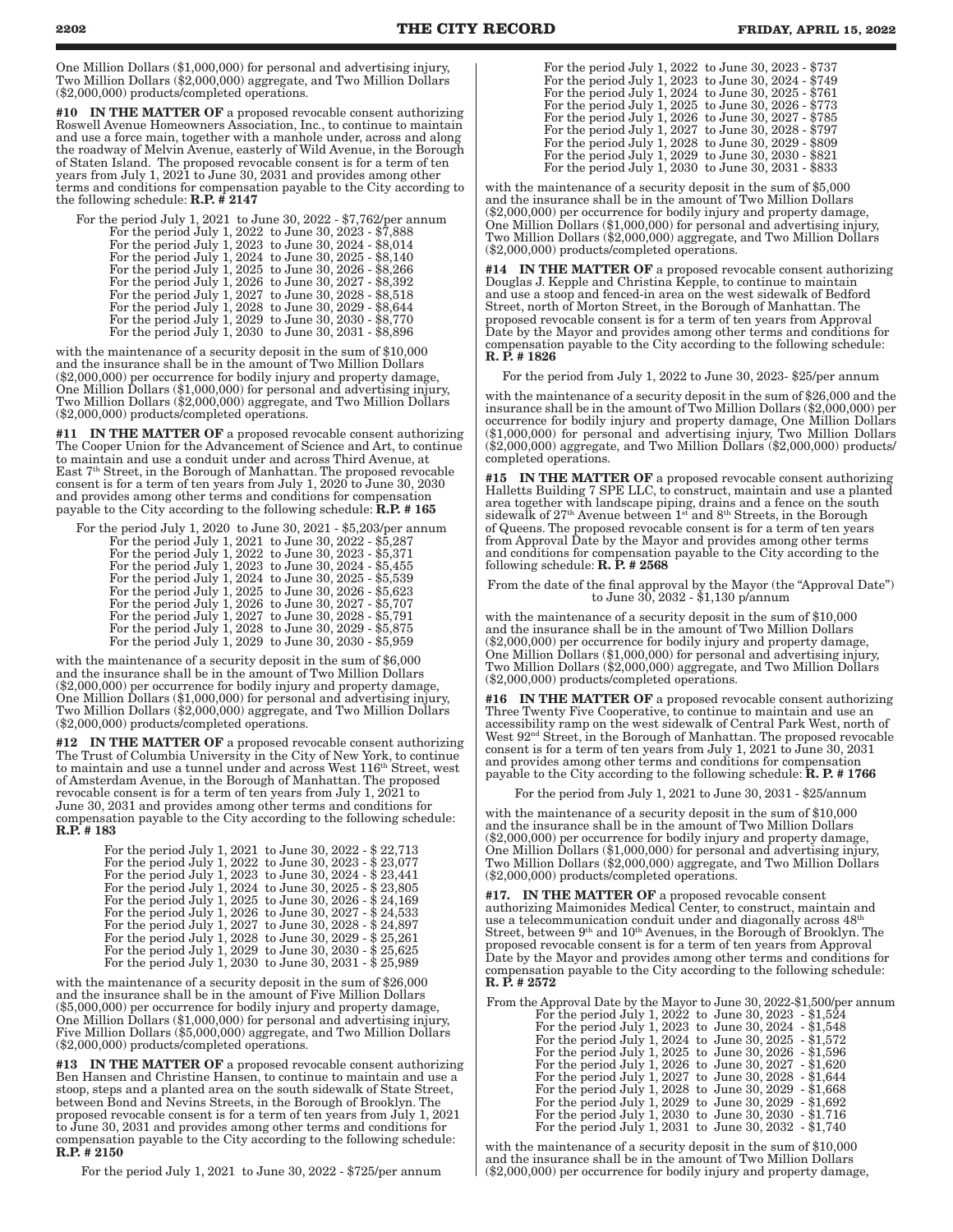One Million Dollars ($1,000,000) for personal and advertising injury, Two Million Dollars ($2,000,000) aggregate, and Two Million Dollars ($2,000,000) products/completed operations.

**#10 IN THE MATTER OF** a proposed revocable consent authorizing Roswell Avenue Homeowners Association, Inc., to continue to maintain and use a force main, together with a manhole under, across and along the roadway of Melvin Avenue, easterly of Wild Avenue, in the Borough of Staten Island. The proposed revocable consent is for a term of ten years from July 1, 2021 to June 30, 2031 and provides among other terms and conditions for compensation payable to the City according to the following schedule: **R.P. # 2147**

For the period July 1, 2021 to June 30, 2022 - $7,762/per annum
For the period July 1, 2022 to June 30, 2023 - $7,888
For the period July 1, 2023 to June 30, 2024 - $8,014
For the period July 1, 2024 to June 30, 2025 - $8,140
For the period July 1, 2025 to June 30, 2026 - $8,266
For the period July 1, 2026 to June 30, 2027 - $8,392
For the period July 1, 2027 to June 30, 2028 - $8,518
For the period July 1, 2028 to June 30, 2029 - $8,644
For the period July 1, 2029 to June 30, 2030 - $8,770
For the period July 1, 2030 to June 30, 2031 - $8,896

with the maintenance of a security deposit in the sum of $10,000 and the insurance shall be in the amount of Two Million Dollars ($2,000,000) per occurrence for bodily injury and property damage, One Million Dollars ($1,000,000) for personal and advertising injury, Two Million Dollars ($2,000,000) aggregate, and Two Million Dollars ($2,000,000) products/completed operations.

**#11 IN THE MATTER OF** a proposed revocable consent authorizing The Cooper Union for the Advancement of Science and Art, to continue to maintain and use a conduit under and across Third Avenue, at East 7th Street, in the Borough of Manhattan. The proposed revocable consent is for a term of ten years from July 1, 2020 to June 30, 2030 and provides among other terms and conditions for compensation payable to the City according to the following schedule: **R.P. # 165**

For the period July 1, 2020 to June 30, 2021 - $5,203/per annum
For the period July 1, 2021 to June 30, 2022 - $5,287
For the period July 1, 2022 to June 30, 2023 - $5,371
For the period July 1, 2023 to June 30, 2024 - $5,455
For the period July 1, 2024 to June 30, 2025 - $5,539
For the period July 1, 2025 to June 30, 2026 - $5,623
For the period July 1, 2026 to June 30, 2027 - $5,707
For the period July 1, 2027 to June 30, 2028 - $5,791
For the period July 1, 2028 to June 30, 2029 - $5,875
For the period July 1, 2029 to June 30, 2030 - $5,959

with the maintenance of a security deposit in the sum of $6,000 and the insurance shall be in the amount of Two Million Dollars ($2,000,000) per occurrence for bodily injury and property damage, One Million Dollars ($1,000,000) for personal and advertising injury, Two Million Dollars ($2,000,000) aggregate, and Two Million Dollars ($2,000,000) products/completed operations.

**#12 IN THE MATTER OF** a proposed revocable consent authorizing The Trust of Columbia University in the City of New York, to continue to maintain and use a tunnel under and across West 116th Street, west of Amsterdam Avenue, in the Borough of Manhattan. The proposed revocable consent is for a term of ten years from July 1, 2021 to June 30, 2031 and provides among other terms and conditions for compensation payable to the City according to the following schedule: **R.P. # 183**

For the period July 1, 2021 to June 30, 2022 - $ 22,713
For the period July 1, 2022 to June 30, 2023 - $ 23,077
For the period July 1, 2023 to June 30, 2024 - $ 23,441
For the period July 1, 2024 to June 30, 2025 - $ 23,805
For the period July 1, 2025 to June 30, 2026 - $ 24,169
For the period July 1, 2026 to June 30, 2027 - $ 24,533
For the period July 1, 2027 to June 30, 2028 - $ 24,897
For the period July 1, 2028 to June 30, 2029 - $ 25,261
For the period July 1, 2029 to June 30, 2030 - $ 25,625
For the period July 1, 2030 to June 30, 2031 - $ 25,989

with the maintenance of a security deposit in the sum of $26,000 and the insurance shall be in the amount of Five Million Dollars ($5,000,000) per occurrence for bodily injury and property damage, One Million Dollars ($1,000,000) for personal and advertising injury, Five Million Dollars ($5,000,000) aggregate, and Two Million Dollars ($2,000,000) products/completed operations.

**#13 IN THE MATTER OF** a proposed revocable consent authorizing Ben Hansen and Christine Hansen, to continue to maintain and use a stoop, steps and a planted area on the south sidewalk of State Street, between Bond and Nevins Streets, in the Borough of Brooklyn. The proposed revocable consent is for a term of ten years from July 1, 2021 to June 30, 2031 and provides among other terms and conditions for compensation payable to the City according to the following schedule: **R.P. # 2150**

For the period July 1, 2021 to June 30, 2022 - $725/per annum
For the period July 1, 2022 to June 30, 2023 - $737
For the period July 1, 2023 to June 30, 2024 - $749
For the period July 1, 2024 to June 30, 2025 - $761
For the period July 1, 2025 to June 30, 2026 - $773
For the period July 1, 2026 to June 30, 2027 - $785
For the period July 1, 2027 to June 30, 2028 - $797
For the period July 1, 2028 to June 30, 2029 - $809
For the period July 1, 2029 to June 30, 2030 - $821
For the period July 1, 2030 to June 30, 2031 - $833

with the maintenance of a security deposit in the sum of $5,000 and the insurance shall be in the amount of Two Million Dollars ($2,000,000) per occurrence for bodily injury and property damage, One Million Dollars ($1,000,000) for personal and advertising injury, Two Million Dollars ($2,000,000) aggregate, and Two Million Dollars ($2,000,000) products/completed operations.

**#14 IN THE MATTER OF** a proposed revocable consent authorizing Douglas J. Kepple and Christina Kepple, to continue to maintain and use a stoop and fenced-in area on the west sidewalk of Bedford Street, north of Morton Street, in the Borough of Manhattan. The proposed revocable consent is for a term of ten years from Approval Date by the Mayor and provides among other terms and conditions for compensation payable to the City according to the following schedule: **R. P. # 1826**

For the period from July 1, 2022 to June 30, 2023- $25/per annum

with the maintenance of a security deposit in the sum of $26,000 and the insurance shall be in the amount of Two Million Dollars ($2,000,000) per occurrence for bodily injury and property damage, One Million Dollars ($1,000,000) for personal and advertising injury, Two Million Dollars ($2,000,000) aggregate, and Two Million Dollars ($2,000,000) products/completed operations.

**#15 IN THE MATTER OF** a proposed revocable consent authorizing Halletts Building 7 SPE LLC, to construct, maintain and use a planted area together with landscape piping, drains and a fence on the south sidewalk of 27th Avenue between 1st and 8th Streets, in the Borough of Queens. The proposed revocable consent is for a term of ten years from Approval Date by the Mayor and provides among other terms and conditions for compensation payable to the City according to the following schedule: **R. P. # 2568**

From the date of the final approval by the Mayor (the "Approval Date") to June 30, 2032 - $1,130 p/annum

with the maintenance of a security deposit in the sum of $10,000 and the insurance shall be in the amount of Two Million Dollars ($2,000,000) per occurrence for bodily injury and property damage, One Million Dollars ($1,000,000) for personal and advertising injury, Two Million Dollars ($2,000,000) aggregate, and Two Million Dollars ($2,000,000) products/completed operations.

**#16 IN THE MATTER OF** a proposed revocable consent authorizing Three Twenty Five Cooperative, to continue to maintain and use an accessibility ramp on the west sidewalk of Central Park West, north of West 92nd Street, in the Borough of Manhattan. The proposed revocable consent is for a term of ten years from July 1, 2021 to June 30, 2031 and provides among other terms and conditions for compensation payable to the City according to the following schedule: **R. P. # 1766**

For the period from July 1, 2021 to June 30, 2031 - $25/annum

with the maintenance of a security deposit in the sum of $10,000 and the insurance shall be in the amount of Two Million Dollars ($2,000,000) per occurrence for bodily injury and property damage, One Million Dollars ($1,000,000) for personal and advertising injury, Two Million Dollars ($2,000,000) aggregate, and Two Million Dollars ($2,000,000) products/completed operations.

**#17. IN THE MATTER OF** a proposed revocable consent authorizing Maimonides Medical Center, to construct, maintain and use a telecommunication conduit under and diagonally across 48th Street, between 9th and 10th Avenues, in the Borough of Brooklyn. The proposed revocable consent is for a term of ten years from Approval Date by the Mayor and provides among other terms and conditions for compensation payable to the City according to the following schedule: **R. P. # 2572**

From the Approval Date by the Mayor to June 30, 2022-$1,500/per annum
For the period July 1, 2022 to June 30, 2023 - $1,524
For the period July 1, 2023 to June 30, 2024 - $1,548
For the period July 1, 2024 to June 30, 2025 - $1,572
For the period July 1, 2025 to June 30, 2026 - $1,596
For the period July 1, 2026 to June 30, 2027 - $1,620
For the period July 1, 2027 to June 30, 2028 - $1,644
For the period July 1, 2028 to June 30, 2029 - $1,668
For the period July 1, 2029 to June 30, 2029 - $1,692
For the period July 1, 2030 to June 30, 2030 - $1,716
For the period July 1, 2031 to June 30, 2032 - $1,740

with the maintenance of a security deposit in the sum of $10,000 and the insurance shall be in the amount of Two Million Dollars ($2,000,000) per occurrence for bodily injury and property damage,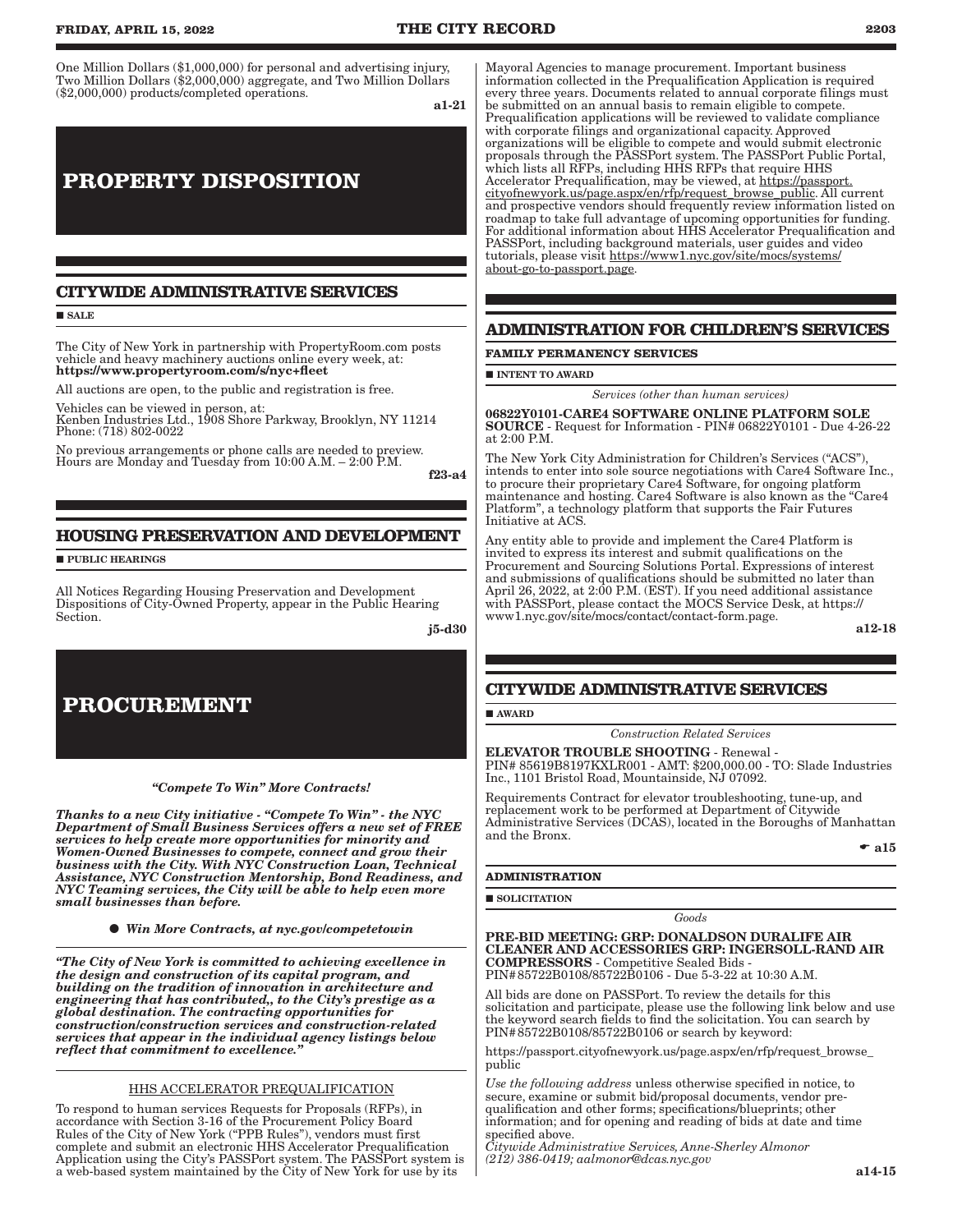One Million Dollars ($1,000,000) for personal and advertising injury, Two Million Dollars ($2,000,000) aggregate, and Two Million Dollars ($2,000,000) products/completed operations.

a1-21

# PROPERTY DISPOSITION

## CITYWIDE ADMINISTRATIVE SERVICES

■ SALE

The City of New York in partnership with PropertyRoom.com posts vehicle and heavy machinery auctions online every week, at: **https://www.propertyroom.com/s/nyc+fleet**

All auctions are open, to the public and registration is free.

Vehicles can be viewed in person, at:
Kenben Industries Ltd., 1908 Shore Parkway, Brooklyn, NY 11214
Phone: (718) 802-0022

No previous arrangements or phone calls are needed to preview. Hours are Monday and Tuesday from 10:00 A.M. – 2:00 P.M.

f23-a4

## HOUSING PRESERVATION AND DEVELOPMENT

■ PUBLIC HEARINGS

All Notices Regarding Housing Preservation and Development Dispositions of City-Owned Property, appear in the Public Hearing Section.

j5-d30

# PROCUREMENT

***"Compete To Win" More Contracts!***

***Thanks to a new City initiative - "Compete To Win" - the NYC Department of Small Business Services offers a new set of FREE services to help create more opportunities for minority and Women-Owned Businesses to compete, connect and grow their business with the City. With NYC Construction Loan, Technical Assistance, NYC Construction Mentorship, Bond Readiness, and NYC Teaming services, the City will be able to help even more small businesses than before.***

● ***Win More Contracts, at nyc.gov/competetowin***

***"The City of New York is committed to achieving excellence in the design and construction of its capital program, and building on the tradition of innovation in architecture and engineering that has contributed,, to the City's prestige as a global destination. The contracting opportunities for construction/construction services and construction-related services that appear in the individual agency listings below reflect that commitment to excellence."***

HHS ACCELERATOR PREQUALIFICATION

To respond to human services Requests for Proposals (RFPs), in accordance with Section 3-16 of the Procurement Policy Board Rules of the City of New York ("PPB Rules"), vendors must first complete and submit an electronic HHS Accelerator Prequalification Application using the City's PASSPort system. The PASSPort system is a web-based system maintained by the City of New York for use by its Mayoral Agencies to manage procurement. Important business information collected in the Prequalification Application is required every three years. Documents related to annual corporate filings must be submitted on an annual basis to remain eligible to compete. Prequalification applications will be reviewed to validate compliance with corporate filings and organizational capacity. Approved organizations will be eligible to compete and would submit electronic proposals through the PASSPort system. The PASSPort Public Portal, which lists all RFPs, including HHS RFPs that require HHS Accelerator Prequalification, may be viewed, at https://passport.cityofnewyork.us/page.aspx/en/rfp/request_browse_public. All current and prospective vendors should frequently review information listed on roadmap to take full advantage of upcoming opportunities for funding. For additional information about HHS Accelerator Prequalification and PASSPort, including background materials, user guides and video tutorials, please visit https://www1.nyc.gov/site/mocs/systems/about-go-to-passport.page.

## ADMINISTRATION FOR CHILDREN'S SERVICES

**FAMILY PERMANENCY SERVICES**

■ INTENT TO AWARD

*Services (other than human services)*

**06822Y0101-CARE4 SOFTWARE ONLINE PLATFORM SOLE SOURCE** - Request for Information - PIN# 06822Y0101 - Due 4-26-22 at 2:00 P.M.

The New York City Administration for Children's Services ("ACS"), intends to enter into sole source negotiations with Care4 Software Inc., to procure their proprietary Care4 Software, for ongoing platform maintenance and hosting. Care4 Software is also known as the "Care4 Platform", a technology platform that supports the Fair Futures Initiative at ACS.

Any entity able to provide and implement the Care4 Platform is invited to express its interest and submit qualifications on the Procurement and Sourcing Solutions Portal. Expressions of interest and submissions of qualifications should be submitted no later than April 26, 2022, at 2:00 P.M. (EST). If you need additional assistance with PASSPort, please contact the MOCS Service Desk, at https://www1.nyc.gov/site/mocs/contact/contact-form.page.

a12-18

## CITYWIDE ADMINISTRATIVE SERVICES

■ AWARD

*Construction Related Services*

**ELEVATOR TROUBLE SHOOTING** - Renewal - PIN# 85619B8197KXLR001 - AMT: $200,000.00 - TO: Slade Industries Inc., 1101 Bristol Road, Mountainside, NJ 07092.

Requirements Contract for elevator troubleshooting, tune-up, and replacement work to be performed at Department of Citywide Administrative Services (DCAS), located in the Boroughs of Manhattan and the Bronx.

☛ a15

**ADMINISTRATION**

■ SOLICITATION

*Goods*

**PRE-BID MEETING: GRP: DONALDSON DURALIFE AIR CLEANER AND ACCESSORIES GRP: INGERSOLL-RAND AIR COMPRESSORS** - Competitive Sealed Bids - PIN#85722B0108/85722B0106 - Due 5-3-22 at 10:30 A.M.

All bids are done on PASSPort. To review the details for this solicitation and participate, please use the following link below and use the keyword search fields to find the solicitation. You can search by PIN#85722B0108/85722B0106 or search by keyword:

https://passport.cityofnewyork.us/page.aspx/en/rfp/request_browse_public

*Use the following address* unless otherwise specified in notice, to secure, examine or submit bid/proposal documents, vendor pre-qualification and other forms; specifications/blueprints; other information; and for opening and reading of bids at date and time specified above.
*Citywide Administrative Services, Anne-Sherley Almonor (212) 386-0419; aalmonor@dcas.nyc.gov*

a14-15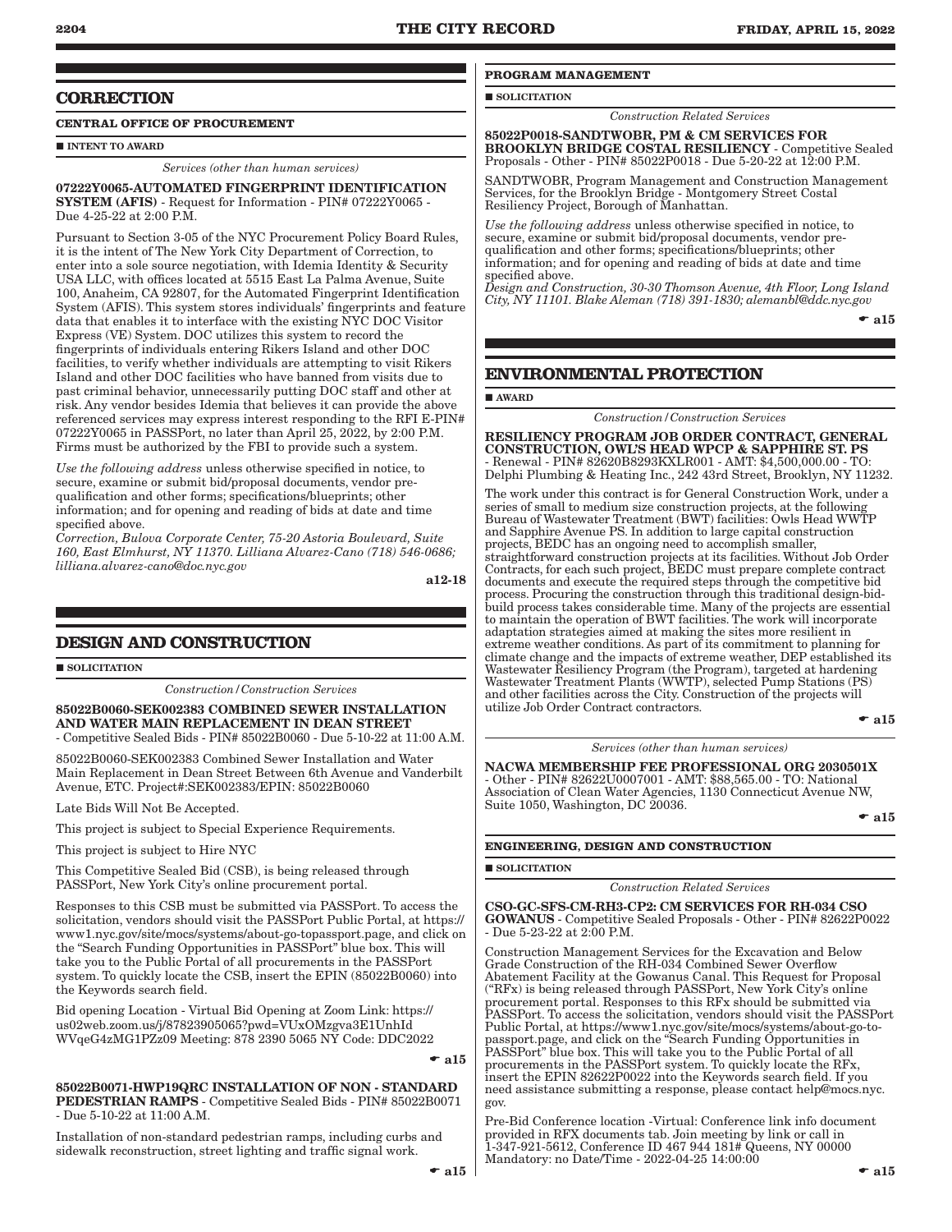## CORRECTION

### CENTRAL OFFICE OF PROCUREMENT

■ INTENT TO AWARD

*Services (other than human services)*

**07222Y0065-AUTOMATED FINGERPRINT IDENTIFICATION SYSTEM (AFIS)** - Request for Information - PIN# 07222Y0065 - Due 4-25-22 at 2:00 P.M.

Pursuant to Section 3-05 of the NYC Procurement Policy Board Rules, it is the intent of The New York City Department of Correction, to enter into a sole source negotiation, with Idemia Identity & Security USA LLC, with offices located at 5515 East La Palma Avenue, Suite 100, Anaheim, CA 92807, for the Automated Fingerprint Identification System (AFIS). This system stores individuals' fingerprints and feature data that enables it to interface with the existing NYC DOC Visitor Express (VE) System. DOC utilizes this system to record the fingerprints of individuals entering Rikers Island and other DOC facilities, to verify whether individuals are attempting to visit Rikers Island and other DOC facilities who have banned from visits due to past criminal behavior, unnecessarily putting DOC staff and other at risk. Any vendor besides Idemia that believes it can provide the above referenced services may express interest responding to the RFI E-PIN# 07222Y0065 in PASSPort, no later than April 25, 2022, by 2:00 P.M. Firms must be authorized by the FBI to provide such a system.

*Use the following address* unless otherwise specified in notice, to secure, examine or submit bid/proposal documents, vendor pre-qualification and other forms; specifications/blueprints; other information; and for opening and reading of bids at date and time specified above.
*Correction, Bulova Corporate Center, 75-20 Astoria Boulevard, Suite 160, East Elmhurst, NY 11370. Lilliana Alvarez-Cano (718) 546-0686; lilliana.alvarez-cano@doc.nyc.gov*

a12-18

## DESIGN AND CONSTRUCTION

■ SOLICITATION

*Construction/Construction Services*

**85022B0060-SEK002383 COMBINED SEWER INSTALLATION AND WATER MAIN REPLACEMENT IN DEAN STREET** - Competitive Sealed Bids - PIN# 85022B0060 - Due 5-10-22 at 11:00 A.M.

85022B0060-SEK002383 Combined Sewer Installation and Water Main Replacement in Dean Street Between 6th Avenue and Vanderbilt Avenue, ETC. Project#:SEK002383/EPIN: 85022B0060

Late Bids Will Not Be Accepted.

This project is subject to Special Experience Requirements.

This project is subject to Hire NYC

This Competitive Sealed Bid (CSB), is being released through PASSPort, New York City's online procurement portal.

Responses to this CSB must be submitted via PASSPort. To access the solicitation, vendors should visit the PASSPort Public Portal, at https://www1.nyc.gov/site/mocs/systems/about-go-topassport.page, and click on the "Search Funding Opportunities in PASSPort" blue box. This will take you to the Public Portal of all procurements in the PASSPort system. To quickly locate the CSB, insert the EPIN (85022B0060) into the Keywords search field.

Bid opening Location - Virtual Bid Opening at Zoom Link: https://us02web.zoom.us/j/87823905065?pwd=VUxOMzgva3E1UnhId WVqeG4zMG1PZz09 Meeting: 878 2390 5065 NY Code: DDC2022

☛ a15

**85022B0071-HWP19QRC INSTALLATION OF NON - STANDARD PEDESTRIAN RAMPS** - Competitive Sealed Bids - PIN# 85022B0071 - Due 5-10-22 at 11:00 A.M.

Installation of non-standard pedestrian ramps, including curbs and sidewalk reconstruction, street lighting and traffic signal work.

☛ a15

### PROGRAM MANAGEMENT

■ SOLICITATION

*Construction Related Services*

**85022P0018-SANDTWOBR, PM & CM SERVICES FOR BROOKLYN BRIDGE COSTAL RESILIENCY** - Competitive Sealed Proposals - Other - PIN# 85022P0018 - Due 5-20-22 at 12:00 P.M.

SANDTWOBR, Program Management and Construction Management Services, for the Brooklyn Bridge - Montgomery Street Costal Resiliency Project, Borough of Manhattan.

*Use the following address* unless otherwise specified in notice, to secure, examine or submit bid/proposal documents, vendor pre-qualification and other forms; specifications/blueprints; other information; and for opening and reading of bids at date and time specified above.
*Design and Construction, 30-30 Thomson Avenue, 4th Floor, Long Island City, NY 11101. Blake Aleman (718) 391-1830; alemanbl@ddc.nyc.gov*

☛ a15

## ENVIRONMENTAL PROTECTION

■ AWARD

*Construction/Construction Services*

**RESILIENCY PROGRAM JOB ORDER CONTRACT, GENERAL CONSTRUCTION, OWL'S HEAD WPCP & SAPPHIRE ST. PS** - Renewal - PIN# 82620B8293KXLR001 - AMT: $4,500,000.00 - TO: Delphi Plumbing & Heating Inc., 242 43rd Street, Brooklyn, NY 11232.

The work under this contract is for General Construction Work, under a series of small to medium size construction projects, at the following Bureau of Wastewater Treatment (BWT) facilities: Owls Head WWTP and Sapphire Avenue PS. In addition to large capital construction projects, BEDC has an ongoing need to accomplish smaller, straightforward construction projects at its facilities. Without Job Order Contracts, for each such project, BEDC must prepare complete contract documents and execute the required steps through the competitive bid process. Procuring the construction through this traditional design-bid-build process takes considerable time. Many of the projects are essential to maintain the operation of BWT facilities. The work will incorporate adaptation strategies aimed at making the sites more resilient in extreme weather conditions. As part of its commitment to planning for climate change and the impacts of extreme weather, DEP established its Wastewater Resiliency Program (the Program), targeted at hardening Wastewater Treatment Plants (WWTP), selected Pump Stations (PS) and other facilities across the City. Construction of the projects will utilize Job Order Contract contractors.

☛ a15

*Services (other than human services)*

**NACWA MEMBERSHIP FEE PROFESSIONAL ORG 2030501X** - Other - PIN# 82622U0007001 - AMT: $88,565.00 - TO: National Association of Clean Water Agencies, 1130 Connecticut Avenue NW, Suite 1050, Washington, DC 20036.

☛ a15

### ENGINEERING, DESIGN AND CONSTRUCTION

■ SOLICITATION

*Construction Related Services*

**CSO-GC-SFS-CM-RH3-CP2: CM SERVICES FOR RH-034 CSO GOWANUS** - Competitive Sealed Proposals - Other - PIN# 82622P0022 - Due 5-23-22 at 2:00 P.M.

Construction Management Services for the Excavation and Below Grade Construction of the RH-034 Combined Sewer Overflow Abatement Facility at the Gowanus Canal. This Request for Proposal ("RFx) is being released through PASSPort, New York City's online procurement portal. Responses to this RFx should be submitted via PASSPort. To access the solicitation, vendors should visit the PASSPort Public Portal, at https://www1.nyc.gov/site/mocs/systems/about-go-to-passport.page, and click on the "Search Funding Opportunities in PASSPort" blue box. This will take you to the Public Portal of all procurements in the PASSPort system. To quickly locate the RFx, insert the EPIN 82622P0022 into the Keywords search field. If you need assistance submitting a response, please contact help@mocs.nyc.gov.

Pre-Bid Conference location -Virtual: Conference link info document provided in RFX documents tab. Join meeting by link or call in 1-347-921-5612, Conference ID 467 944 181# Queens, NY 00000 Mandatory: no Date/Time - 2022-04-25 14:00:00

☛ a15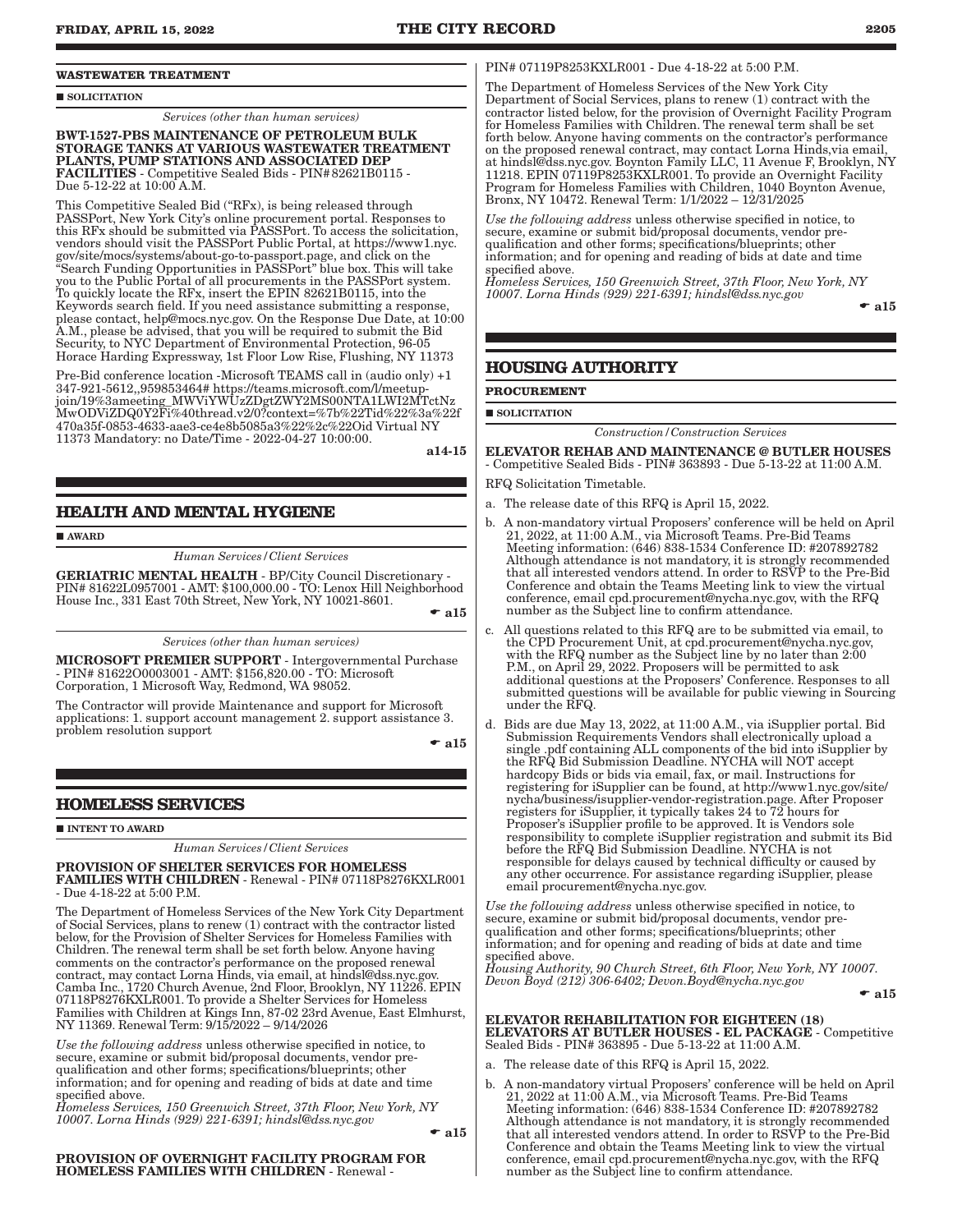**WASTEWATER TREATMENT**

■ **SOLICITATION**

*Services (other than human services)*

**BWT-1527-PBS MAINTENANCE OF PETROLEUM BULK STORAGE TANKS AT VARIOUS WASTEWATER TREATMENT PLANTS, PUMP STATIONS AND ASSOCIATED DEP FACILITIES** - Competitive Sealed Bids - PIN# 82621B0115 - Due 5-12-22 at 10:00 A.M.

This Competitive Sealed Bid ("RFx), is being released through PASSPort, New York City's online procurement portal. Responses to this RFx should be submitted via PASSPort. To access the solicitation, vendors should visit the PASSPort Public Portal, at https://www1.nyc.gov/site/mocs/systems/about-go-to-passport.page, and click on the "Search Funding Opportunities in PASSPort" blue box. This will take you to the Public Portal of all procurements in the PASSPort system. To quickly locate the RFx, insert the EPIN 82621B0115, into the Keywords search field. If you need assistance submitting a response, please contact, help@mocs.nyc.gov. On the Response Due Date, at 10:00 A.M., please be advised, that you will be required to submit the Bid Security, to NYC Department of Environmental Protection, 96-05 Horace Harding Expressway, 1st Floor Low Rise, Flushing, NY 11373

Pre-Bid conference location -Microsoft TEAMS call in (audio only) +1 347-921-5612,,959853464# https://teams.microsoft.com/l/meetup-join/19%3ameeting_MWViYWUzZDgtZWY2MS00NTA1LWI2MTctNzMwODViZDQ0Y2Fi%40thread.v2/0?context=%7b%22Tid%22%3a%22f470a35f-0853-4633-aae3-ce4e8b5085a3%22%2c%22Oid Virtual NY 11373 Mandatory: no Date/Time - 2022-04-27 10:00:00.

a14-15

## HEALTH AND MENTAL HYGIENE

■ **AWARD**

*Human Services/Client Services*

**GERIATRIC MENTAL HEALTH** - BP/City Council Discretionary - PIN# 81622L0957001 - AMT: $100,000.00 - TO: Lenox Hill Neighborhood House Inc., 331 East 70th Street, New York, NY 10021-8601.

☛ a15

*Services (other than human services)*

**MICROSOFT PREMIER SUPPORT** - Intergovernmental Purchase - PIN# 81622O0003001 - AMT: $156,820.00 - TO: Microsoft Corporation, 1 Microsoft Way, Redmond, WA 98052.

The Contractor will provide Maintenance and support for Microsoft applications: 1. support account management 2. support assistance 3. problem resolution support

☛ a15

## HOMELESS SERVICES

■ **INTENT TO AWARD**

*Human Services/Client Services*

**PROVISION OF SHELTER SERVICES FOR HOMELESS FAMILIES WITH CHILDREN** - Renewal - PIN# 07118P8276KXLR001 - Due 4-18-22 at 5:00 P.M.

The Department of Homeless Services of the New York City Department of Social Services, plans to renew (1) contract with the contractor listed below, for the Provision of Shelter Services for Homeless Families with Children. The renewal term shall be set forth below. Anyone having comments on the contractor's performance on the proposed renewal contract, may contact Lorna Hinds, via email, at hindsl@dss.nyc.gov. Camba Inc., 1720 Church Avenue, 2nd Floor, Brooklyn, NY 11226. EPIN 07118P8276KXLR001. To provide a Shelter Services for Homeless Families with Children at Kings Inn, 87-02 23rd Avenue, East Elmhurst, NY 11369. Renewal Term: 9/15/2022 – 9/14/2026

*Use the following address* unless otherwise specified in notice, to secure, examine or submit bid/proposal documents, vendor pre-qualification and other forms; specifications/blueprints; other information; and for opening and reading of bids at date and time specified above.

*Homeless Services, 150 Greenwich Street, 37th Floor, New York, NY 10007. Lorna Hinds (929) 221-6391; hindsl@dss.nyc.gov*

☛ a15

**PROVISION OF OVERNIGHT FACILITY PROGRAM FOR HOMELESS FAMILIES WITH CHILDREN** - Renewal - PIN# 07119P8253KXLR001 - Due 4-18-22 at 5:00 P.M.

The Department of Homeless Services of the New York City Department of Social Services, plans to renew (1) contract with the contractor listed below, for the provision of Overnight Facility Program for Homeless Families with Children. The renewal term shall be set forth below. Anyone having comments on the contractor's performance on the proposed renewal contract, may contact Lorna Hinds,via email, at hindsl@dss.nyc.gov. Boynton Family LLC, 11 Avenue F, Brooklyn, NY 11218. EPIN 07119P8253KXLR001. To provide an Overnight Facility Program for Homeless Families with Children, 1040 Boynton Avenue, Bronx, NY 10472. Renewal Term: 1/1/2022 – 12/31/2025

*Use the following address* unless otherwise specified in notice, to secure, examine or submit bid/proposal documents, vendor pre-qualification and other forms; specifications/blueprints; other information; and for opening and reading of bids at date and time specified above.

*Homeless Services, 150 Greenwich Street, 37th Floor, New York, NY 10007. Lorna Hinds (929) 221-6391; hindsl@dss.nyc.gov*

☛ a15

## HOUSING AUTHORITY

**PROCUREMENT**

■ **SOLICITATION**

*Construction/Construction Services*

**ELEVATOR REHAB AND MAINTENANCE @ BUTLER HOUSES** - Competitive Sealed Bids - PIN# 363893 - Due 5-13-22 at 11:00 A.M.

RFQ Solicitation Timetable.

a. The release date of this RFQ is April 15, 2022.

b. A non-mandatory virtual Proposers' conference will be held on April 21, 2022, at 11:00 A.M., via Microsoft Teams. Pre-Bid Teams Meeting information: (646) 838-1534 Conference ID: #207892782 Although attendance is not mandatory, it is strongly recommended that all interested vendors attend. In order to RSVP to the Pre-Bid Conference and obtain the Teams Meeting link to view the virtual conference, email cpd.procurement@nycha.nyc.gov, with the RFQ number as the Subject line to confirm attendance.

c. All questions related to this RFQ are to be submitted via email, to the CPD Procurement Unit, at cpd.procurement@nycha.nyc.gov, with the RFQ number as the Subject line by no later than 2:00 P.M., on April 29, 2022. Proposers will be permitted to ask additional questions at the Proposers' Conference. Responses to all submitted questions will be available for public viewing in Sourcing under the RFQ.

d. Bids are due May 13, 2022, at 11:00 A.M., via iSupplier portal. Bid Submission Requirements Vendors shall electronically upload a single .pdf containing ALL components of the bid into iSupplier by the RFQ Bid Submission Deadline. NYCHA will NOT accept hardcopy Bids or bids via email, fax, or mail. Instructions for registering for iSupplier can be found, at http://www1.nyc.gov/site/nycha/business/isupplier-vendor-registration.page. After Proposer registers for iSupplier, it typically takes 24 to 72 hours for Proposer's iSupplier profile to be approved. It is Vendors sole responsibility to complete iSupplier registration and submit its Bid before the RFQ Bid Submission Deadline. NYCHA is not responsible for delays caused by technical difficulty or caused by any other occurrence. For assistance regarding iSupplier, please email procurement@nycha.nyc.gov.

*Use the following address* unless otherwise specified in notice, to secure, examine or submit bid/proposal documents, vendor pre-qualification and other forms; specifications/blueprints; other information; and for opening and reading of bids at date and time specified above.

*Housing Authority, 90 Church Street, 6th Floor, New York, NY 10007. Devon Boyd (212) 306-6402; Devon.Boyd@nycha.nyc.gov*

☛ a15

**ELEVATOR REHABILITATION FOR EIGHTEEN (18) ELEVATORS AT BUTLER HOUSES - EL PACKAGE** - Competitive Sealed Bids - PIN# 363895 - Due 5-13-22 at 11:00 A.M.

a. The release date of this RFQ is April 15, 2022.

b. A non-mandatory virtual Proposers' conference will be held on April 21, 2022 at 11:00 A.M., via Microsoft Teams. Pre-Bid Teams Meeting information: (646) 838-1534 Conference ID: #207892782 Although attendance is not mandatory, it is strongly recommended that all interested vendors attend. In order to RSVP to the Pre-Bid Conference and obtain the Teams Meeting link to view the virtual conference, email cpd.procurement@nycha.nyc.gov, with the RFQ number as the Subject line to confirm attendance.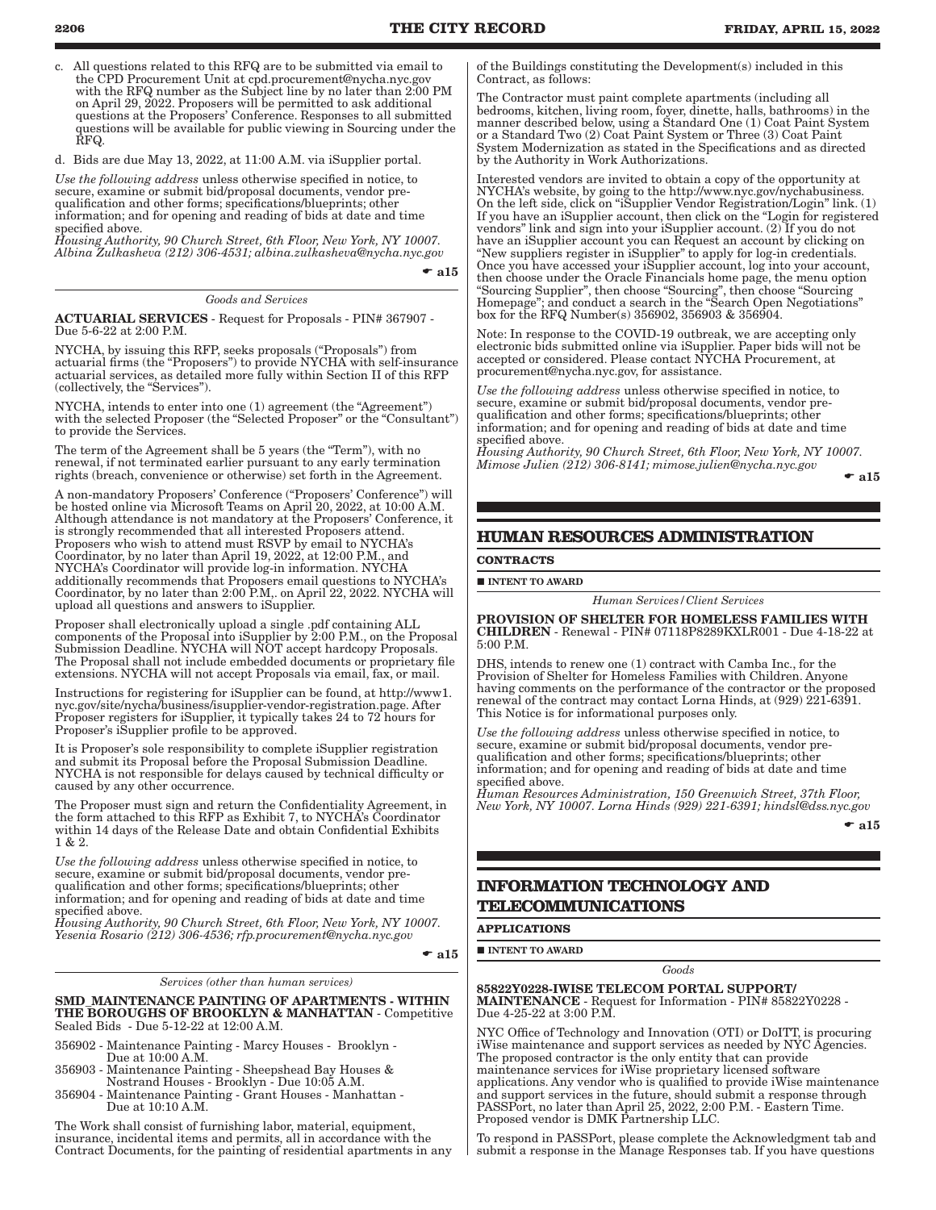c. All questions related to this RFQ are to be submitted via email to the CPD Procurement Unit at cpd.procurement@nycha.nyc.gov with the RFQ number as the Subject line by no later than 2:00 PM on April 29, 2022. Proposers will be permitted to ask additional questions at the Proposers' Conference. Responses to all submitted questions will be available for public viewing in Sourcing under the RFQ.

d. Bids are due May 13, 2022, at 11:00 A.M. via iSupplier portal.

*Use the following address* unless otherwise specified in notice, to secure, examine or submit bid/proposal documents, vendor pre-qualification and other forms; specifications/blueprints; other information; and for opening and reading of bids at date and time specified above.
*Housing Authority, 90 Church Street, 6th Floor, New York, NY 10007. Albina Zulkasheva (212) 306-4531; albina.zulkasheva@nycha.nyc.gov*

☛ a15

*Goods and Services*

**ACTUARIAL SERVICES** - Request for Proposals - PIN# 367907 - Due 5-6-22 at 2:00 P.M.

NYCHA, by issuing this RFP, seeks proposals ("Proposals") from actuarial firms (the "Proposers") to provide NYCHA with self-insurance actuarial services, as detailed more fully within Section II of this RFP (collectively, the "Services").

NYCHA, intends to enter into one (1) agreement (the "Agreement") with the selected Proposer (the "Selected Proposer" or the "Consultant") to provide the Services.

The term of the Agreement shall be 5 years (the "Term"), with no renewal, if not terminated earlier pursuant to any early termination rights (breach, convenience or otherwise) set forth in the Agreement.

A non-mandatory Proposers' Conference ("Proposers' Conference") will be hosted online via Microsoft Teams on April 20, 2022, at 10:00 A.M. Although attendance is not mandatory at the Proposers' Conference, it is strongly recommended that all interested Proposers attend. Proposers who wish to attend must RSVP by email to NYCHA's Coordinator, by no later than April 19, 2022, at 12:00 P.M., and NYCHA's Coordinator will provide log-in information. NYCHA additionally recommends that Proposers email questions to NYCHA's Coordinator, by no later than 2:00 P.M,. on April 22, 2022. NYCHA will upload all questions and answers to iSupplier.

Proposer shall electronically upload a single .pdf containing ALL components of the Proposal into iSupplier by 2:00 P.M., on the Proposal Submission Deadline. NYCHA will NOT accept hardcopy Proposals. The Proposal shall not include embedded documents or proprietary file extensions. NYCHA will not accept Proposals via email, fax, or mail.

Instructions for registering for iSupplier can be found, at http://www1.nyc.gov/site/nycha/business/isupplier-vendor-registration.page. After Proposer registers for iSupplier, it typically takes 24 to 72 hours for Proposer's iSupplier profile to be approved.

It is Proposer's sole responsibility to complete iSupplier registration and submit its Proposal before the Proposal Submission Deadline. NYCHA is not responsible for delays caused by technical difficulty or caused by any other occurrence.

The Proposer must sign and return the Confidentiality Agreement, in the form attached to this RFP as Exhibit 7, to NYCHA's Coordinator within 14 days of the Release Date and obtain Confidential Exhibits 1 & 2.

*Use the following address* unless otherwise specified in notice, to secure, examine or submit bid/proposal documents, vendor pre-qualification and other forms; specifications/blueprints; other information; and for opening and reading of bids at date and time specified above.
*Housing Authority, 90 Church Street, 6th Floor, New York, NY 10007. Yesenia Rosario (212) 306-4536; rfp.procurement@nycha.nyc.gov*

☛ a15

*Services (other than human services)*

**SMD_MAINTENANCE PAINTING OF APARTMENTS - WITHIN THE BOROUGHS OF BROOKLYN & MANHATTAN** - Competitive Sealed Bids - Due 5-12-22 at 12:00 A.M.

356902 - Maintenance Painting - Marcy Houses - Brooklyn - Due at 10:00 A.M.
356903 - Maintenance Painting - Sheepshead Bay Houses & Nostrand Houses - Brooklyn - Due 10:05 A.M.
356904 - Maintenance Painting - Grant Houses - Manhattan - Due at 10:10 A.M.

The Work shall consist of furnishing labor, material, equipment, insurance, incidental items and permits, all in accordance with the Contract Documents, for the painting of residential apartments in any of the Buildings constituting the Development(s) included in this Contract, as follows:

The Contractor must paint complete apartments (including all bedrooms, kitchen, living room, foyer, dinette, halls, bathrooms) in the manner described below, using a Standard One (1) Coat Paint System or a Standard Two (2) Coat Paint System or Three (3) Coat Paint System Modernization as stated in the Specifications and as directed by the Authority in Work Authorizations.

Interested vendors are invited to obtain a copy of the opportunity at NYCHA's website, by going to the http://www.nyc.gov/nychabusiness. On the left side, click on "iSupplier Vendor Registration/Login" link. (1) If you have an iSupplier account, then click on the "Login for registered vendors" link and sign into your iSupplier account. (2) If you do not have an iSupplier account you can Request an account by clicking on "New suppliers register in iSupplier" to apply for log-in credentials. Once you have accessed your iSupplier account, log into your account, then choose under the Oracle Financials home page, the menu option "Sourcing Supplier", then choose "Sourcing", then choose "Sourcing Homepage"; and conduct a search in the "Search Open Negotiations" box for the RFQ Number(s) 356902, 356903 & 356904.

Note: In response to the COVID-19 outbreak, we are accepting only electronic bids submitted online via iSupplier. Paper bids will not be accepted or considered. Please contact NYCHA Procurement, at procurement@nycha.nyc.gov, for assistance.

*Use the following address* unless otherwise specified in notice, to secure, examine or submit bid/proposal documents, vendor pre-qualification and other forms; specifications/blueprints; other information; and for opening and reading of bids at date and time specified above.
*Housing Authority, 90 Church Street, 6th Floor, New York, NY 10007. Mimose Julien (212) 306-8141; mimose.julien@nycha.nyc.gov*

☛ a15

## HUMAN RESOURCES ADMINISTRATION

### CONTRACTS

■ **INTENT TO AWARD**

*Human Services/Client Services*

**PROVISION OF SHELTER FOR HOMELESS FAMILIES WITH CHILDREN** - Renewal - PIN# 07118P8289KXLR001 - Due 4-18-22 at 5:00 P.M.

DHS, intends to renew one (1) contract with Camba Inc., for the Provision of Shelter for Homeless Families with Children. Anyone having comments on the performance of the contractor or the proposed renewal of the contract may contact Lorna Hinds, at (929) 221-6391. This Notice is for informational purposes only.

*Use the following address* unless otherwise specified in notice, to secure, examine or submit bid/proposal documents, vendor pre-qualification and other forms; specifications/blueprints; other information; and for opening and reading of bids at date and time specified above.
*Human Resources Administration, 150 Greenwich Street, 37th Floor, New York, NY 10007. Lorna Hinds (929) 221-6391; hindsl@dss.nyc.gov*

☛ a15

## INFORMATION TECHNOLOGY AND TELECOMMUNICATIONS

### APPLICATIONS

■ **INTENT TO AWARD**

*Goods*

**85822Y0228-IWISE TELECOM PORTAL SUPPORT/ MAINTENANCE** - Request for Information - PIN# 85822Y0228 - Due 4-25-22 at 3:00 P.M.

NYC Office of Technology and Innovation (OTI) or DoITT, is procuring iWise maintenance and support services as needed by NYC Agencies. The proposed contractor is the only entity that can provide maintenance services for iWise proprietary licensed software applications. Any vendor who is qualified to provide iWise maintenance and support services in the future, should submit a response through PASSPort, no later than April 25, 2022, 2:00 P.M. - Eastern Time. Proposed vendor is DMK Partnership LLC.

To respond in PASSPort, please complete the Acknowledgment tab and submit a response in the Manage Responses tab. If you have questions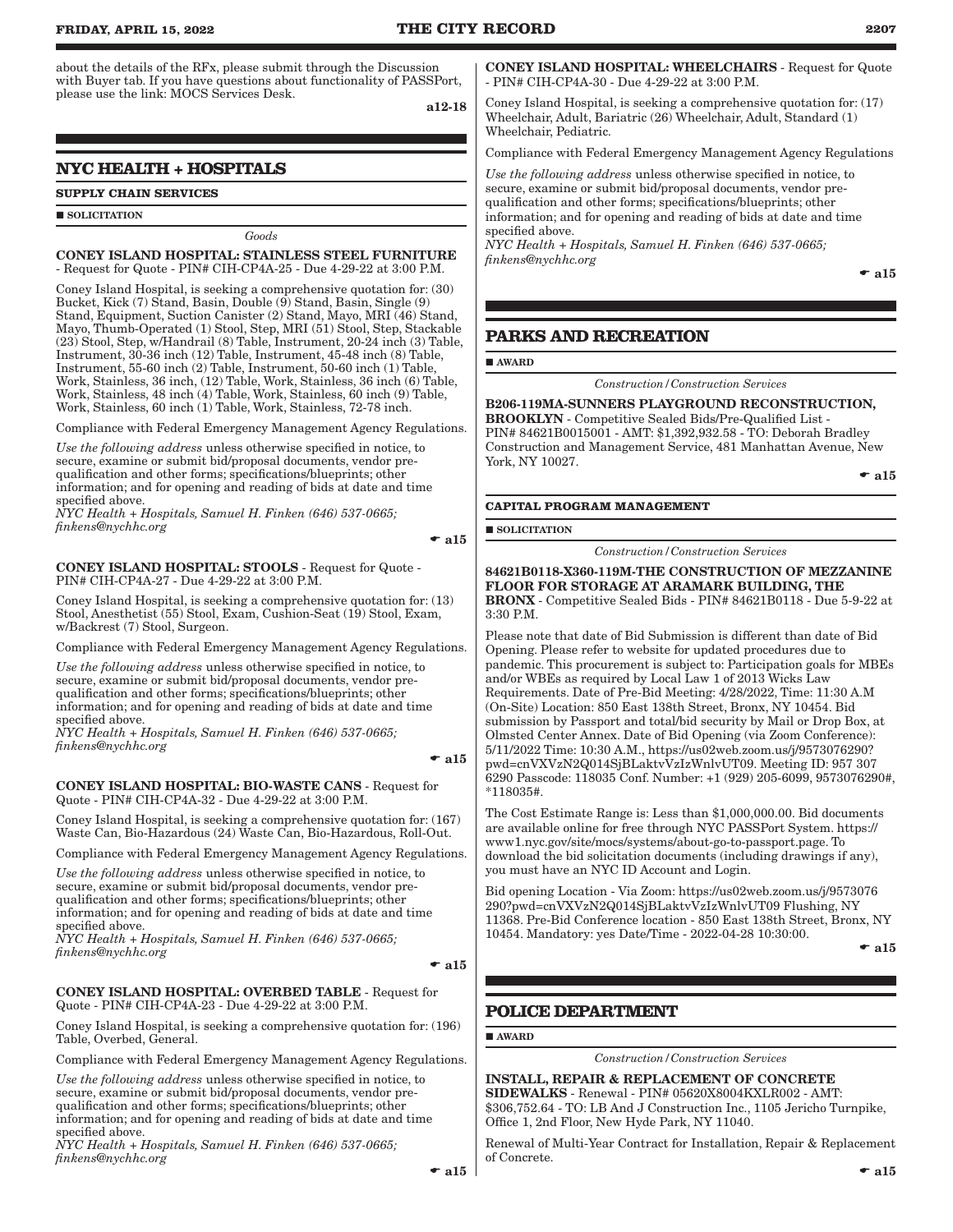about the details of the RFx, please submit through the Discussion with Buyer tab. If you have questions about functionality of PASSPort, please use the link: MOCS Services Desk.

a12-18

## NYC HEALTH + HOSPITALS

### SUPPLY CHAIN SERVICES

■ SOLICITATION

*Goods*

**CONEY ISLAND HOSPITAL: STAINLESS STEEL FURNITURE** - Request for Quote - PIN# CIH-CP4A-25 - Due 4-29-22 at 3:00 P.M.

Coney Island Hospital, is seeking a comprehensive quotation for: (30) Bucket, Kick (7) Stand, Basin, Double (9) Stand, Basin, Single (9) Stand, Equipment, Suction Canister (2) Stand, Mayo, MRI (46) Stand, Mayo, Thumb-Operated (1) Stool, Step, MRI (51) Stool, Step, Stackable (23) Stool, Step, w/Handrail (8) Table, Instrument, 20-24 inch (3) Table, Instrument, 30-36 inch (12) Table, Instrument, 45-48 inch (8) Table, Instrument, 55-60 inch (2) Table, Instrument, 50-60 inch (1) Table, Work, Stainless, 36 inch, (12) Table, Work, Stainless, 36 inch (6) Table, Work, Stainless, 48 inch (4) Table, Work, Stainless, 60 inch (9) Table, Work, Stainless, 60 inch (1) Table, Work, Stainless, 72-78 inch.

Compliance with Federal Emergency Management Agency Regulations.

*Use the following address* unless otherwise specified in notice, to secure, examine or submit bid/proposal documents, vendor pre-qualification and other forms; specifications/blueprints; other information; and for opening and reading of bids at date and time specified above.
*NYC Health + Hospitals, Samuel H. Finken (646) 537-0665; finkens@nychhc.org*

☛ a15

**CONEY ISLAND HOSPITAL: STOOLS** - Request for Quote - PIN# CIH-CP4A-27 - Due 4-29-22 at 3:00 P.M.

Coney Island Hospital, is seeking a comprehensive quotation for: (13) Stool, Anesthetist (55) Stool, Exam, Cushion-Seat (19) Stool, Exam, w/Backrest (7) Stool, Surgeon.

Compliance with Federal Emergency Management Agency Regulations.

*Use the following address* unless otherwise specified in notice, to secure, examine or submit bid/proposal documents, vendor pre-qualification and other forms; specifications/blueprints; other information; and for opening and reading of bids at date and time specified above.
*NYC Health + Hospitals, Samuel H. Finken (646) 537-0665; finkens@nychhc.org*

☛ a15

**CONEY ISLAND HOSPITAL: BIO-WASTE CANS** - Request for Quote - PIN# CIH-CP4A-32 - Due 4-29-22 at 3:00 P.M.

Coney Island Hospital, is seeking a comprehensive quotation for: (167) Waste Can, Bio-Hazardous (24) Waste Can, Bio-Hazardous, Roll-Out.

Compliance with Federal Emergency Management Agency Regulations.

*Use the following address* unless otherwise specified in notice, to secure, examine or submit bid/proposal documents, vendor pre-qualification and other forms; specifications/blueprints; other information; and for opening and reading of bids at date and time specified above.
*NYC Health + Hospitals, Samuel H. Finken (646) 537-0665; finkens@nychhc.org*

☛ a15

**CONEY ISLAND HOSPITAL: OVERBED TABLE** - Request for Quote - PIN# CIH-CP4A-23 - Due 4-29-22 at 3:00 P.M.

Coney Island Hospital, is seeking a comprehensive quotation for: (196) Table, Overbed, General.

Compliance with Federal Emergency Management Agency Regulations.

*Use the following address* unless otherwise specified in notice, to secure, examine or submit bid/proposal documents, vendor pre-qualification and other forms; specifications/blueprints; other information; and for opening and reading of bids at date and time specified above.
*NYC Health + Hospitals, Samuel H. Finken (646) 537-0665; finkens@nychhc.org*

☛ a15

**CONEY ISLAND HOSPITAL: WHEELCHAIRS** - Request for Quote - PIN# CIH-CP4A-30 - Due 4-29-22 at 3:00 P.M.

Coney Island Hospital, is seeking a comprehensive quotation for: (17) Wheelchair, Adult, Bariatric (26) Wheelchair, Adult, Standard (1) Wheelchair, Pediatric.

Compliance with Federal Emergency Management Agency Regulations

*Use the following address* unless otherwise specified in notice, to secure, examine or submit bid/proposal documents, vendor pre-qualification and other forms; specifications/blueprints; other information; and for opening and reading of bids at date and time specified above.
*NYC Health + Hospitals, Samuel H. Finken (646) 537-0665; finkens@nychhc.org*

☛ a15

## PARKS AND RECREATION

■ AWARD

*Construction/Construction Services*

**B206-119MA-SUNNERS PLAYGROUND RECONSTRUCTION, BROOKLYN** - Competitive Sealed Bids/Pre-Qualified List - PIN# 84621B0015001 - AMT: $1,392,932.58 - TO: Deborah Bradley Construction and Management Service, 481 Manhattan Avenue, New York, NY 10027.

☛ a15

### CAPITAL PROGRAM MANAGEMENT

■ SOLICITATION

*Construction/Construction Services*

**84621B0118-X360-119M-THE CONSTRUCTION OF MEZZANINE FLOOR FOR STORAGE AT ARAMARK BUILDING, THE BRONX** - Competitive Sealed Bids - PIN# 84621B0118 - Due 5-9-22 at 3:30 P.M.

Please note that date of Bid Submission is different than date of Bid Opening. Please refer to website for updated procedures due to pandemic. This procurement is subject to: Participation goals for MBEs and/or WBEs as required by Local Law 1 of 2013 Wicks Law Requirements. Date of Pre-Bid Meeting: 4/28/2022, Time: 11:30 A.M (On-Site) Location: 850 East 138th Street, Bronx, NY 10454. Bid submission by Passport and total/bid security by Mail or Drop Box, at Olmsted Center Annex. Date of Bid Opening (via Zoom Conference): 5/11/2022 Time: 10:30 A.M., https://us02web.zoom.us/j/9573076290?pwd=cnVXVzN2Q014SjBLaktvVzIzWnlvUT09 Meeting ID: 957 307 6290 Passcode: 118035 Conf. Number: +1 (929) 205-6099, 9573076290#, *118035#.

The Cost Estimate Range is: Less than $1,000,000.00. Bid documents are available online for free through NYC PASSPort System. https://www1.nyc.gov/site/mocs/systems/about-go-to-passport.page. To download the bid solicitation documents (including drawings if any), you must have an NYC ID Account and Login.

Bid opening Location - Via Zoom: https://us02web.zoom.us/j/9573076290?pwd=cnVXVzN2Q014SjBLaktvVzIzWnlvUT09 Flushing, NY 11368. Pre-Bid Conference location - 850 East 138th Street, Bronx, NY 10454. Mandatory: yes Date/Time - 2022-04-28 10:30:00.

☛ a15

## POLICE DEPARTMENT

■ AWARD

*Construction/Construction Services*

**INSTALL, REPAIR & REPLACEMENT OF CONCRETE SIDEWALKS** - Renewal - PIN# 05620X8004KXLR002 - AMT: $306,752.64 - TO: LB And J Construction Inc., 1105 Jericho Turnpike, Office 1, 2nd Floor, New Hyde Park, NY 11040.

Renewal of Multi-Year Contract for Installation, Repair & Replacement of Concrete.

☛ a15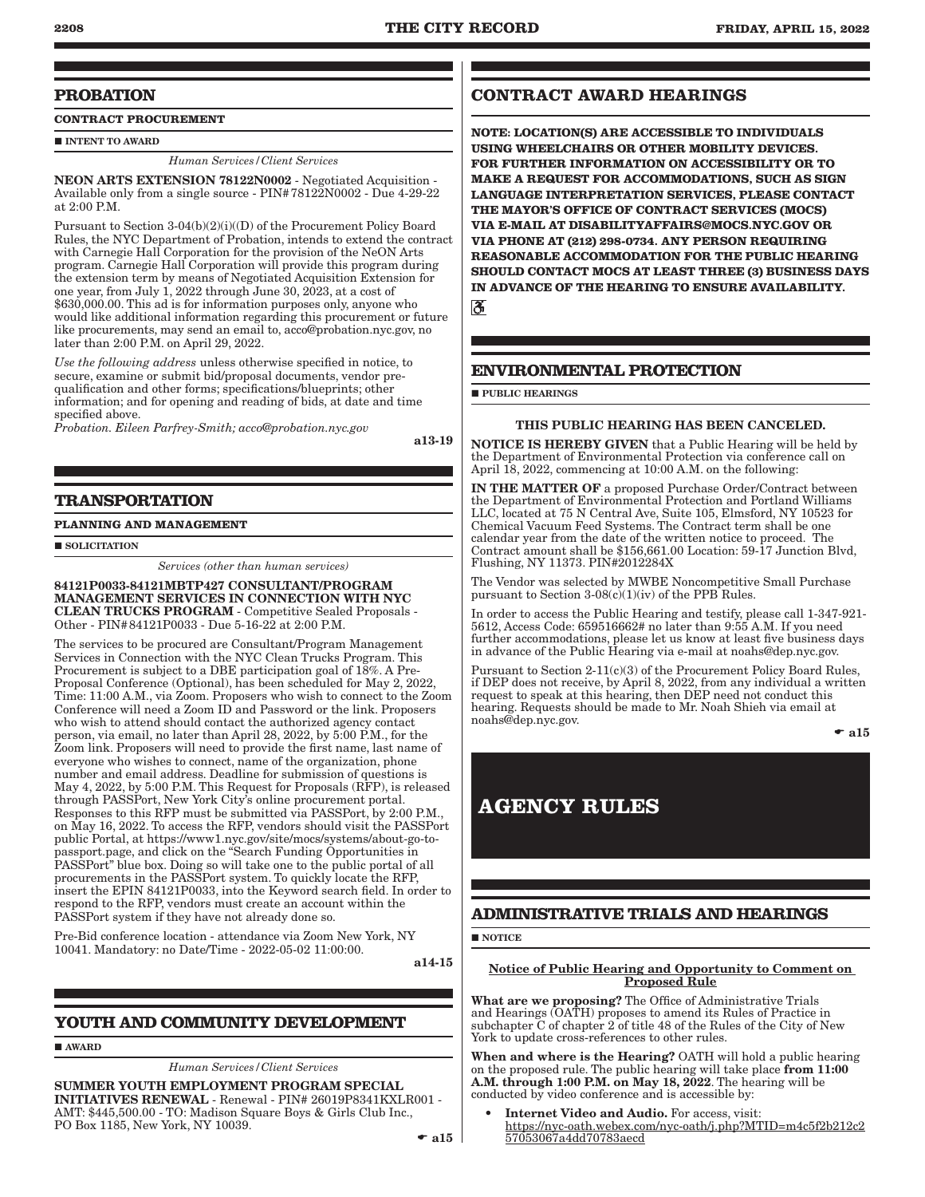## PROBATION

**CONTRACT PROCUREMENT**

■ **INTENT TO AWARD**

*Human Services/Client Services*

**NEON ARTS EXTENSION 78122N0002** - Negotiated Acquisition - Available only from a single source - PIN# 78122N0002 - Due 4-29-22 at 2:00 P.M.

Pursuant to Section 3-04(b)(2)(i)((D) of the Procurement Policy Board Rules, the NYC Department of Probation, intends to extend the contract with Carnegie Hall Corporation for the provision of the NeON Arts program. Carnegie Hall Corporation will provide this program during the extension term by means of Negotiated Acquisition Extension for one year, from July 1, 2022 through June 30, 2023, at a cost of $630,000.00. This ad is for information purposes only, anyone who would like additional information regarding this procurement or future like procurements, may send an email to, acco@probation.nyc.gov, no later than 2:00 P.M. on April 29, 2022.

*Use the following address* unless otherwise specified in notice, to secure, examine or submit bid/proposal documents, vendor pre-qualification and other forms; specifications/blueprints; other information; and for opening and reading of bids, at date and time specified above.

*Probation. Eileen Parfrey-Smith; acco@probation.nyc.gov*

**a13-19**

## TRANSPORTATION

**PLANNING AND MANAGEMENT**

■ **SOLICITATION**

*Services (other than human services)*

**84121P0033-84121MBTP427 CONSULTANT/PROGRAM MANAGEMENT SERVICES IN CONNECTION WITH NYC CLEAN TRUCKS PROGRAM** - Competitive Sealed Proposals - Other - PIN# 84121P0033 - Due 5-16-22 at 2:00 P.M.

The services to be procured are Consultant/Program Management Services in Connection with the NYC Clean Trucks Program. This Procurement is subject to a DBE participation goal of 18%. A Pre-Proposal Conference (Optional), has been scheduled for May 2, 2022, Time: 11:00 A.M., via Zoom. Proposers who wish to connect to the Zoom Conference will need a Zoom ID and Password or the link. Proposers who wish to attend should contact the authorized agency contact person, via email, no later than April 28, 2022, by 5:00 P.M., for the Zoom link. Proposers will need to provide the first name, last name of everyone who wishes to connect, name of the organization, phone number and email address. Deadline for submission of questions is May 4, 2022, by 5:00 P.M. This Request for Proposals (RFP), is released through PASSPort, New York City's online procurement portal. Responses to this RFP must be submitted via PASSPort, by 2:00 P.M., on May 16, 2022. To access the RFP, vendors should visit the PASSPort public Portal, at https://www1.nyc.gov/site/mocs/systems/about-go-to-passport.page, and click on the "Search Funding Opportunities in PASSPort" blue box. Doing so will take one to the public portal of all procurements in the PASSPort system. To quickly locate the RFP, insert the EPIN 84121P0033, into the Keyword search field. In order to respond to the RFP, vendors must create an account within the PASSPort system if they have not already done so.

Pre-Bid conference location - attendance via Zoom New York, NY 10041. Mandatory: no Date/Time - 2022-05-02 11:00:00.

**a14-15**

## YOUTH AND COMMUNITY DEVELOPMENT

■ **AWARD**

*Human Services/Client Services*

**SUMMER YOUTH EMPLOYMENT PROGRAM SPECIAL INITIATIVES RENEWAL** - Renewal - PIN# 26019P8341KXLR001 - AMT: $445,500.00 - TO: Madison Square Boys & Girls Club Inc., PO Box 1185, New York, NY 10039.

☛ **a15**

## CONTRACT AWARD HEARINGS

**NOTE: LOCATION(S) ARE ACCESSIBLE TO INDIVIDUALS USING WHEELCHAIRS OR OTHER MOBILITY DEVICES. FOR FURTHER INFORMATION ON ACCESSIBILITY OR TO MAKE A REQUEST FOR ACCOMMODATIONS, SUCH AS SIGN LANGUAGE INTERPRETATION SERVICES, PLEASE CONTACT THE MAYOR'S OFFICE OF CONTRACT SERVICES (MOCS) VIA E-MAIL AT DISABILITYAFFAIRS@MOCS.NYC.GOV OR VIA PHONE AT (212) 298-0734. ANY PERSON REQUIRING REASONABLE ACCOMMODATION FOR THE PUBLIC HEARING SHOULD CONTACT MOCS AT LEAST THREE (3) BUSINESS DAYS IN ADVANCE OF THE HEARING TO ENSURE AVAILABILITY.**

## ENVIRONMENTAL PROTECTION

■ **PUBLIC HEARINGS**

**THIS PUBLIC HEARING HAS BEEN CANCELED.**

**NOTICE IS HEREBY GIVEN** that a Public Hearing will be held by the Department of Environmental Protection via conference call on April 18, 2022, commencing at 10:00 A.M. on the following:

**IN THE MATTER OF** a proposed Purchase Order/Contract between the Department of Environmental Protection and Portland Williams LLC, located at 75 N Central Ave, Suite 105, Elmsford, NY 10523 for Chemical Vacuum Feed Systems. The Contract term shall be one calendar year from the date of the written notice to proceed. The Contract amount shall be $156,661.00 Location: 59-17 Junction Blvd, Flushing, NY 11373. PIN#2012284X

The Vendor was selected by MWBE Noncompetitive Small Purchase pursuant to Section 3-08(c)(1)(iv) of the PPB Rules.

In order to access the Public Hearing and testify, please call 1-347-921-5612, Access Code: 659516662# no later than 9:55 A.M. If you need further accommodations, please let us know at least five business days in advance of the Public Hearing via e-mail at noahs@dep.nyc.gov.

Pursuant to Section 2-11(c)(3) of the Procurement Policy Board Rules, if DEP does not receive, by April 8, 2022, from any individual a written request to speak at this hearing, then DEP need not conduct this hearing. Requests should be made to Mr. Noah Shieh via email at noahs@dep.nyc.gov.

☛ **a15**

# AGENCY RULES

## ADMINISTRATIVE TRIALS AND HEARINGS

■ **NOTICE**

**Notice of Public Hearing and Opportunity to Comment on Proposed Rule**

**What are we proposing?** The Office of Administrative Trials and Hearings (OATH) proposes to amend its Rules of Practice in subchapter C of chapter 2 of title 48 of the Rules of the City of New York to update cross-references to other rules.

**When and where is the Hearing?** OATH will hold a public hearing on the proposed rule. The public hearing will take place **from 11:00 A.M. through 1:00 P.M. on May 18, 2022**. The hearing will be conducted by video conference and is accessible by:

- **Internet Video and Audio.** For access, visit: https://nyc-oath.webex.com/nyc-oath/j.php?MTID=m4c5f2b212c257053067a4dd70783aecd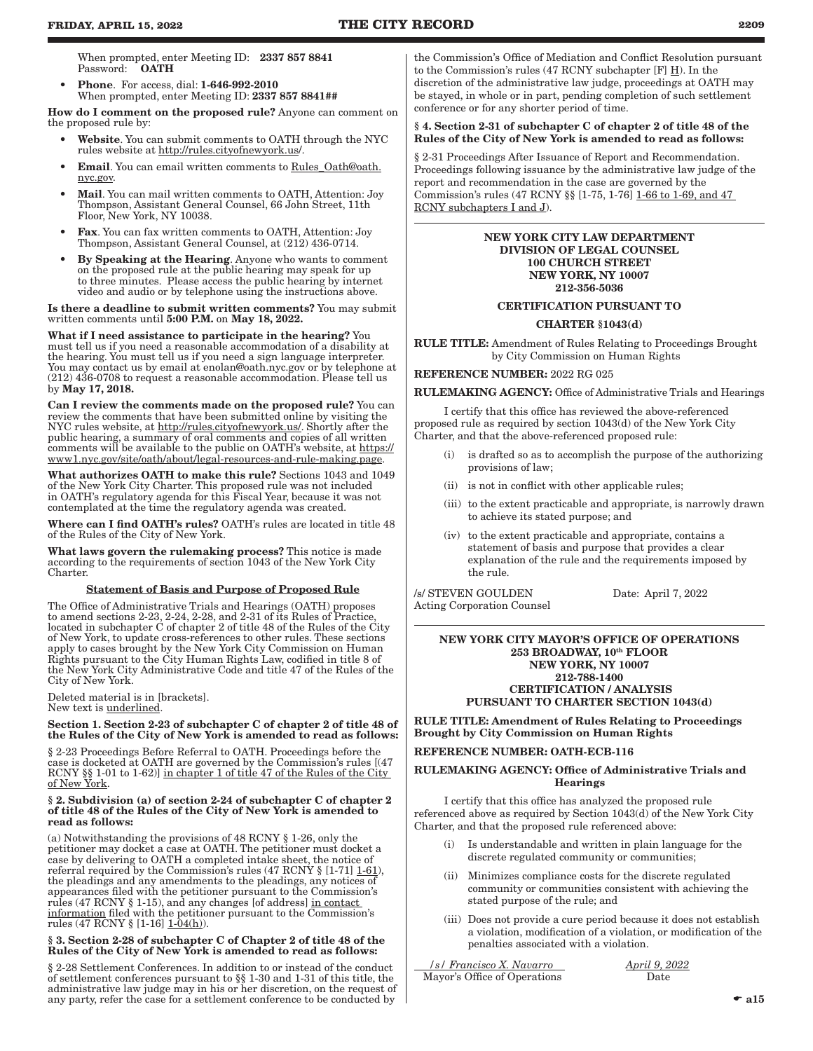When prompted, enter Meeting ID: **2337 857 8841**
Password: **OATH**

- **Phone**. For access, dial: **1-646-992-2010**
When prompted, enter Meeting ID: **2337 857 8841##**

**How do I comment on the proposed rule?** Anyone can comment on the proposed rule by:

- **Website**. You can submit comments to OATH through the NYC rules website at http://rules.cityofnewyork.us/.
- **Email**. You can email written comments to Rules_Oath@oath.nyc.gov.
- **Mail**. You can mail written comments to OATH, Attention: Joy Thompson, Assistant General Counsel, 66 John Street, 11th Floor, New York, NY 10038.
- **Fax**. You can fax written comments to OATH, Attention: Joy Thompson, Assistant General Counsel, at (212) 436-0714.
- **By Speaking at the Hearing**. Anyone who wants to comment on the proposed rule at the public hearing may speak for up to three minutes. Please access the public hearing by internet video and audio or by telephone using the instructions above.

**Is there a deadline to submit written comments?** You may submit written comments until **5:00 P.M.** on **May 18, 2022.**

**What if I need assistance to participate in the hearing?** You must tell us if you need a reasonable accommodation of a disability at the hearing. You must tell us if you need a sign language interpreter. You may contact us by email at enolan@oath.nyc.gov or by telephone at (212) 436-0708 to request a reasonable accommodation. Please tell us by **May 17, 2018.**

**Can I review the comments made on the proposed rule?** You can review the comments that have been submitted online by visiting the NYC rules website, at http://rules.cityofnewyork.us/. Shortly after the public hearing, a summary of oral comments and copies of all written comments will be available to the public on OATH's website, at https://www1.nyc.gov/site/oath/about/legal-resources-and-rule-making.page.

**What authorizes OATH to make this rule?** Sections 1043 and 1049 of the New York City Charter. This proposed rule was not included in OATH's regulatory agenda for this Fiscal Year, because it was not contemplated at the time the regulatory agenda was created.

**Where can I find OATH's rules?** OATH's rules are located in title 48 of the Rules of the City of New York.

**What laws govern the rulemaking process?** This notice is made according to the requirements of section 1043 of the New York City Charter.

<u>Statement of Basis and Purpose of Proposed Rule</u>

The Office of Administrative Trials and Hearings (OATH) proposes to amend sections 2-23, 2-24, 2-28, and 2-31 of its Rules of Practice, located in subchapter C of chapter 2 of title 48 of the Rules of the City of New York, to update cross-references to other rules. These sections apply to cases brought by the New York City Commission on Human Rights pursuant to the City Human Rights Law, codified in title 8 of the New York City Administrative Code and title 47 of the Rules of the City of New York.

Deleted material is in [brackets].
New text is <u>underlined</u>.

**Section 1. Section 2-23 of subchapter C of chapter 2 of title 48 of the Rules of the City of New York is amended to read as follows:**

§ 2-23 Proceedings Before Referral to OATH. Proceedings before the case is docketed at OATH are governed by the Commission's rules [(47 RCNY §§ 1-01 to 1-62)] <u>in chapter 1 of title 47 of the Rules of the City of New York</u>.

**§ 2. Subdivision (a) of section 2-24 of subchapter C of chapter 2 of title 48 of the Rules of the City of New York is amended to read as follows:**

(a) Notwithstanding the provisions of 48 RCNY § 1-26, only the petitioner may docket a case at OATH. The petitioner must docket a case by delivering to OATH a completed intake sheet, the notice of referral required by the Commission's rules (47 RCNY § [1-71] <u>1-61</u>), the pleadings and any amendments to the pleadings, any notices of appearances filed with the petitioner pursuant to the Commission's rules (47 RCNY § 1-15), and any changes [of address] <u>in contact information</u> filed with the petitioner pursuant to the Commission's rules (47 RCNY § [1-16] <u>1-04(h)</u>).

**§ 3. Section 2-28 of subchapter C of Chapter 2 of title 48 of the Rules of the City of New York is amended to read as follows:**

§ 2-28 Settlement Conferences. In addition to or instead of the conduct of settlement conferences pursuant to §§ 1-30 and 1-31 of this title, the administrative law judge may in his or her discretion, on the request of any party, refer the case for a settlement conference to be conducted by the Commission's Office of Mediation and Conflict Resolution pursuant to the Commission's rules (47 RCNY subchapter [F] <u>H</u>). In the discretion of the administrative law judge, proceedings at OATH may be stayed, in whole or in part, pending completion of such settlement conference or for any shorter period of time.

**§ 4. Section 2-31 of subchapter C of chapter 2 of title 48 of the Rules of the City of New York is amended to read as follows:**

§ 2-31 Proceedings After Issuance of Report and Recommendation. Proceedings following issuance by the administrative law judge of the report and recommendation in the case are governed by the Commission's rules (47 RCNY §§ [1-75, 1-76] <u>1-66 to 1-69, and 47 RCNY subchapters I and J</u>).

---

**NEW YORK CITY LAW DEPARTMENT**
**DIVISION OF LEGAL COUNSEL**
**100 CHURCH STREET**
**NEW YORK, NY 10007**
**212-356-5036**

**CERTIFICATION PURSUANT TO**

**CHARTER §1043(d)**

**RULE TITLE:** Amendment of Rules Relating to Proceedings Brought by City Commission on Human Rights

**REFERENCE NUMBER:** 2022 RG 025

**RULEMAKING AGENCY:** Office of Administrative Trials and Hearings

I certify that this office has reviewed the above-referenced proposed rule as required by section 1043(d) of the New York City Charter, and that the above-referenced proposed rule:

(i) is drafted so as to accomplish the purpose of the authorizing provisions of law;

(ii) is not in conflict with other applicable rules;

(iii) to the extent practicable and appropriate, is narrowly drawn to achieve its stated purpose; and

(iv) to the extent practicable and appropriate, contains a statement of basis and purpose that provides a clear explanation of the rule and the requirements imposed by the rule.

/s/ STEVEN GOULDEN  Date: April 7, 2022
Acting Corporation Counsel

---

**NEW YORK CITY MAYOR'S OFFICE OF OPERATIONS**
**253 BROADWAY, 10th FLOOR**
**NEW YORK, NY 10007**
**212-788-1400**
**CERTIFICATION / ANALYSIS**
**PURSUANT TO CHARTER SECTION 1043(d)**

**RULE TITLE: Amendment of Rules Relating to Proceedings Brought by City Commission on Human Rights**

**REFERENCE NUMBER: OATH-ECB-116**

**RULEMAKING AGENCY: Office of Administrative Trials and Hearings**

I certify that this office has analyzed the proposed rule referenced above as required by Section 1043(d) of the New York City Charter, and that the proposed rule referenced above:

(i) Is understandable and written in plain language for the discrete regulated community or communities;

(ii) Minimizes compliance costs for the discrete regulated community or communities consistent with achieving the stated purpose of the rule; and

(iii) Does not provide a cure period because it does not establish a violation, modification of a violation, or modification of the penalties associated with a violation.

*/s/ Francisco X. Navarro*  *April 9, 2022*
Mayor's Office of Operations  Date

☛ a15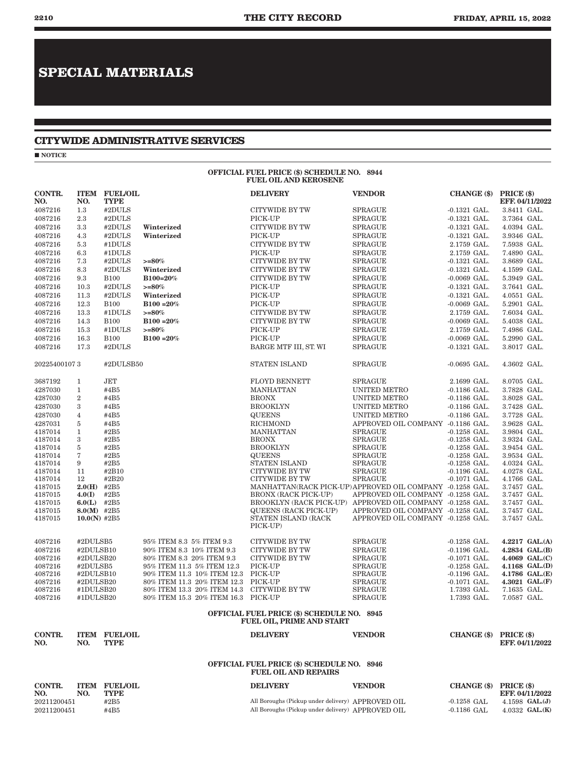# SPECIAL MATERIALS

## CITYWIDE ADMINISTRATIVE SERVICES

■ **NOTICE**

**OFFICIAL FUEL PRICE ($) SCHEDULE NO. 8944**
**FUEL OIL AND KEROSENE**

| CONTR. NO. | ITEM NO. | FUEL/OIL TYPE | | DELIVERY | VENDOR | CHANGE ($) | PRICE ($) EFF. 04/11/2022 |
|---|---|---|---|---|---|---|---|
| 4087216 | 1.3 | #2DULS | | CITYWIDE BY TW | SPRAGUE | -0.1321 GAL. | 3.8411 GAL. |
| 4087216 | 2.3 | #2DULS | | PICK-UP | SPRAGUE | -0.1321 GAL. | 3.7364 GAL. |
| 4087216 | 3.3 | #2DULS | **Winterized** | CITYWIDE BY TW | SPRAGUE | -0.1321 GAL. | 4.0394 GAL. |
| 4087216 | 4.3 | #2DULS | **Winterized** | PICK-UP | SPRAGUE | -0.1321 GAL. | 3.9346 GAL. |
| 4087216 | 5.3 | #1DULS | | CITYWIDE BY TW | SPRAGUE | 2.1759 GAL. | 7.5938 GAL. |
| 4087216 | 6.3 | #1DULS | | PICK-UP | SPRAGUE | 2.1759 GAL. | 7.4890 GAL. |
| 4087216 | 7.3 | #2DULS | **>=80%** | CITYWIDE BY TW | SPRAGUE | -0.1321 GAL. | 3.8689 GAL. |
| 4087216 | 8.3 | #2DULS | **Winterized** | CITYWIDE BY TW | SPRAGUE | -0.1321 GAL. | 4.1599 GAL. |
| 4087216 | 9.3 | B100 | **B100=20%** | CITYWIDE BY TW | SPRAGUE | -0.0069 GAL. | 5.3949 GAL. |
| 4087216 | 10.3 | #2DULS | **>=80%** | PICK-UP | SPRAGUE | -0.1321 GAL. | 3.7641 GAL. |
| 4087216 | 11.3 | #2DULS | **Winterized** | PICK-UP | SPRAGUE | -0.1321 GAL. | 4.0551 GAL. |
| 4087216 | 12.3 | B100 | **B100 =20%** | PICK-UP | SPRAGUE | -0.0069 GAL. | 5.2901 GAL. |
| 4087216 | 13.3 | #1DULS | **>=80%** | CITYWIDE BY TW | SPRAGUE | 2.1759 GAL. | 7.6034 GAL. |
| 4087216 | 14.3 | B100 | **B100 =20%** | CITYWIDE BY TW | SPRAGUE | -0.0069 GAL. | 5.4038 GAL. |
| 4087216 | 15.3 | #1DULS | **>=80%** | PICK-UP | SPRAGUE | 2.1759 GAL. | 7.4986 GAL. |
| 4087216 | 16.3 | B100 | **B100 =20%** | PICK-UP | SPRAGUE | -0.0069 GAL. | 5.2990 GAL. |
| 4087216 | 17.3 | #2DULS | | BARGE MTF III, ST. WI | SPRAGUE | -0.1321 GAL. | 3.8017 GAL. |
| 20225400107 | 3 | #2DULSB50 | | STATEN ISLAND | SPRAGUE | -0.0695 GAL. | 4.3602 GAL. |
| 3687192 | 1 | JET | | FLOYD BENNETT | SPRAGUE | 2.1699 GAL. | 8.0705 GAL. |
| 4287030 | 1 | #4B5 | | MANHATTAN | UNITED METRO | -0.1186 GAL. | 3.7828 GAL. |
| 4287030 | 2 | #4B5 | | BRONX | UNITED METRO | -0.1186 GAL. | 3.8028 GAL. |
| 4287030 | 3 | #4B5 | | BROOKLYN | UNITED METRO | -0.1186 GAL. | 3.7428 GAL. |
| 4287030 | 4 | #4B5 | | QUEENS | UNITED METRO | -0.1186 GAL. | 3.7728 GAL. |
| 4287031 | 5 | #4B5 | | RICHMOND | APPROVED OIL COMPANY | -0.1186 GAL. | 3.9628 GAL. |
| 4187014 | 1 | #2B5 | | MANHATTAN | SPRAGUE | -0.1258 GAL. | 3.9804 GAL. |
| 4187014 | 3 | #2B5 | | BRONX | SPRAGUE | -0.1258 GAL. | 3.9324 GAL. |
| 4187014 | 5 | #2B5 | | BROOKLYN | SPRAGUE | -0.1258 GAL. | 3.9454 GAL. |
| 4187014 | 7 | #2B5 | | QUEENS | SPRAGUE | -0.1258 GAL. | 3.9534 GAL. |
| 4187014 | 9 | #2B5 | | STATEN ISLAND | SPRAGUE | -0.1258 GAL. | 4.0324 GAL. |
| 4187014 | 11 | #2B10 | | CITYWIDE BY TW | SPRAGUE | -0.1196 GAL. | 4.0278 GAL. |
| 4187014 | 12 | #2B20 | | CITYWIDE BY TW | SPRAGUE | -0.1071 GAL. | 4.1766 GAL. |
| 4187015 | **2.0(H)** | #2B5 | | MANHATTAN(RACK PICK-UP) | APPROVED OIL COMPANY | -0.1258 GAL. | 3.7457 GAL. |
| 4187015 | **4.0(I)** | #2B5 | | BRONX (RACK PICK-UP) | APPROVED OIL COMPANY | -0.1258 GAL. | 3.7457 GAL. |
| 4187015 | **6.0(L)** | #2B5 | | BROOKLYN (RACK PICK-UP) | APPROVED OIL COMPANY | -0.1258 GAL. | 3.7457 GAL. |
| 4187015 | **8.0(M)** | #2B5 | | QUEENS (RACK PICK-UP) | APPROVED OIL COMPANY | -0.1258 GAL. | 3.7457 GAL. |
| 4187015 | **10.0(N)** | #2B5 | | STATEN ISLAND (RACK PICK-UP) | APPROVED OIL COMPANY | -0.1258 GAL. | 3.7457 GAL. |
| 4087216 | #2DULSB5 | | 95% ITEM 8.3 5% ITEM 9.3 | CITYWIDE BY TW | SPRAGUE | -0.1258 GAL. | **4.2217 GAL.(A)** |
| 4087216 | #2DULSB10 | | 90% ITEM 8.3 10% ITEM 9.3 | CITYWIDE BY TW | SPRAGUE | -0.1196 GAL. | **4.2834 GAL.(B)** |
| 4087216 | #2DULSB20 | | 80% ITEM 8.3 20% ITEM 9.3 | CITYWIDE BY TW | SPRAGUE | -0.1071 GAL. | **4.4069 GAL.(C)** |
| 4087216 | #2DULSB5 | | 95% ITEM 11.3 5% ITEM 12.3 | PICK-UP | SPRAGUE | -0.1258 GAL. | **4.1168 GAL.(D)** |
| 4087216 | #2DULSB10 | | 90% ITEM 11.3 10% ITEM 12.3 | PICK-UP | SPRAGUE | -0.1196 GAL. | **4.1786 GAL.(E)** |
| 4087216 | #2DULSB20 | | 80% ITEM 11.3 20% ITEM 12.3 | PICK-UP | SPRAGUE | -0.1071 GAL. | **4.3021 GAL.(F)** |
| 4087216 | #1DULSB20 | | 80% ITEM 13.3 20% ITEM 14.3 | CITYWIDE BY TW | SPRAGUE | 1.7393 GAL. | 7.1635 GAL. |
| 4087216 | #1DULSB20 | | 80% ITEM 15.3 20% ITEM 16.3 | PICK-UP | SPRAGUE | 1.7393 GAL. | 7.0587 GAL. |

**OFFICIAL FUEL PRICE ($) SCHEDULE NO. 8945**
**FUEL OIL, PRIME AND START**

| CONTR. NO. | ITEM NO. | FUEL/OIL TYPE | DELIVERY | VENDOR | CHANGE ($) | PRICE ($) EFF. 04/11/2022 |
|---|---|---|---|---|---|---|

**OFFICIAL FUEL PRICE ($) SCHEDULE NO. 8946**
**FUEL OIL AND REPAIRS**

| CONTR. NO. | ITEM NO. | FUEL/OIL TYPE | DELIVERY | VENDOR | CHANGE ($) | PRICE ($) EFF. 04/11/2022 |
|---|---|---|---|---|---|---|
| 20211200451 | | #2B5 | All Boroughs (Pickup under delivery) | APPROVED OIL | -0.1258 GAL | 4.1598 **GAL.(J)** |
| 20211200451 | | #4B5 | All Boroughs (Pickup under delivery) | APPROVED OIL | -0.1186 GAL | 4.0332 **GAL.(K)** |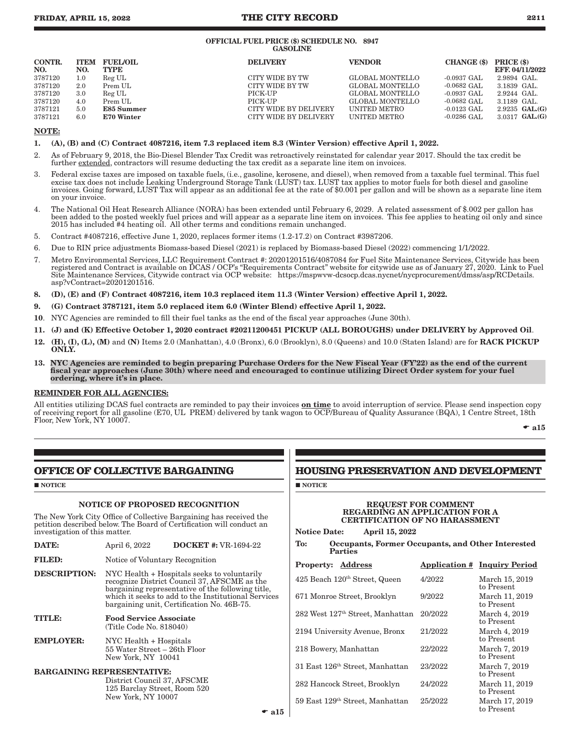OFFICIAL FUEL PRICE ($) SCHEDULE NO. 8947
GASOLINE

| CONTR. NO. | ITEM NO. | FUEL/OIL TYPE | DELIVERY | VENDOR | CHANGE ($) | PRICE ($) EFF. 04/11/2022 |
|---|---|---|---|---|---|---|
| 3787120 | 1.0 | Reg UL | CITY WIDE BY TW | GLOBAL MONTELLO | -0.0937 GAL | 2.9894 GAL. |
| 3787120 | 2.0 | Prem UL | CITY WIDE BY TW | GLOBAL MONTELLO | -0.0682 GAL | 3.1839 GAL. |
| 3787120 | 3.0 | Reg UL | PICK-UP | GLOBAL MONTELLO | -0.0937 GAL | 2.9244 GAL. |
| 3787120 | 4.0 | Prem UL | PICK-UP | GLOBAL MONTELLO | -0.0682 GAL | 3.1189 GAL. |
| 3787121 | 5.0 | **E85 Summer** | CITY WIDE BY DELIVERY | UNITED METRO | -0.0123 GAL | 2.9235 **GAL.(G)** |
| 3787121 | 6.0 | **E70 Winter** | CITY WIDE BY DELIVERY | UNITED METRO | -0.0286 GAL | 3.0317 **GAL.(G)** |

**NOTE:**

1. **(A), (B) and (C) Contract 4087216, item 7.3 replaced item 8.3 (Winter Version) effective April 1, 2022.**
2. As of February 9, 2018, the Bio-Diesel Blender Tax Credit was retroactively reinstated for calendar year 2017. Should the tax credit be further extended, contractors will resume deducting the tax credit as a separate line item on invoices.
3. Federal excise taxes are imposed on taxable fuels, (i.e., gasoline, kerosene, and diesel), when removed from a taxable fuel terminal. This fuel excise tax does not include Leaking Underground Storage Tank (LUST) tax. LUST tax applies to motor fuels for both diesel and gasoline invoices. Going forward, LUST Tax will appear as an additional fee at the rate of $0.001 per gallon and will be shown as a separate line item on your invoice.
4. The National Oil Heat Research Alliance (NORA) has been extended until February 6, 2029. A related assessment of $.002 per gallon has been added to the posted weekly fuel prices and will appear as a separate line item on invoices. This fee applies to heating oil only and since 2015 has included #4 heating oil. All other terms and conditions remain unchanged.
5. Contract #4087216, effective June 1, 2020, replaces former items (1.2-17.2) on Contract #3987206.
6. Due to RIN price adjustments Biomass-based Diesel (2021) is replaced by Biomass-based Diesel (2022) commencing 1/1/2022.
7. Metro Environmental Services, LLC Requirement Contract #: 20201201516/4087084 for Fuel Site Maintenance Services, Citywide has been registered and Contract is available on DCAS / OCP's "Requirements Contract" website for citywide use as of January 27, 2020. Link to Fuel Site Maintenance Services, Citywide contract via OCP website: https://mspwvw-dcsocp.dcas.nycnet/nycprocurement/dmss/asp/RCDetails.asp?vContract=20201201516.
8. **(D), (E) and (F) Contract 4087216, item 10.3 replaced item 11.3 (Winter Version) effective April 1, 2022.**
9. **(G) Contract 3787121, item 5.0 replaced item 6.0 (Winter Blend) effective April 1, 2022.**
10. NYC Agencies are reminded to fill their fuel tanks as the end of the fiscal year approaches (June 30th).
11. **(J) and (K) Effective October 1, 2020 contract #20211200451 PICKUP (ALL BOROUGHS) under DELIVERY by Approved Oil**.
12. **(H), (I), (L), (M)** and **(N)** Items 2.0 (Manhattan), 4.0 (Bronx), 6.0 (Brooklyn), 8.0 (Queens) and 10.0 (Staten Island) are for **RACK PICKUP ONLY.**
13. **NYC Agencies are reminded to begin preparing Purchase Orders for the New Fiscal Year (FY'22) as the end of the current fiscal year approaches (June 30th) where need and encouraged to continue utilizing Direct Order system for your fuel ordering, where it's in place.**

**REMINDER FOR ALL AGENCIES:**

All entities utilizing DCAS fuel contracts are reminded to pay their invoices **on time** to avoid interruption of service. Please send inspection copy of receiving report for all gasoline (E70, UL PREM) delivered by tank wagon to OCP/Bureau of Quality Assurance (BQA), 1 Centre Street, 18th Floor, New York, NY 10007.

☛ a15

## OFFICE OF COLLECTIVE BARGAINING

■ NOTICE

### NOTICE OF PROPOSED RECOGNITION

The New York City Office of Collective Bargaining has received the petition described below. The Board of Certification will conduct an investigation of this matter.

**DATE:** April 6, 2022 **DOCKET #:** VR-1694-22

**FILED:** Notice of Voluntary Recognition

**DESCRIPTION:** NYC Health + Hospitals seeks to voluntarily recognize District Council 37, AFSCME as the bargaining representative of the following title, which it seeks to add to the Institutional Services bargaining unit, Certification No. 46B-75.

**TITLE:** **Food Service Associate** (Title Code No. 818040)

**EMPLOYER:** NYC Health + Hospitals
55 Water Street – 26th Floor
New York, NY 10041

**BARGAINING REPRESENTATIVE:**
District Council 37, AFSCME
125 Barclay Street, Room 520
New York, NY 10007

☛ a15

## HOUSING PRESERVATION AND DEVELOPMENT

■ NOTICE

### REQUEST FOR COMMENT REGARDING AN APPLICATION FOR A CERTIFICATION OF NO HARASSMENT

**Notice Date:** **April 15, 2022**

**To:** **Occupants, Former Occupants, and Other Interested Parties**

| Property: Address | Application # | Inquiry Period |
|---|---|---|
| 425 Beach 120th Street, Queen | 4/2022 | March 15, 2019 to Present |
| 671 Monroe Street, Brooklyn | 9/2022 | March 11, 2019 to Present |
| 282 West 127th Street, Manhattan | 20/2022 | March 4, 2019 to Present |
| 2194 University Avenue, Bronx | 21/2022 | March 4, 2019 to Present |
| 218 Bowery, Manhattan | 22/2022 | March 7, 2019 to Present |
| 31 East 126th Street, Manhattan | 23/2022 | March 7, 2019 to Present |
| 282 Hancock Street, Brooklyn | 24/2022 | March 11, 2019 to Present |
| 59 East 129th Street, Manhattan | 25/2022 | March 17, 2019 to Present |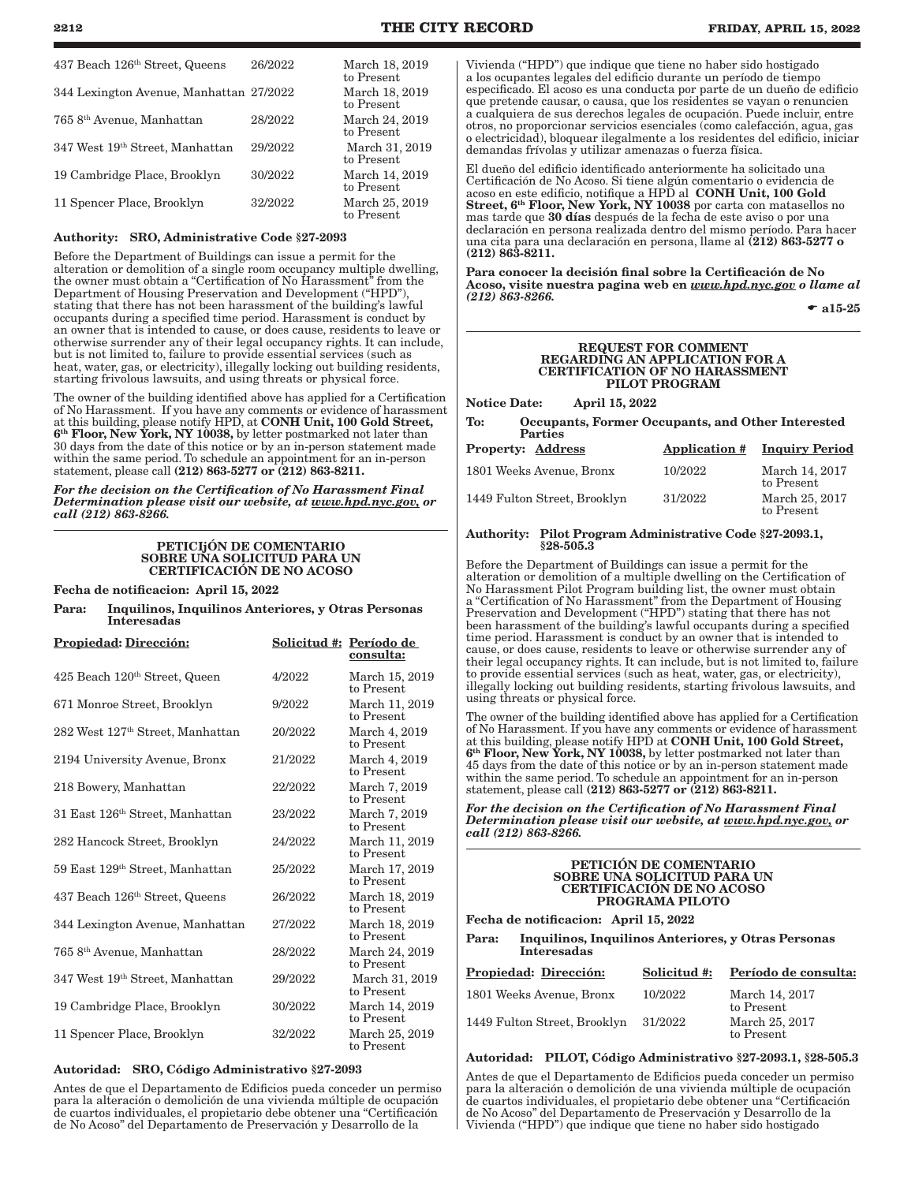| | | |
|---|---|---|
| 437 Beach 126th Street, Queens | 26/2022 | March 18, 2019 to Present |
| 344 Lexington Avenue, Manhattan | 27/2022 | March 18, 2019 to Present |
| 765 8th Avenue, Manhattan | 28/2022 | March 24, 2019 to Present |
| 347 West 19th Street, Manhattan | 29/2022 | March 31, 2019 to Present |
| 19 Cambridge Place, Brooklyn | 30/2022 | March 14, 2019 to Present |
| 11 Spencer Place, Brooklyn | 32/2022 | March 25, 2019 to Present |

**Authority: SRO, Administrative Code §27-2093**

Before the Department of Buildings can issue a permit for the alteration or demolition of a single room occupancy multiple dwelling, the owner must obtain a "Certification of No Harassment" from the Department of Housing Preservation and Development ("HPD"), stating that there has not been harassment of the building's lawful occupants during a specified time period. Harassment is conduct by an owner that is intended to cause, or does cause, residents to leave or otherwise surrender any of their legal occupancy rights. It can include, but is not limited to, failure to provide essential services (such as heat, water, gas, or electricity), illegally locking out building residents, starting frivolous lawsuits, and using threats or physical force.

The owner of the building identified above has applied for a Certification of No Harassment. If you have any comments or evidence of harassment at this building, please notify HPD, at **CONH Unit, 100 Gold Street, 6th Floor, New York, NY 10038,** by letter postmarked not later than 30 days from the date of this notice or by an in-person statement made within the same period. To schedule an appointment for an in-person statement, please call **(212) 863-5277 or (212) 863-8211.**

***For the decision on the Certification of No Harassment Final Determination please visit our website, at www.hpd.nyc.gov, or call (212) 863-8266.***

### PETICIjÓN DE COMENTARIO SOBRE UNA SOLICITUD PARA UN CERTIFICACIÓN DE NO ACOSO

**Fecha de notificacion: April 15, 2022**

**Para: Inquilinos, Inquilinos Anteriores, y Otras Personas Interesadas**

| Propiedad: Dirección: | Solicitud #: | Período de consulta: |
|---|---|---|
| 425 Beach 120th Street, Queen | 4/2022 | March 15, 2019 to Present |
| 671 Monroe Street, Brooklyn | 9/2022 | March 11, 2019 to Present |
| 282 West 127th Street, Manhattan | 20/2022 | March 4, 2019 to Present |
| 2194 University Avenue, Bronx | 21/2022 | March 4, 2019 to Present |
| 218 Bowery, Manhattan | 22/2022 | March 7, 2019 to Present |
| 31 East 126th Street, Manhattan | 23/2022 | March 7, 2019 to Present |
| 282 Hancock Street, Brooklyn | 24/2022 | March 11, 2019 to Present |
| 59 East 129th Street, Manhattan | 25/2022 | March 17, 2019 to Present |
| 437 Beach 126th Street, Queens | 26/2022 | March 18, 2019 to Present |
| 344 Lexington Avenue, Manhattan | 27/2022 | March 18, 2019 to Present |
| 765 8th Avenue, Manhattan | 28/2022 | March 24, 2019 to Present |
| 347 West 19th Street, Manhattan | 29/2022 | March 31, 2019 to Present |
| 19 Cambridge Place, Brooklyn | 30/2022 | March 14, 2019 to Present |
| 11 Spencer Place, Brooklyn | 32/2022 | March 25, 2019 to Present |

**Autoridad: SRO, Código Administrativo §27-2093**

Antes de que el Departamento de Edificios pueda conceder un permiso para la alteración o demolición de una vivienda múltiple de ocupación de cuartos individuales, el propietario debe obtener una "Certificación de No Acoso" del Departamento de Preservación y Desarrollo de la Vivienda ("HPD") que indique que tiene no haber sido hostigado a los ocupantes legales del edificio durante un período de tiempo especificado. El acoso es una conducta por parte de un dueño de edificio que pretende causar, o causa, que los residentes se vayan o renuncien a cualquiera de sus derechos legales de ocupación. Puede incluir, entre otros, no proporcionar servicios esenciales (como calefacción, agua, gas o electricidad), bloquear ilegalmente a los residentes del edificio, iniciar demandas frívolas y utilizar amenazas o fuerza física.

El dueño del edificio identificado anteriormente ha solicitado una Certificación de No Acoso. Si tiene algún comentario o evidencia de acoso en este edificio, notifique a HPD al **CONH Unit, 100 Gold Street, 6th Floor, New York, NY 10038** por carta con matasellos no mas tarde que **30 días** después de la fecha de este aviso o por una declaración en persona realizada dentro del mismo período. Para hacer una cita para una declaración en persona, llame al **(212) 863-5277 o (212) 863-8211.**

**Para conocer la decisión final sobre la Certificación de No Acoso, visite nuestra pagina web en *www.hpd.nyc.gov o llame al (212) 863-8266.***

☛ a15-25

### REQUEST FOR COMMENT REGARDING AN APPLICATION FOR A CERTIFICATION OF NO HARASSMENT PILOT PROGRAM

**Notice Date: April 15, 2022**

**To: Occupants, Former Occupants, and Other Interested Parties**

| Property: Address | Application # | Inquiry Period |
|---|---|---|
| 1801 Weeks Avenue, Bronx | 10/2022 | March 14, 2017 to Present |
| 1449 Fulton Street, Brooklyn | 31/2022 | March 25, 2017 to Present |

**Authority: Pilot Program Administrative Code §27-2093.1, §28-505.3**

Before the Department of Buildings can issue a permit for the alteration or demolition of a multiple dwelling on the Certification of No Harassment Pilot Program building list, the owner must obtain a "Certification of No Harassment" from the Department of Housing Preservation and Development ("HPD") stating that there has not been harassment of the building's lawful occupants during a specified time period. Harassment is conduct by an owner that is intended to cause, or does cause, residents to leave or otherwise surrender any of their legal occupancy rights. It can include, but is not limited to, failure to provide essential services (such as heat, water, gas, or electricity), illegally locking out building residents, starting frivolous lawsuits, and using threats or physical force.

The owner of the building identified above has applied for a Certification of No Harassment. If you have any comments or evidence of harassment at this building, please notify HPD at **CONH Unit, 100 Gold Street, 6th Floor, New York, NY 10038,** by letter postmarked not later than 45 days from the date of this notice or by an in-person statement made within the same period. To schedule an appointment for an in-person statement, please call **(212) 863-5277 or (212) 863-8211.**

***For the decision on the Certification of No Harassment Final Determination please visit our website, at www.hpd.nyc.gov, or call (212) 863-8266.***

### PETICIÓN DE COMENTARIO SOBRE UNA SOLICITUD PARA UN CERTIFICACIÓN DE NO ACOSO PROGRAMA PILOTO

**Fecha de notificacion: April 15, 2022**

**Para: Inquilinos, Inquilinos Anteriores, y Otras Personas Interesadas**

| Propiedad: Dirección: | Solicitud #: | Período de consulta: |
|---|---|---|
| 1801 Weeks Avenue, Bronx | 10/2022 | March 14, 2017 to Present |
| 1449 Fulton Street, Brooklyn | 31/2022 | March 25, 2017 to Present |

**Autoridad: PILOT, Código Administrativo §27-2093.1, §28-505.3**

Antes de que el Departamento de Edificios pueda conceder un permiso para la alteración o demolición de una vivienda múltiple de ocupación de cuartos individuales, el propietario debe obtener una "Certificación de No Acoso" del Departamento de Preservación y Desarrollo de la Vivienda ("HPD") que indique que tiene no haber sido hostigado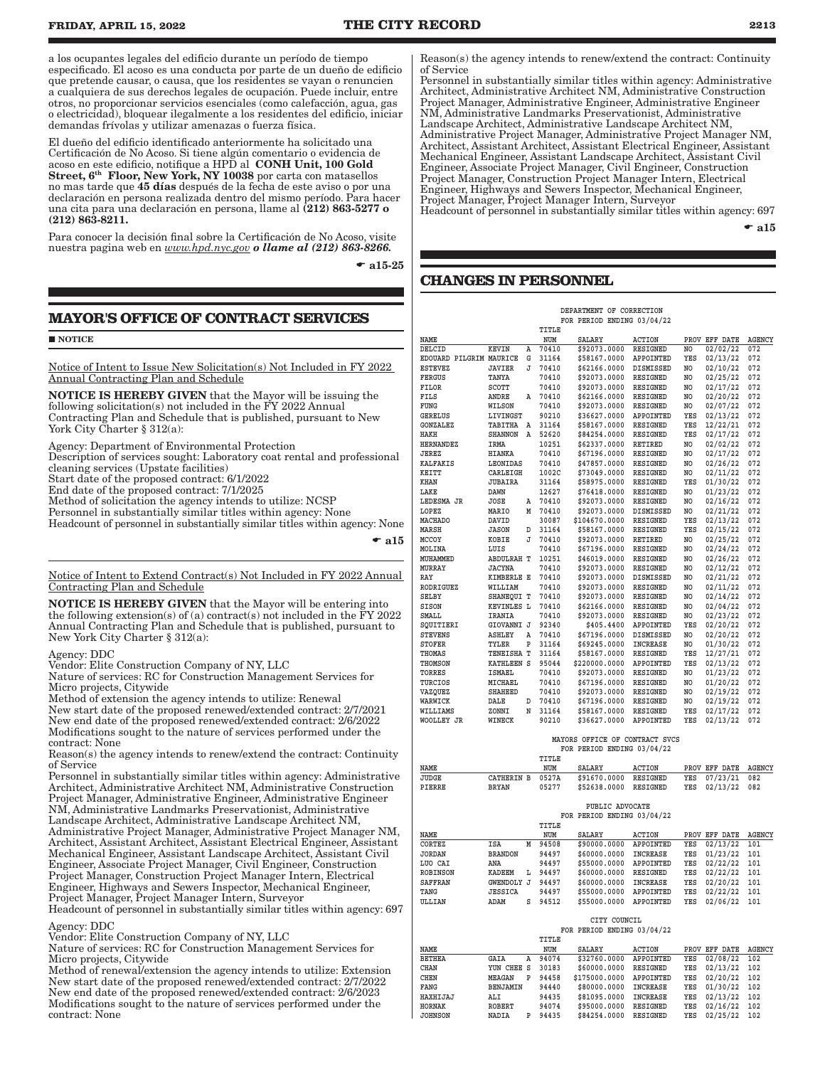a los ocupantes legales del edificio durante un período de tiempo especificado. El acoso es una conducta por parte de un dueño de edificio que pretende causar, o causa, que los residentes se vayan o renuncien a cualquiera de sus derechos legales de ocupación. Puede incluir, entre otros, no proporcionar servicios esenciales (como calefacción, agua, gas o electricidad), bloquear ilegalmente a los residentes del edificio, iniciar demandas frívolas y utilizar amenazas o fuerza física.

El dueño del edificio identificado anteriormente ha solicitado una Certificación de No Acoso. Si tiene algún comentario o evidencia de acoso en este edificio, notifique a HPD al **CONH Unit, 100 Gold Street, 6th Floor, New York, NY 10038** por carta con matasellos no mas tarde que **45 días** después de la fecha de este aviso o por una declaración en persona realizada dentro del mismo período. Para hacer una cita para una declaración en persona, llame al **(212) 863-5277 o (212) 863-8211.**

Para conocer la decisión final sobre la Certificación de No Acoso, visite nuestra pagina web en *www.hpd.nyc.gov* ***o llame al (212) 863-8266.***

☛ **a15-25**

## MAYOR'S OFFICE OF CONTRACT SERVICES

■ **NOTICE**

Notice of Intent to Issue New Solicitation(s) Not Included in FY 2022 Annual Contracting Plan and Schedule

**NOTICE IS HEREBY GIVEN** that the Mayor will be issuing the following solicitation(s) not included in the FY 2022 Annual Contracting Plan and Schedule that is published, pursuant to New York City Charter § 312(a):

Agency: Department of Environmental Protection
Description of services sought: Laboratory coat rental and professional cleaning services (Upstate facilities)
Start date of the proposed contract: 6/1/2022
End date of the proposed contract: 7/1/2025
Method of solicitation the agency intends to utilize: NCSP
Personnel in substantially similar titles within agency: None
Headcount of personnel in substantially similar titles within agency: None

☛ **a15**

Notice of Intent to Extend Contract(s) Not Included in FY 2022 Annual Contracting Plan and Schedule

**NOTICE IS HEREBY GIVEN** that the Mayor will be entering into the following extension(s) of (a) contract(s) not included in the FY 2022 Annual Contracting Plan and Schedule that is published, pursuant to New York City Charter § 312(a):

Agency: DDC
Vendor: Elite Construction Company of NY, LLC
Nature of services: RC for Construction Management Services for Micro projects, Citywide
Method of extension the agency intends to utilize: Renewal
New start date of the proposed renewed/extended contract: 2/7/2021
New end date of the proposed renewed/extended contract: 2/6/2022
Modifications sought to the nature of services performed under the contract: None
Reason(s) the agency intends to renew/extend the contract: Continuity of Service
Personnel in substantially similar titles within agency: Administrative Architect, Administrative Architect NM, Administrative Construction Project Manager, Administrative Engineer, Administrative Engineer NM, Administrative Landmarks Preservationist, Administrative Landscape Architect, Administrative Landscape Architect NM, Administrative Project Manager, Administrative Project Manager NM, Architect, Assistant Architect, Assistant Electrical Engineer, Assistant Mechanical Engineer, Assistant Landscape Architect, Assistant Civil Engineer, Associate Project Manager, Civil Engineer, Construction Project Manager, Construction Project Manager Intern, Electrical Engineer, Highways and Sewers Inspector, Mechanical Engineer, Project Manager, Project Manager Intern, Surveyor
Headcount of personnel in substantially similar titles within agency: 697

Agency: DDC
Vendor: Elite Construction Company of NY, LLC
Nature of services: RC for Construction Management Services for Micro projects, Citywide
Method of renewal/extension the agency intends to utilize: Extension
New start date of the proposed renewed/extended contract: 2/7/2022
New end date of the proposed renewed/extended contract: 2/6/2023
Modifications sought to the nature of services performed under the contract: None
Reason(s) the agency intends to renew/extend the contract: Continuity of Service
Personnel in substantially similar titles within agency: Administrative Architect, Administrative Architect NM, Administrative Construction Project Manager, Administrative Engineer, Administrative Engineer NM, Administrative Landmarks Preservationist, Administrative Landscape Architect, Administrative Landscape Architect NM, Administrative Project Manager, Administrative Project Manager NM, Architect, Assistant Architect, Assistant Electrical Engineer, Assistant Mechanical Engineer, Assistant Landscape Architect, Assistant Civil Engineer, Associate Project Manager, Civil Engineer, Construction Project Manager, Construction Project Manager Intern, Electrical Engineer, Highways and Sewers Inspector, Mechanical Engineer, Project Manager, Project Manager Intern, Surveyor
Headcount of personnel in substantially similar titles within agency: 697

☛ **a15**

## CHANGES IN PERSONNEL

DEPARTMENT OF CORRECTION
FOR PERIOD ENDING 03/04/22

| NAME | | | TITLE NUM | SALARY | ACTION | PROV | EFF DATE | AGENCY |
|---|---|---|---|---|---|---|---|---|
| DELCID | KEVIN | A | 70410 | $92073.0000 | RESIGNED | NO | 02/02/22 | 072 |
| EDOUARD PILGRIM | MAURICE | G | 31164 | $58167.0000 | APPOINTED | YES | 02/13/22 | 072 |
| ESTEVEZ | JAVIER | J | 70410 | $62166.0000 | DISMISSED | NO | 02/10/22 | 072 |
| FERGUS | TANYA | | 70410 | $92073.0000 | RESIGNED | NO | 02/25/22 | 072 |
| FILOR | SCOTT | | 70410 | $92073.0000 | RESIGNED | NO | 02/17/22 | 072 |
| FILS | ANDRE | A | 70410 | $62166.0000 | RESIGNED | NO | 02/20/22 | 072 |
| FUNG | WILSON | | 70410 | $92073.0000 | RESIGNED | NO | 02/07/22 | 072 |
| GERELUS | LIVINGST | | 90210 | $36627.0000 | APPOINTED | YES | 02/13/22 | 072 |
| GONZALEZ | TABITHA | A | 31164 | $58167.0000 | RESIGNED | YES | 12/22/21 | 072 |
| HAKH | SHANNON | A | 52620 | $84254.0000 | RESIGNED | YES | 02/17/22 | 072 |
| HERNANDEZ | IRMA | | 10251 | $62337.0000 | RETIRED | NO | 02/02/22 | 072 |
| JEREZ | HIANKA | | 70410 | $67196.0000 | RESIGNED | NO | 02/17/22 | 072 |
| KALFAKIS | LEONIDAS | | 70410 | $47857.0000 | RESIGNED | NO | 02/26/22 | 072 |
| KEITT | CARLEIGH | | 1002C | $73049.0000 | RESIGNED | NO | 02/11/22 | 072 |
| KHAN | JUBAIRA | | 31164 | $58975.0000 | RESIGNED | YES | 01/30/22 | 072 |
| LAKE | DAWN | | 12627 | $76418.0000 | RESIGNED | NO | 01/23/22 | 072 |
| LEDESMA JR | JOSE | A | 70410 | $92073.0000 | RESIGNED | NO | 02/16/22 | 072 |
| LOPEZ | MARIO | M | 70410 | $92073.0000 | DISMISSED | NO | 02/21/22 | 072 |
| MACHADO | DAVID | | 30087 | $104670.0000 | RESIGNED | YES | 02/13/22 | 072 |
| MARSH | JASON | D | 31164 | $58167.0000 | RESIGNED | YES | 02/15/22 | 072 |
| MCCOY | KOBIE | J | 70410 | $92073.0000 | RETIRED | NO | 02/25/22 | 072 |
| MOLINA | LUIS | | 70410 | $67196.0000 | RESIGNED | NO | 02/24/22 | 072 |
| MUHAMMED | ABDULRAH | T | 10251 | $46019.0000 | RESIGNED | NO | 02/26/22 | 072 |
| MURRAY | JACYNA | | 70410 | $92073.0000 | RESIGNED | NO | 02/12/22 | 072 |
| RAY | KIMBERLE | E | 70410 | $92073.0000 | DISMISSED | NO | 02/21/22 | 072 |
| RODRIGUEZ | WILLIAM | | 70410 | $92073.0000 | RESIGNED | NO | 02/11/22 | 072 |
| SELBY | SHANEQUI | T | 70410 | $92073.0000 | RESIGNED | NO | 02/14/22 | 072 |
| SISON | KEVINLES | L | 70410 | $62166.0000 | RESIGNED | NO | 02/04/22 | 072 |
| SMALL | IRANIA | | 70410 | $92073.0000 | RESIGNED | NO | 02/23/22 | 072 |
| SQUITIERI | GIOVANNI | J | 92340 | $405.4400 | APPOINTED | YES | 02/20/22 | 072 |
| STEVENS | ASHLEY | A | 70410 | $67196.0000 | DISMISSED | NO | 02/20/22 | 072 |
| STOFER | TYLER | P | 31164 | $69245.0000 | INCREASE | NO | 01/30/22 | 072 |
| THOMAS | TENEISHA | T | 31164 | $58167.0000 | RESIGNED | YES | 12/27/21 | 072 |
| THOMSON | KATHLEEN | S | 95044 | $220000.0000 | APPOINTED | YES | 02/13/22 | 072 |
| TORRES | ISMAEL | | 70410 | $92073.0000 | RESIGNED | NO | 01/23/22 | 072 |
| TURCIOS | MICHAEL | | 70410 | $67196.0000 | RESIGNED | NO | 01/20/22 | 072 |
| VAZQUEZ | SHAHEED | | 70410 | $92073.0000 | RESIGNED | NO | 02/19/22 | 072 |
| WARWICK | DALE | D | 70410 | $67196.0000 | RESIGNED | NO | 02/19/22 | 072 |
| WILLIAMS | ZONNI | N | 31164 | $58167.0000 | RESIGNED | YES | 02/17/22 | 072 |
| WOOLLEY JR | WINECK | | 90210 | $36627.0000 | APPOINTED | YES | 02/13/22 | 072 |

MAYORS OFFICE OF CONTRACT SVCS
FOR PERIOD ENDING 03/04/22

| NAME | | | TITLE NUM | SALARY | ACTION | PROV | EFF DATE | AGENCY |
|---|---|---|---|---|---|---|---|---|
| JUDGE | CATHERIN | B | 0527A | $91670.0000 | RESIGNED | YES | 07/23/21 | 082 |
| PIERRE | BRYAN | | 05277 | $52638.0000 | RESIGNED | YES | 02/13/22 | 082 |

PUBLIC ADVOCATE
FOR PERIOD ENDING 03/04/22

| NAME | | | TITLE NUM | SALARY | ACTION | PROV | EFF DATE | AGENCY |
|---|---|---|---|---|---|---|---|---|
| CORTEZ | ISA | M | 94508 | $90000.0000 | APPOINTED | YES | 02/13/22 | 101 |
| JORDAN | BRANDON | | 94497 | $60000.0000 | INCREASE | YES | 01/23/22 | 101 |
| LUO CAI | ANA | | 94497 | $55000.0000 | APPOINTED | YES | 02/22/22 | 101 |
| ROBINSON | KADEEM | L | 94497 | $60000.0000 | RESIGNED | YES | 02/22/22 | 101 |
| SAFFRAN | GWENDOLY | J | 94497 | $60000.0000 | INCREASE | YES | 02/20/22 | 101 |
| TANG | JESSICA | | 94497 | $55000.0000 | APPOINTED | YES | 02/22/22 | 101 |
| ULLIAN | ADAM | S | 94512 | $55000.0000 | APPOINTED | YES | 02/06/22 | 101 |

CITY COUNCIL
FOR PERIOD ENDING 03/04/22

| NAME | | | TITLE NUM | SALARY | ACTION | PROV | EFF DATE | AGENCY |
|---|---|---|---|---|---|---|---|---|
| BETHEA | GAIA | A | 94074 | $32760.0000 | APPOINTED | YES | 02/08/22 | 102 |
| CHAN | YUN CHEE | S | 30183 | $60000.0000 | RESIGNED | YES | 02/13/22 | 102 |
| CHEN | MEAGAN | P | 94458 | $175000.0000 | APPOINTED | YES | 02/20/22 | 102 |
| FANG | BENJAMIN | | 94440 | $80000.0000 | INCREASE | YES | 01/30/22 | 102 |
| HAKHIJAJ | ALI | | 94435 | $81095.0000 | INCREASE | YES | 02/13/22 | 102 |
| HORNAK | ROBERT | | 94074 | $95000.0000 | RESIGNED | YES | 02/16/22 | 102 |
| JOHNSON | NADIA | P | 94435 | $84254.0000 | RESIGNED | YES | 02/25/22 | 102 |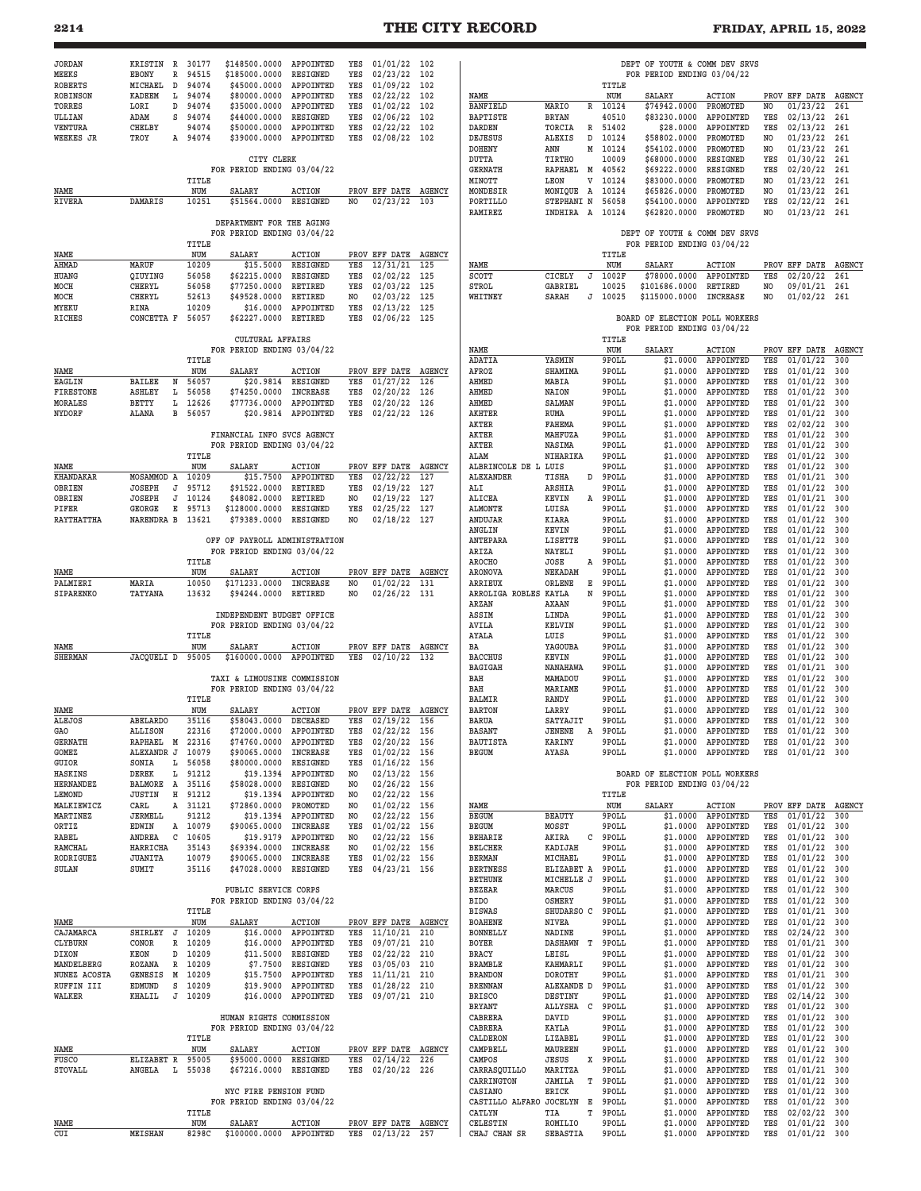| NAME | | | TITLE NUM | SALARY | ACTION | PROV | EFF DATE | AGENCY |
|---|---|---|---|---|---|---|---|---|
| JORDAN | KRISTIN | R | 30177 | $148500.0000 | APPOINTED | YES | 01/01/22 | 102 |
| MEEKS | EBONY | R | 94515 | $185000.0000 | RESIGNED | YES | 02/23/22 | 102 |
| ROBERTS | MICHAEL | D | 94074 | $45000.0000 | APPOINTED | YES | 01/09/22 | 102 |
| ROBINSON | KADEEM | L | 94074 | $80000.0000 | APPOINTED | YES | 02/22/22 | 102 |
| TORRES | LORI | D | 94074 | $35000.0000 | APPOINTED | YES | 01/02/22 | 102 |
| ULLIAN | ADAM | S | 94074 | $44000.0000 | RESIGNED | YES | 02/06/22 | 102 |
| VENTURA | CHELBY | | 94074 | $50000.0000 | APPOINTED | YES | 02/22/22 | 102 |
| WEEKES JR | TROY | A | 94074 | $39000.0000 | APPOINTED | YES | 02/08/22 | 102 |

CITY CLERK
FOR PERIOD ENDING 03/04/22

| NAME | | | TITLE NUM | SALARY | ACTION | PROV | EFF DATE | AGENCY |
|---|---|---|---|---|---|---|---|---|
| RIVERA | DAMARIS | | 10251 | $51564.0000 | RESIGNED | NO | 02/23/22 | 103 |

DEPARTMENT FOR THE AGING
FOR PERIOD ENDING 03/04/22

| NAME | | | TITLE NUM | SALARY | ACTION | PROV | EFF DATE | AGENCY |
|---|---|---|---|---|---|---|---|---|
| AHMAD | MARUF | | 10209 | $15.5000 | RESIGNED | YES | 12/31/21 | 125 |
| HUANG | QIUYING | | 56058 | $62215.0000 | RESIGNED | YES | 02/02/22 | 125 |
| MOCH | CHERYL | | 56058 | $77250.0000 | RETIRED | YES | 02/03/22 | 125 |
| MOCH | CHERYL | | 52613 | $49528.0000 | RETIRED | NO | 02/03/22 | 125 |
| MYEKU | RINA | | 10209 | $16.0000 | APPOINTED | YES | 02/13/22 | 125 |
| RICHES | CONCETTA | F | 56057 | $62227.0000 | RETIRED | YES | 02/06/22 | 125 |

CULTURAL AFFAIRS
FOR PERIOD ENDING 03/04/22

| NAME | | | TITLE NUM | SALARY | ACTION | PROV | EFF DATE | AGENCY |
|---|---|---|---|---|---|---|---|---|
| EAGLIN | BAILEE | N | 56057 | $20.9814 | RESIGNED | YES | 01/27/22 | 126 |
| FIRESTONE | ASHLEY | L | 56058 | $74250.0000 | INCREASE | YES | 02/20/22 | 126 |
| MORALES | BETTY | L | 12626 | $77736.0000 | APPOINTED | YES | 02/20/22 | 126 |
| NYDORF | ALANA | B | 56057 | $20.9814 | APPOINTED | YES | 02/22/22 | 126 |

FINANCIAL INFO SVCS AGENCY
FOR PERIOD ENDING 03/04/22

| NAME | | | TITLE NUM | SALARY | ACTION | PROV | EFF DATE | AGENCY |
|---|---|---|---|---|---|---|---|---|
| KHANDAKAR | MOSAMMOD | A | 10209 | $15.7500 | APPOINTED | YES | 02/22/22 | 127 |
| OBRIEN | JOSEPH | J | 95712 | $91522.0000 | RETIRED | YES | 02/19/22 | 127 |
| OBRIEN | JOSEPH | J | 10124 | $48082.0000 | RETIRED | NO | 02/19/22 | 127 |
| PIFER | GEORGE | E | 95713 | $128000.0000 | RESIGNED | YES | 02/25/22 | 127 |
| RAYTHATTHA | NARENDRA | B | 13621 | $79389.0000 | RESIGNED | NO | 02/18/22 | 127 |

OFF OF PAYROLL ADMINISTRATION
FOR PERIOD ENDING 03/04/22

| NAME | | | TITLE NUM | SALARY | ACTION | PROV | EFF DATE | AGENCY |
|---|---|---|---|---|---|---|---|---|
| PALMIERI | MARIA | | 10050 | $171233.0000 | INCREASE | NO | 01/02/22 | 131 |
| SIPARENKO | TATYANA | | 13632 | $94244.0000 | RETIRED | NO | 02/26/22 | 131 |

INDEPENDENT BUDGET OFFICE
FOR PERIOD ENDING 03/04/22

| NAME | | | TITLE NUM | SALARY | ACTION | PROV | EFF DATE | AGENCY |
|---|---|---|---|---|---|---|---|---|
| SHERMAN | JACQUELI | D | 95005 | $160000.0000 | APPOINTED | YES | 02/10/22 | 132 |

TAXI & LIMOUSINE COMMISSION
FOR PERIOD ENDING 03/04/22

| NAME | | | TITLE NUM | SALARY | ACTION | PROV | EFF DATE | AGENCY |
|---|---|---|---|---|---|---|---|---|
| ALEJOS | ABELARDO | | 35116 | $58043.0000 | DECEASED | YES | 02/19/22 | 156 |
| GAO | ALLISON | | 22316 | $72000.0000 | APPOINTED | YES | 02/22/22 | 156 |
| GERNATH | RAPHAEL | M | 22316 | $74760.0000 | APPOINTED | YES | 02/20/22 | 156 |
| GOMEZ | ALEXANDR | J | 10079 | $90065.0000 | INCREASE | YES | 01/02/22 | 156 |
| GUIOR | SONIA | L | 56058 | $80000.0000 | RESIGNED | YES | 01/16/22 | 156 |
| HASKINS | DEREK | L | 91212 | $19.1394 | APPOINTED | NO | 02/13/22 | 156 |
| HERNANDEZ | BALMORE | A | 35116 | $58028.0000 | RESIGNED | NO | 02/26/22 | 156 |
| LEMOND | JUSTIN | H | 91212 | $19.1394 | APPOINTED | NO | 02/22/22 | 156 |
| MALKIEWICZ | CARL | A | 31121 | $72860.0000 | PROMOTED | NO | 01/02/22 | 156 |
| MARTINEZ | JERMELL | | 91212 | $19.1394 | APPOINTED | NO | 02/22/22 | 156 |
| ORTIZ | EDWIN | A | 10079 | $90065.0000 | INCREASE | YES | 01/02/22 | 156 |
| RABEL | ANDREA | C | 10605 | $19.9179 | APPOINTED | NO | 02/22/22 | 156 |
| RAMCHAL | HARRICHA | | 35143 | $69394.0000 | INCREASE | NO | 01/02/22 | 156 |
| RODRIGUEZ | JUANITA | | 10079 | $90065.0000 | INCREASE | YES | 01/02/22 | 156 |
| SULAN | SUMIT | | 35116 | $47028.0000 | RESIGNED | YES | 04/23/21 | 156 |

PUBLIC SERVICE CORPS
FOR PERIOD ENDING 03/04/22

| NAME | | | TITLE NUM | SALARY | ACTION | PROV | EFF DATE | AGENCY |
|---|---|---|---|---|---|---|---|---|
| CAJAMARCA | SHIRLEY | J | 10209 | $16.0000 | APPOINTED | YES | 11/10/21 | 210 |
| CLYBURN | CONOR | R | 10209 | $16.0000 | APPOINTED | YES | 09/07/21 | 210 |
| DIXON | KEON | D | 10209 | $11.5000 | RESIGNED | YES | 02/22/22 | 210 |
| MANDELBERG | ROZANA | R | 10209 | $7.7500 | RESIGNED | YES | 03/05/03 | 210 |
| NUNEZ ACOSTA | GENESIS | M | 10209 | $15.7500 | APPOINTED | YES | 11/11/21 | 210 |
| RUFFIN III | EDMUND | S | 10209 | $19.9000 | APPOINTED | YES | 01/28/22 | 210 |
| WALKER | KHALIL | J | 10209 | $16.0000 | APPOINTED | YES | 09/07/21 | 210 |

HUMAN RIGHTS COMMISSION
FOR PERIOD ENDING 03/04/22

| NAME | | | TITLE NUM | SALARY | ACTION | PROV | EFF DATE | AGENCY |
|---|---|---|---|---|---|---|---|---|
| FUSCO | ELIZABET | R | 95005 | $95000.0000 | RESIGNED | YES | 02/14/22 | 226 |
| STOVALL | ANGELA | L | 55038 | $67216.0000 | RESIGNED | YES | 02/20/22 | 226 |

NYC FIRE PENSION FUND
FOR PERIOD ENDING 03/04/22

| NAME | | | TITLE NUM | SALARY | ACTION | PROV | EFF DATE | AGENCY |
|---|---|---|---|---|---|---|---|---|
| CUI | MEISHAN | | 8298C | $100000.0000 | APPOINTED | YES | 02/13/22 | 257 |

DEPT OF YOUTH & COMM DEV SRVS
FOR PERIOD ENDING 03/04/22

| NAME | | | TITLE NUM | SALARY | ACTION | PROV | EFF DATE | AGENCY |
|---|---|---|---|---|---|---|---|---|
| BANFIELD | MARIO | R | 10124 | $74942.0000 | PROMOTED | NO | 01/23/22 | 261 |
| BAPTISTE | BRYAN | | 40510 | $83230.0000 | APPOINTED | YES | 02/13/22 | 261 |
| DARDEN | TORCIA | R | 51402 | $28.0000 | APPOINTED | YES | 02/13/22 | 261 |
| DEJESUS | ALEXIS | D | 10124 | $58802.0000 | PROMOTED | NO | 01/23/22 | 261 |
| DOHENY | ANN | M | 10124 | $54102.0000 | PROMOTED | NO | 01/23/22 | 261 |
| DUTTA | TIRTHO | | 10009 | $68000.0000 | RESIGNED | YES | 01/30/22 | 261 |
| GERNATH | RAPHAEL | M | 40562 | $69222.0000 | RESIGNED | YES | 02/20/22 | 261 |
| MINOTT | LEON | V | 10124 | $83000.0000 | PROMOTED | NO | 01/23/22 | 261 |
| MONDESIR | MONIQUE | A | 10124 | $65826.0000 | PROMOTED | NO | 01/23/22 | 261 |
| PORTILLO | STEPHANI | N | 56058 | $54100.0000 | APPOINTED | YES | 02/22/22 | 261 |
| RAMIREZ | INDHIRA | A | 10124 | $62820.0000 | PROMOTED | NO | 01/23/22 | 261 |

DEPT OF YOUTH & COMM DEV SRVS
FOR PERIOD ENDING 03/04/22

| NAME | | | TITLE NUM | SALARY | ACTION | PROV | EFF DATE | AGENCY |
|---|---|---|---|---|---|---|---|---|
| SCOTT | CICELY | J | 1002F | $78000.0000 | APPOINTED | YES | 02/20/22 | 261 |
| STROL | GABRIEL | | 10025 | $101686.0000 | RETIRED | NO | 09/01/21 | 261 |
| WHITNEY | SARAH | J | 10025 | $115000.0000 | INCREASE | NO | 01/02/22 | 261 |

BOARD OF ELECTION POLL WORKERS
FOR PERIOD ENDING 03/04/22

| NAME | | | TITLE NUM | SALARY | ACTION | PROV | EFF DATE | AGENCY |
|---|---|---|---|---|---|---|---|---|
| ADATIA | YASMIN | | 9POLL | $1.0000 | APPOINTED | YES | 01/01/22 | 300 |
| AFROZ | SHAMIMA | | 9POLL | $1.0000 | APPOINTED | YES | 01/01/22 | 300 |
| AHMED | MABIA | | 9POLL | $1.0000 | APPOINTED | YES | 01/01/22 | 300 |
| AHMED | NAION | | 9POLL | $1.0000 | APPOINTED | YES | 01/01/22 | 300 |
| AHMED | SALMAN | | 9POLL | $1.0000 | APPOINTED | YES | 01/01/22 | 300 |
| AKHTER | RUMA | | 9POLL | $1.0000 | APPOINTED | YES | 01/01/22 | 300 |
| AKTER | FAHEMA | | 9POLL | $1.0000 | APPOINTED | YES | 02/02/22 | 300 |
| AKTER | MAHFUZA | | 9POLL | $1.0000 | APPOINTED | YES | 01/01/22 | 300 |
| AKTER | NASIMA | | 9POLL | $1.0000 | APPOINTED | YES | 01/01/22 | 300 |
| ALAM | NIHARIKA | | 9POLL | $1.0000 | APPOINTED | YES | 01/01/22 | 300 |
| ALBRINCOLE DE L | LUIS | | 9POLL | $1.0000 | APPOINTED | YES | 01/01/22 | 300 |
| ALEXANDER | TISHA | D | 9POLL | $1.0000 | APPOINTED | YES | 01/01/21 | 300 |
| ALI | ARSHIA | | 9POLL | $1.0000 | APPOINTED | YES | 01/01/22 | 300 |
| ALICEA | KEVIN | A | 9POLL | $1.0000 | APPOINTED | YES | 01/01/21 | 300 |
| ALMONTE | LUISA | | 9POLL | $1.0000 | APPOINTED | YES | 01/01/22 | 300 |
| ANDUJAR | KIARA | | 9POLL | $1.0000 | APPOINTED | YES | 01/01/22 | 300 |
| ANGLIN | KEVIN | | 9POLL | $1.0000 | APPOINTED | YES | 01/01/22 | 300 |
| ANTEPARA | LISETTE | | 9POLL | $1.0000 | APPOINTED | YES | 01/01/22 | 300 |
| ARIZA | NAYELI | | 9POLL | $1.0000 | APPOINTED | YES | 01/01/22 | 300 |
| AROCHO | JOSE | A | 9POLL | $1.0000 | APPOINTED | YES | 01/01/22 | 300 |
| ARONOVA | NEKADAM | | 9POLL | $1.0000 | APPOINTED | YES | 01/01/22 | 300 |
| ARRIEUX | ORLENE | E | 9POLL | $1.0000 | APPOINTED | YES | 01/01/22 | 300 |
| ARROLIGA ROBLES | KAYLA | N | 9POLL | $1.0000 | APPOINTED | YES | 01/01/22 | 300 |
| ARZAN | AXAAN | | 9POLL | $1.0000 | APPOINTED | YES | 01/01/22 | 300 |
| ASSIM | LINDA | | 9POLL | $1.0000 | APPOINTED | YES | 01/01/22 | 300 |
| AVILA | KELVIN | | 9POLL | $1.0000 | APPOINTED | YES | 01/01/22 | 300 |
| AYALA | LUIS | | 9POLL | $1.0000 | APPOINTED | YES | 01/01/22 | 300 |
| BA | YAGOUBA | | 9POLL | $1.0000 | APPOINTED | YES | 01/01/22 | 300 |
| BACCHUS | KEVIN | | 9POLL | $1.0000 | APPOINTED | YES | 01/01/22 | 300 |
| BAGIGAH | NANAHAWA | | 9POLL | $1.0000 | APPOINTED | YES | 01/01/21 | 300 |
| BAH | MAMADOU | | 9POLL | $1.0000 | APPOINTED | YES | 01/01/22 | 300 |
| BAH | MARIAME | | 9POLL | $1.0000 | APPOINTED | YES | 01/01/22 | 300 |
| BALMIR | RANDY | | 9POLL | $1.0000 | APPOINTED | YES | 01/01/22 | 300 |
| BARTON | LARRY | | 9POLL | $1.0000 | APPOINTED | YES | 01/01/22 | 300 |
| BARUA | SATYAJIT | | 9POLL | $1.0000 | APPOINTED | YES | 01/01/22 | 300 |
| BASANT | JENENE | A | 9POLL | $1.0000 | APPOINTED | YES | 01/01/22 | 300 |
| BAUTISTA | KARINY | | 9POLL | $1.0000 | APPOINTED | YES | 01/01/22 | 300 |
| BEGUM | AYASA | | 9POLL | $1.0000 | APPOINTED | YES | 01/01/22 | 300 |

BOARD OF ELECTION POLL WORKERS
FOR PERIOD ENDING 03/04/22

| NAME | | | TITLE NUM | SALARY | ACTION | PROV | EFF DATE | AGENCY |
|---|---|---|---|---|---|---|---|---|
| BEGUM | BEAUTY | | 9POLL | $1.0000 | APPOINTED | YES | 01/01/22 | 300 |
| BEGUM | MOSST | | 9POLL | $1.0000 | APPOINTED | YES | 01/01/22 | 300 |
| BEHARIE | AKIRA | C | 9POLL | $1.0000 | APPOINTED | YES | 01/01/22 | 300 |
| BELCHER | KADIJAH | | 9POLL | $1.0000 | APPOINTED | YES | 01/01/22 | 300 |
| BERMAN | MICHAEL | | 9POLL | $1.0000 | APPOINTED | YES | 01/01/22 | 300 |
| BERTNESS | ELIZABET | A | 9POLL | $1.0000 | APPOINTED | YES | 01/01/22 | 300 |
| BETHUNE | MICHELLE | J | 9POLL | $1.0000 | APPOINTED | YES | 01/01/22 | 300 |
| BEZEAR | MARCUS | | 9POLL | $1.0000 | APPOINTED | YES | 01/01/22 | 300 |
| BIDO | OSMERY | | 9POLL | $1.0000 | APPOINTED | YES | 01/01/22 | 300 |
| BISWAS | SHUDARSO | C | 9POLL | $1.0000 | APPOINTED | YES | 01/01/21 | 300 |
| BOAHENE | NIVEA | | 9POLL | $1.0000 | APPOINTED | YES | 01/01/22 | 300 |
| BONNELLY | NADINE | | 9POLL | $1.0000 | APPOINTED | YES | 02/24/22 | 300 |
| BOYER | DASHAWN | T | 9POLL | $1.0000 | APPOINTED | YES | 01/01/21 | 300 |
| BRACY | LEISL | | 9POLL | $1.0000 | APPOINTED | YES | 01/01/22 | 300 |
| BRAMBLE | KAHMARLI | | 9POLL | $1.0000 | APPOINTED | YES | 01/01/22 | 300 |
| BRANDON | DOROTHY | | 9POLL | $1.0000 | APPOINTED | YES | 01/01/21 | 300 |
| BRENNAN | ALEXANDE | D | 9POLL | $1.0000 | APPOINTED | YES | 01/01/22 | 300 |
| BRISCO | DESTINY | | 9POLL | $1.0000 | APPOINTED | YES | 02/14/22 | 300 |
| BRYANT | ALLYSHA | C | 9POLL | $1.0000 | APPOINTED | YES | 01/01/22 | 300 |
| CABRERA | DAVID | | 9POLL | $1.0000 | APPOINTED | YES | 01/01/22 | 300 |
| CABRERA | KAYLA | | 9POLL | $1.0000 | APPOINTED | YES | 01/01/22 | 300 |
| CALDERON | LIZABEL | | 9POLL | $1.0000 | APPOINTED | YES | 01/01/22 | 300 |
| CAMPBELL | MAUREEN | | 9POLL | $1.0000 | APPOINTED | YES | 01/01/22 | 300 |
| CAMPOS | JESUS | X | 9POLL | $1.0000 | APPOINTED | YES | 01/01/22 | 300 |
| CARRASQUILLO | MARITZA | | 9POLL | $1.0000 | APPOINTED | YES | 01/01/21 | 300 |
| CARRINGTON | JAMILA | T | 9POLL | $1.0000 | APPOINTED | YES | 01/01/22 | 300 |
| CASIANO | ERICK | | 9POLL | $1.0000 | APPOINTED | YES | 01/01/22 | 300 |
| CASTILLO ALFARO | JOCELYN | E | 9POLL | $1.0000 | APPOINTED | YES | 01/01/22 | 300 |
| CATLYN | TIA | T | 9POLL | $1.0000 | APPOINTED | YES | 02/02/22 | 300 |
| CELESTIN | ROMILIO | | 9POLL | $1.0000 | APPOINTED | YES | 01/01/22 | 300 |
| CHAJ CHAN SR | SEBASTIA | | 9POLL | $1.0000 | APPOINTED | YES | 01/01/22 | 300 |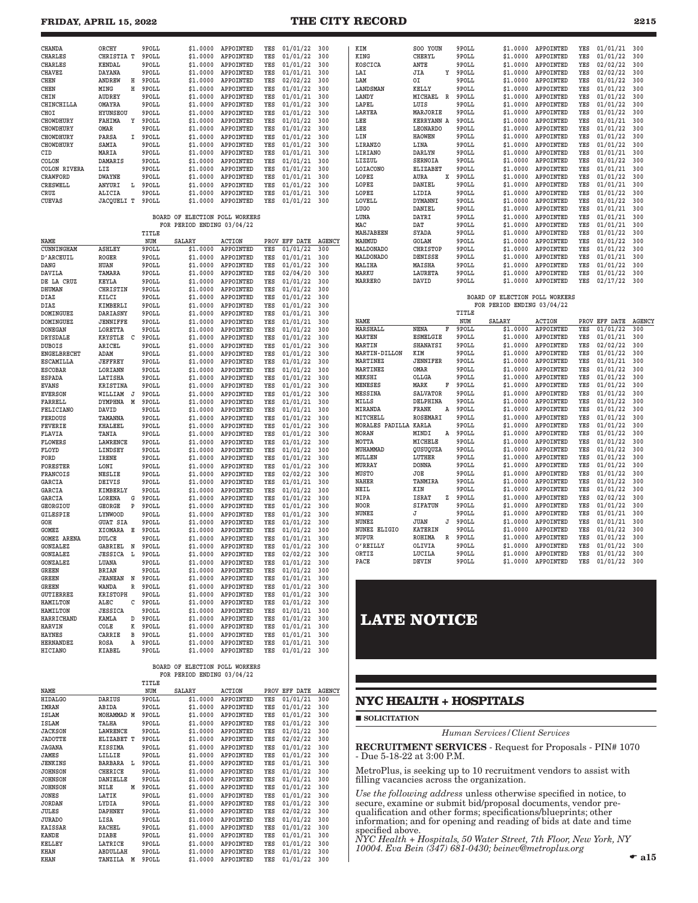| NAME | | TITLE NUM | SALARY | ACTION | PROV | EFF DATE | AGENCY |
|---|---|---|---|---|---|---|---|
| CHANDA | ORCHY | 9POLL | $1.0000 | APPOINTED | YES | 01/01/22 | 300 |
| CHARLES | CHRISTIA T | 9POLL | $1.0000 | APPOINTED | YES | 01/01/22 | 300 |
| CHARLES | KENDAL | 9POLL | $1.0000 | APPOINTED | YES | 01/01/22 | 300 |
| CHAVEZ | DAYANA | 9POLL | $1.0000 | APPOINTED | YES | 01/01/21 | 300 |
| CHEN | ANDREW H | 9POLL | $1.0000 | APPOINTED | YES | 02/02/22 | 300 |
| CHEN | MING H | 9POLL | $1.0000 | APPOINTED | YES | 01/01/22 | 300 |
| CHIN | AUDREY | 9POLL | $1.0000 | APPOINTED | YES | 01/01/21 | 300 |
| CHINCHILLA | OMAYRA | 9POLL | $1.0000 | APPOINTED | YES | 01/01/22 | 300 |
| CHOI | HYUNSEOU | 9POLL | $1.0000 | APPOINTED | YES | 01/01/22 | 300 |
| CHOWDHURY | FAHIMA Y | 9POLL | $1.0000 | APPOINTED | YES | 01/01/22 | 300 |
| CHOWDHURY | OMAR | 9POLL | $1.0000 | APPOINTED | YES | 01/01/22 | 300 |
| CHOWDHURY | PARSA I | 9POLL | $1.0000 | APPOINTED | YES | 01/01/22 | 300 |
| CHOWDHURY | SAMIA | 9POLL | $1.0000 | APPOINTED | YES | 01/01/22 | 300 |
| CID | MARIA | 9POLL | $1.0000 | APPOINTED | YES | 01/01/21 | 300 |
| COLON | DAMARIS | 9POLL | $1.0000 | APPOINTED | YES | 01/01/21 | 300 |
| COLON RIVERA | LIZ | 9POLL | $1.0000 | APPOINTED | YES | 01/01/22 | 300 |
| CRAWFORD | DWAYNE | 9POLL | $1.0000 | APPOINTED | YES | 01/01/21 | 300 |
| CRESWELL | ANYURI L | 9POLL | $1.0000 | APPOINTED | YES | 01/01/22 | 300 |
| CRUZ | ALICIA | 9POLL | $1.0000 | APPOINTED | YES | 01/01/21 | 300 |
| CUEVAS | JACQUELI T | 9POLL | $1.0000 | APPOINTED | YES | 01/01/22 | 300 |

BOARD OF ELECTION POLL WORKERS
FOR PERIOD ENDING 03/04/22

| NAME | | TITLE NUM | SALARY | ACTION | PROV | EFF DATE | AGENCY |
|---|---|---|---|---|---|---|---|
| CUNNINGHAM | ASHLEY | 9POLL | $1.0000 | APPOINTED | YES | 01/01/22 | 300 |
| D'ARCEUIL | ROGER | 9POLL | $1.0000 | APPOINTED | YES | 01/01/21 | 300 |
| DANG | HUAN | 9POLL | $1.0000 | APPOINTED | YES | 01/01/22 | 300 |
| DAVILA | TAMARA | 9POLL | $1.0000 | APPOINTED | YES | 02/04/20 | 300 |
| DE LA CRUZ | KEYLA | 9POLL | $1.0000 | APPOINTED | YES | 01/01/22 | 300 |
| DHUMAN | CHRISTIN | 9POLL | $1.0000 | APPOINTED | YES | 01/01/22 | 300 |
| DIAZ | KILCI | 9POLL | $1.0000 | APPOINTED | YES | 01/01/22 | 300 |
| DIAZ | KIMBERLI | 9POLL | $1.0000 | APPOINTED | YES | 01/01/22 | 300 |
| DOMINGUEZ | DARIASNY | 9POLL | $1.0000 | APPOINTED | YES | 01/01/21 | 300 |
| DOMINGUEZ | JENNIFFE | 9POLL | $1.0000 | APPOINTED | YES | 01/01/21 | 300 |
| DONEGAN | LORETTA | 9POLL | $1.0000 | APPOINTED | YES | 01/01/22 | 300 |
| DRYSDALE | KRYSTLE C | 9POLL | $1.0000 | APPOINTED | YES | 01/01/22 | 300 |
| DUBOIS | ARICEL | 9POLL | $1.0000 | APPOINTED | YES | 01/01/22 | 300 |
| ENGELBRECHT | ADAM | 9POLL | $1.0000 | APPOINTED | YES | 01/01/22 | 300 |
| ESCAMILLA | JEFFREY | 9POLL | $1.0000 | APPOINTED | YES | 01/01/22 | 300 |
| ESCOBAR | LORIANN | 9POLL | $1.0000 | APPOINTED | YES | 01/01/22 | 300 |
| ESPADA | LATISHA | 9POLL | $1.0000 | APPOINTED | YES | 01/01/22 | 300 |
| EVANS | KRISTINA | 9POLL | $1.0000 | APPOINTED | YES | 01/01/22 | 300 |
| EVERSON | WILLIAM J | 9POLL | $1.0000 | APPOINTED | YES | 01/01/22 | 300 |
| FARRELL | DYMPHNA M | 9POLL | $1.0000 | APPOINTED | YES | 01/01/21 | 300 |
| FELICIANO | DAVID | 9POLL | $1.0000 | APPOINTED | YES | 01/01/21 | 300 |
| FERDOUS | TAMANNA | 9POLL | $1.0000 | APPOINTED | YES | 01/01/22 | 300 |
| FEVERIE | KHALEEL | 9POLL | $1.0000 | APPOINTED | YES | 01/01/22 | 300 |
| FLAVIA | TANIA | 9POLL | $1.0000 | APPOINTED | YES | 01/01/22 | 300 |
| FLOWERS | LAWRENCE | 9POLL | $1.0000 | APPOINTED | YES | 01/01/22 | 300 |
| FLOYD | LINDSEY | 9POLL | $1.0000 | APPOINTED | YES | 01/01/22 | 300 |
| FORD | IRENE | 9POLL | $1.0000 | APPOINTED | YES | 01/01/22 | 300 |
| FORESTER | LONI | 9POLL | $1.0000 | APPOINTED | YES | 01/01/22 | 300 |
| FRANCOIS | NESLIE | 9POLL | $1.0000 | APPOINTED | YES | 02/02/22 | 300 |
| GARCIA | DEIVIS | 9POLL | $1.0000 | APPOINTED | YES | 01/01/21 | 300 |
| GARCIA | KIMBERLY | 9POLL | $1.0000 | APPOINTED | YES | 01/01/22 | 300 |
| GARCIA | LORENA G | 9POLL | $1.0000 | APPOINTED | YES | 01/01/22 | 300 |
| GEORGIOU | GEORGE P | 9POLL | $1.0000 | APPOINTED | YES | 01/01/22 | 300 |
| GILESPIE | LYNWOOD | 9POLL | $1.0000 | APPOINTED | YES | 01/01/22 | 300 |
| GOH | GUAT SIA | 9POLL | $1.0000 | APPOINTED | YES | 01/01/22 | 300 |
| GOMEZ | XIOMARA E | 9POLL | $1.0000 | APPOINTED | YES | 01/01/22 | 300 |
| GOMEZ ARENA | DULCE | 9POLL | $1.0000 | APPOINTED | YES | 01/01/21 | 300 |
| GONZALEZ | GABRIEL N | 9POLL | $1.0000 | APPOINTED | YES | 01/01/22 | 300 |
| GONZALEZ | JESSICA L | 9POLL | $1.0000 | APPOINTED | YES | 02/02/22 | 300 |
| GONZALEZ | LUANA | 9POLL | $1.0000 | APPOINTED | YES | 01/01/22 | 300 |
| GREEN | BRIAN | 9POLL | $1.0000 | APPOINTED | YES | 01/01/22 | 300 |
| GREEN | JEANEAN N | 9POLL | $1.0000 | APPOINTED | YES | 01/01/21 | 300 |
| GREEN | WANDA R | 9POLL | $1.0000 | APPOINTED | YES | 01/01/22 | 300 |
| GUTIERREZ | KRISTOPH | 9POLL | $1.0000 | APPOINTED | YES | 01/01/22 | 300 |
| HAMILTON | ALEC C | 9POLL | $1.0000 | APPOINTED | YES | 01/01/22 | 300 |
| HAMILTON | JESSICA | 9POLL | $1.0000 | APPOINTED | YES | 01/01/21 | 300 |
| HARRICHAND | KAMLA D | 9POLL | $1.0000 | APPOINTED | YES | 01/01/22 | 300 |
| HARVIN | COLE K | 9POLL | $1.0000 | APPOINTED | YES | 01/01/21 | 300 |
| HAYNES | CARRIE B | 9POLL | $1.0000 | APPOINTED | YES | 01/01/21 | 300 |
| HERNANDEZ | ROSA A | 9POLL | $1.0000 | APPOINTED | YES | 01/01/21 | 300 |
| HICIANO | KIABEL | 9POLL | $1.0000 | APPOINTED | YES | 01/01/22 | 300 |

BOARD OF ELECTION POLL WORKERS
FOR PERIOD ENDING 03/04/22

| NAME | | TITLE NUM | SALARY | ACTION | PROV | EFF DATE | AGENCY |
|---|---|---|---|---|---|---|---|
| HIDALGO | DARIUS | 9POLL | $1.0000 | APPOINTED | YES | 01/01/21 | 300 |
| IMRAN | ABIDA | 9POLL | $1.0000 | APPOINTED | YES | 01/01/22 | 300 |
| ISLAM | MOHAMMAD M | 9POLL | $1.0000 | APPOINTED | YES | 01/01/22 | 300 |
| ISLAM | TALHA | 9POLL | $1.0000 | APPOINTED | YES | 01/01/22 | 300 |
| JACKSON | LAWRENCE | 9POLL | $1.0000 | APPOINTED | YES | 01/01/22 | 300 |
| JADOTTE | ELIZABET T | 9POLL | $1.0000 | APPOINTED | YES | 02/02/22 | 300 |
| JAGANA | KISSIMA | 9POLL | $1.0000 | APPOINTED | YES | 01/01/22 | 300 |
| JAMES | LILLIE | 9POLL | $1.0000 | APPOINTED | YES | 01/01/22 | 300 |
| JENKINS | BARBARA L | 9POLL | $1.0000 | APPOINTED | YES | 01/01/21 | 300 |
| JOHNSON | CHERICE | 9POLL | $1.0000 | APPOINTED | YES | 01/01/22 | 300 |
| JOHNSON | DANIELLE | 9POLL | $1.0000 | APPOINTED | YES | 01/01/21 | 300 |
| JOHNSON | NILE M | 9POLL | $1.0000 | APPOINTED | YES | 01/01/22 | 300 |
| JONES | LATIK | 9POLL | $1.0000 | APPOINTED | YES | 01/01/22 | 300 |
| JORDAN | LYDIA | 9POLL | $1.0000 | APPOINTED | YES | 01/01/22 | 300 |
| JULES | DAPHNEY | 9POLL | $1.0000 | APPOINTED | YES | 02/02/22 | 300 |
| JURADO | LISA | 9POLL | $1.0000 | APPOINTED | YES | 01/01/22 | 300 |
| KAISSAR | RACHEL | 9POLL | $1.0000 | APPOINTED | YES | 01/01/22 | 300 |
| KANDE | DIABE | 9POLL | $1.0000 | APPOINTED | YES | 01/01/21 | 300 |
| KELLEY | LATRICE | 9POLL | $1.0000 | APPOINTED | YES | 01/01/22 | 300 |
| KHAN | ABDULLAH | 9POLL | $1.0000 | APPOINTED | YES | 01/01/22 | 300 |
| KHAN | TANZILA M | 9POLL | $1.0000 | APPOINTED | YES | 01/01/22 | 300 |
| KIM | SOO YOUN | 9POLL | $1.0000 | APPOINTED | YES | 01/01/21 | 300 |
| KING | CHERYL | 9POLL | $1.0000 | APPOINTED | YES | 01/01/22 | 300 |
| KOSCICA | ANTE | 9POLL | $1.0000 | APPOINTED | YES | 02/02/22 | 300 |
| LAI | JIA Y | 9POLL | $1.0000 | APPOINTED | YES | 02/02/22 | 300 |
| LAM | OI | 9POLL | $1.0000 | APPOINTED | YES | 01/01/22 | 300 |
| LANDSMAN | KELLY | 9POLL | $1.0000 | APPOINTED | YES | 01/01/22 | 300 |
| LANDY | MICHAEL R | 9POLL | $1.0000 | APPOINTED | YES | 01/01/22 | 300 |
| LAPEL | LUIS | 9POLL | $1.0000 | APPOINTED | YES | 01/01/22 | 300 |
| LARYEA | MARJORIE | 9POLL | $1.0000 | APPOINTED | YES | 01/01/22 | 300 |
| LEE | KERRYANN A | 9POLL | $1.0000 | APPOINTED | YES | 01/01/21 | 300 |
| LEE | LEONARDO | 9POLL | $1.0000 | APPOINTED | YES | 01/01/22 | 300 |
| LIN | HAOWEN | 9POLL | $1.0000 | APPOINTED | YES | 01/01/22 | 300 |
| LIRANZO | LINA | 9POLL | $1.0000 | APPOINTED | YES | 01/01/22 | 300 |
| LIRIANO | DARLYN | 9POLL | $1.0000 | APPOINTED | YES | 01/01/21 | 300 |
| LIZZUL | SERNOIA | 9POLL | $1.0000 | APPOINTED | YES | 01/01/22 | 300 |
| LOIACONO | ELIZABET | 9POLL | $1.0000 | APPOINTED | YES | 01/01/21 | 300 |
| LOPEZ | AURA X | 9POLL | $1.0000 | APPOINTED | YES | 01/01/22 | 300 |
| LOPEZ | DANIEL | 9POLL | $1.0000 | APPOINTED | YES | 01/01/21 | 300 |
| LOPEZ | LIDIA | 9POLL | $1.0000 | APPOINTED | YES | 01/01/22 | 300 |
| LOVELL | DYMANNI | 9POLL | $1.0000 | APPOINTED | YES | 01/01/22 | 300 |
| LUGO | DANIEL | 9POLL | $1.0000 | APPOINTED | YES | 01/01/21 | 300 |
| LUNA | DAYRI | 9POLL | $1.0000 | APPOINTED | YES | 01/01/21 | 300 |
| MAC | DAT | 9POLL | $1.0000 | APPOINTED | YES | 01/01/21 | 300 |
| MAHJABEEN | SYADA | 9POLL | $1.0000 | APPOINTED | YES | 01/01/22 | 300 |
| MAHMUD | GOLAM | 9POLL | $1.0000 | APPOINTED | YES | 01/01/22 | 300 |
| MALDONADO | CHRISTOP | 9POLL | $1.0000 | APPOINTED | YES | 01/01/22 | 300 |
| MALDONADO | DENISSE | 9POLL | $1.0000 | APPOINTED | YES | 01/01/21 | 300 |
| MALIHA | MAISHA | 9POLL | $1.0000 | APPOINTED | YES | 01/01/22 | 300 |
| MARKU | LAURETA | 9POLL | $1.0000 | APPOINTED | YES | 01/01/22 | 300 |
| MARRERO | DAVID | 9POLL | $1.0000 | APPOINTED | YES | 02/17/22 | 300 |

BOARD OF ELECTION POLL WORKERS
FOR PERIOD ENDING 03/04/22

| NAME | | TITLE NUM | SALARY | ACTION | PROV | EFF DATE | AGENCY |
|---|---|---|---|---|---|---|---|
| MARSHALL | NENA F | 9POLL | $1.0000 | APPOINTED | YES | 01/01/22 | 300 |
| MARTEN | ESMELGIE | 9POLL | $1.0000 | APPOINTED | YES | 01/01/21 | 300 |
| MARTIN | SHANAYSI | 9POLL | $1.0000 | APPOINTED | YES | 02/02/22 | 300 |
| MARTIN-DILLON | KIM | 9POLL | $1.0000 | APPOINTED | YES | 01/01/22 | 300 |
| MARTINEZ | JENNIFER | 9POLL | $1.0000 | APPOINTED | YES | 01/01/21 | 300 |
| MARTINEZ | OMAR | 9POLL | $1.0000 | APPOINTED | YES | 01/01/22 | 300 |
| MEKSHI | OLLGA | 9POLL | $1.0000 | APPOINTED | YES | 01/01/22 | 300 |
| MENESES | MARK F | 9POLL | $1.0000 | APPOINTED | YES | 01/01/22 | 300 |
| MESSINA | SALVATOR | 9POLL | $1.0000 | APPOINTED | YES | 01/01/22 | 300 |
| MILLS | DELPHINA | 9POLL | $1.0000 | APPOINTED | YES | 01/01/22 | 300 |
| MIRANDA | FRANK A | 9POLL | $1.0000 | APPOINTED | YES | 01/01/22 | 300 |
| MITCHELL | ROSEMARI | 9POLL | $1.0000 | APPOINTED | YES | 01/01/22 | 300 |
| MORALES PADILLA | KARLA | 9POLL | $1.0000 | APPOINTED | YES | 01/01/22 | 300 |
| MORAN | MINDI A | 9POLL | $1.0000 | APPOINTED | YES | 01/01/22 | 300 |
| MOTTA | MICHELE | 9POLL | $1.0000 | APPOINTED | YES | 01/01/22 | 300 |
| MUHAMMAD | QUSUQUZA | 9POLL | $1.0000 | APPOINTED | YES | 01/01/22 | 300 |
| MULLEN | LUTHER | 9POLL | $1.0000 | APPOINTED | YES | 01/01/22 | 300 |
| MURRAY | DONNA | 9POLL | $1.0000 | APPOINTED | YES | 01/01/22 | 300 |
| MUSTO | JOE | 9POLL | $1.0000 | APPOINTED | YES | 01/01/22 | 300 |
| NAHER | TANMIRA | 9POLL | $1.0000 | APPOINTED | YES | 01/01/22 | 300 |
| NEIL | KIN | 9POLL | $1.0000 | APPOINTED | YES | 01/01/22 | 300 |
| NIPA | ISRAT Z | 9POLL | $1.0000 | APPOINTED | YES | 02/02/22 | 300 |
| NOOR | SIFATUN | 9POLL | $1.0000 | APPOINTED | YES | 01/01/22 | 300 |
| NUNEZ | J | 9POLL | $1.0000 | APPOINTED | YES | 01/01/21 | 300 |
| NUNEZ | JUAN J | 9POLL | $1.0000 | APPOINTED | YES | 01/01/21 | 300 |
| NUNEZ ELIGIO | KATERIN | 9POLL | $1.0000 | APPOINTED | YES | 01/01/22 | 300 |
| NUPUR | ROHIMA R | 9POLL | $1.0000 | APPOINTED | YES | 01/01/22 | 300 |
| O'REILLY | OLIVIA | 9POLL | $1.0000 | APPOINTED | YES | 01/01/22 | 300 |
| ORTIZ | LUCILA | 9POLL | $1.0000 | APPOINTED | YES | 01/01/22 | 300 |
| PACE | DEVIN | 9POLL | $1.0000 | APPOINTED | YES | 01/01/22 | 300 |

# LATE NOTICE

## NYC HEALTH + HOSPITALS

■ **SOLICITATION**

*Human Services/Client Services*

**RECRUITMENT SERVICES** - Request for Proposals - PIN# 1070 - Due 5-18-22 at 3:00 P.M.

MetroPlus, is seeking up to 10 recruitment vendors to assist with filling vacancies across the organization.

*Use the following address* unless otherwise specified in notice, to secure, examine or submit bid/proposal documents, vendor pre-qualification and other forms; specifications/blueprints; other information; and for opening and reading of bids at date and time specified above.

*NYC Health + Hospitals, 50 Water Street, 7th Floor, New York, NY 10004. Eva Bein (347) 681-0430; beinev@metroplus.org*

☛ a15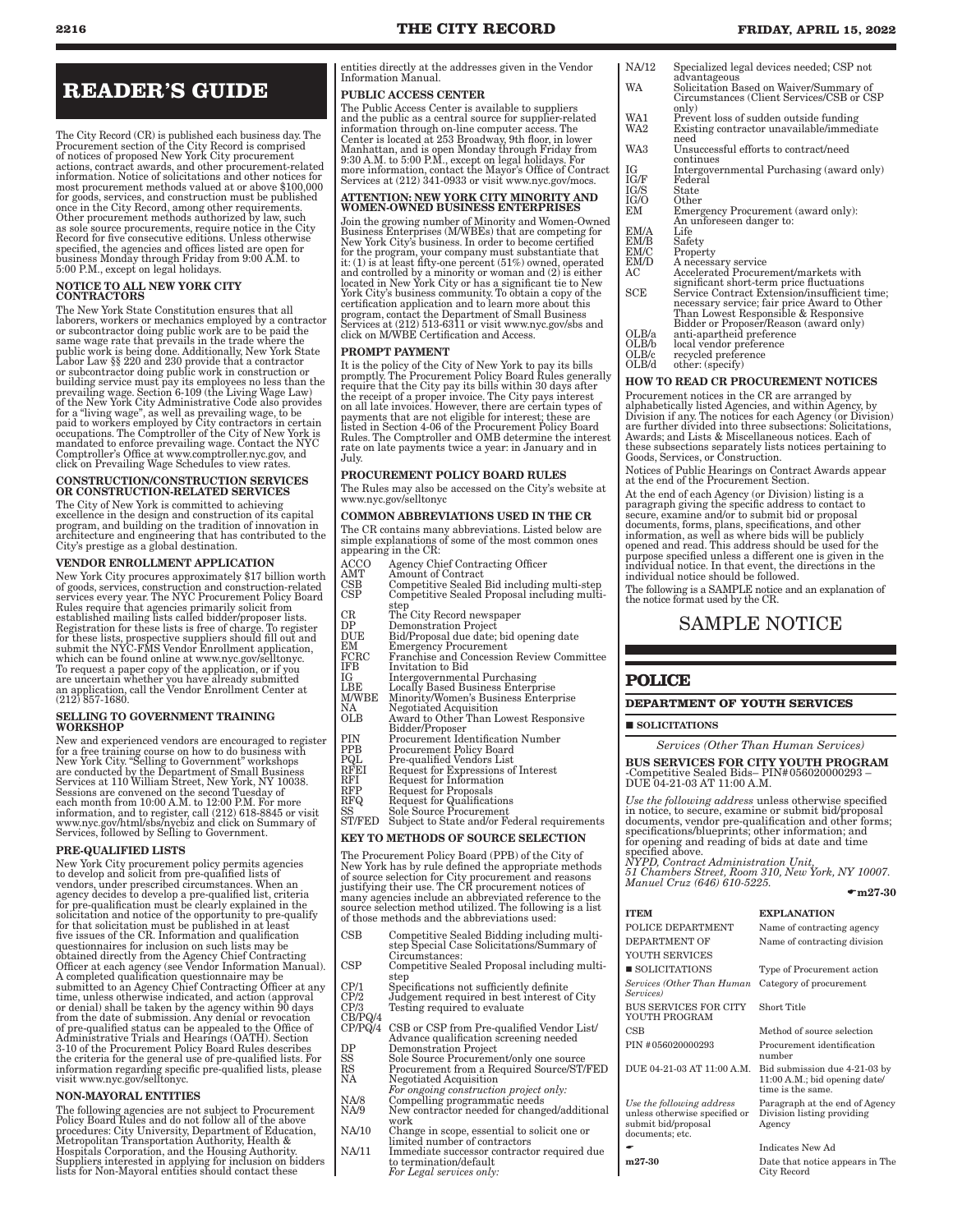# READER'S GUIDE

The City Record (CR) is published each business day. The Procurement section of the City Record is comprised of notices of proposed New York City procurement actions, contract awards, and other procurement-related information. Notice of solicitations and other notices for most procurement methods valued at or above $100,000 for goods, services, and construction must be published once in the City Record, among other requirements. Other procurement methods authorized by law, such as sole source procurements, require notice in the City Record for five consecutive editions. Unless otherwise specified, the agencies and offices listed are open for business Monday through Friday from 9:00 A.M. to 5:00 P.M., except on legal holidays.

### NOTICE TO ALL NEW YORK CITY CONTRACTORS

The New York State Constitution ensures that all laborers, workers or mechanics employed by a contractor or subcontractor doing public work are to be paid the same wage rate that prevails in the trade where the public work is being done. Additionally, New York State Labor Law §§ 220 and 230 provide that a contractor or subcontractor doing public work in construction or building service must pay its employees no less than the prevailing wage. Section 6-109 (the Living Wage Law) of the New York City Administrative Code also provides for a "living wage", as well as prevailing wage, to be paid to workers employed by City contractors in certain occupations. The Comptroller of the City of New York is mandated to enforce prevailing wage. Contact the NYC Comptroller's Office at www.comptroller.nyc.gov, and click on Prevailing Wage Schedules to view rates.

### CONSTRUCTION/CONSTRUCTION SERVICES OR CONSTRUCTION-RELATED SERVICES

The City of New York is committed to achieving excellence in the design and construction of its capital program, and building on the tradition of innovation in architecture and engineering that has contributed to the City's prestige as a global destination.

### VENDOR ENROLLMENT APPLICATION

New York City procures approximately $17 billion worth of goods, services, construction and construction-related services every year. The NYC Procurement Policy Board Rules require that agencies primarily solicit from established mailing lists called bidder/proposer lists. Registration for these lists is free of charge. To register for these lists, prospective suppliers should fill out and submit the NYC-FMS Vendor Enrollment application, which can be found online at www.nyc.gov/selltonyc. To request a paper copy of the application, or if you are uncertain whether you have already submitted an application, call the Vendor Enrollment Center at (212) 857-1680.

### SELLING TO GOVERNMENT TRAINING WORKSHOP

New and experienced vendors are encouraged to register for a free training course on how to do business with New York City. "Selling to Government" workshops are conducted by the Department of Small Business Services at 110 William Street, New York, NY 10038. Sessions are convened on the second Tuesday of each month from 10:00 A.M. to 12:00 P.M. For more information, and to register, call (212) 618-8845 or visit www.nyc.gov/html/sbs/nycbiz and click on Summary of Services, followed by Selling to Government.

### PRE-QUALIFIED LISTS

New York City procurement policy permits agencies to develop and solicit from pre-qualified lists of vendors, under prescribed circumstances. When an agency decides to develop a pre-qualified list, criteria for pre-qualification must be clearly explained in the solicitation and notice of the opportunity to pre-qualify for that solicitation must be published in at least five issues of the CR. Information and qualification questionnaires for inclusion on such lists may be obtained directly from the Agency Chief Contracting Officer at each agency (see Vendor Information Manual). A completed qualification questionnaire may be submitted to an Agency Chief Contracting Officer at any time, unless otherwise indicated, and action (approval or denial) shall be taken by the agency within 90 days from the date of submission. Any denial or revocation of pre-qualified status can be appealed to the Office of Administrative Trials and Hearings (OATH). Section 3-10 of the Procurement Policy Board Rules describes the criteria for the general use of pre-qualified lists. For information regarding specific pre-qualified lists, please visit www.nyc.gov/selltonyc.

### NON-MAYORAL ENTITIES

The following agencies are not subject to Procurement Policy Board Rules and do not follow all of the above procedures: City University, Department of Education, Metropolitan Transportation Authority, Health & Hospitals Corporation, and the Housing Authority. Suppliers interested in applying for inclusion on bidders lists for Non-Mayoral entities should contact these entities directly at the addresses given in the Vendor Information Manual.

### PUBLIC ACCESS CENTER

The Public Access Center is available to suppliers and the public as a central source for supplier-related information through on-line computer access. The Center is located at 253 Broadway, 9th floor, in lower Manhattan, and is open Monday through Friday from 9:30 A.M. to 5:00 P.M., except on legal holidays. For more information, contact the Mayor's Office of Contract Services at (212) 341-0933 or visit www.nyc.gov/mocs.

### ATTENTION: NEW YORK CITY MINORITY AND WOMEN-OWNED BUSINESS ENTERPRISES

Join the growing number of Minority and Women-Owned Business Enterprises (M/WBEs) that are competing for New York City's business. In order to become certified for the program, your company must substantiate that it: (1) is at least fifty-one percent (51%) owned, operated and controlled by a minority or woman and (2) is either located in New York City or has a significant tie to New York City's business community. To obtain a copy of the certification application and to learn more about this program, contact the Department of Small Business Services at (212) 513-6311 or visit www.nyc.gov/sbs and click on M/WBE Certification and Access.

### PROMPT PAYMENT

It is the policy of the City of New York to pay its bills promptly. The Procurement Policy Board Rules generally require that the City pay its bills within 30 days after the receipt of a proper invoice. The City pays interest on all late invoices. However, there are certain types of payments that are not eligible for interest; these are listed in Section 4-06 of the Procurement Policy Board Rules. The Comptroller and OMB determine the interest rate on late payments twice a year: in January and in July.

### PROCUREMENT POLICY BOARD RULES

The Rules may also be accessed on the City's website at www.nyc.gov/selltonyc

### COMMON ABBREVIATIONS USED IN THE CR

The CR contains many abbreviations. Listed below are simple explanations of some of the most common ones appearing in the CR:

| | |
|---|---|
| ACCO | Agency Chief Contracting Officer |
| AMT | Amount of Contract |
| CSB | Competitive Sealed Bid including multi-step |
| CSP | Competitive Sealed Proposal including multi-step |
| CR | The City Record newspaper |
| DP | Demonstration Project |
| DUE | Bid/Proposal due date; bid opening date |
| EM | Emergency Procurement |
| FCRC | Franchise and Concession Review Committee |
| IFB | Invitation to Bid |
| IG | Intergovernmental Purchasing |
| LBE | Locally Based Business Enterprise |
| M/WBE | Minority/Women's Business Enterprise |
| NA | Negotiated Acquisition |
| OLB | Award to Other Than Lowest Responsive Bidder/Proposer |
| PIN | Procurement Identification Number |
| PPB | Procurement Policy Board |
| PQL | Pre-qualified Vendors List |
| RFEI | Request for Expressions of Interest |
| RFI | Request for Information |
| RFP | Request for Proposals |
| RFQ | Request for Qualifications |
| SS | Sole Source Procurement |
| ST/FED | Subject to State and/or Federal requirements |

### KEY TO METHODS OF SOURCE SELECTION

The Procurement Policy Board (PPB) of the City of New York has by rule defined the appropriate methods of source selection for City procurement and reasons justifying their use. The CR procurement notices of many agencies include an abbreviated reference to the source selection method utilized. The following is a list of those methods and the abbreviations used:

| | |
|---|---|
| CSB | Competitive Sealed Bidding including multi-step Special Case Solicitations/Summary of Circumstances: |
| CSP | Competitive Sealed Proposal including multi-step |
| CP/1 | Specifications not sufficiently definite |
| CP/2 | Judgement required in best interest of City |
| CP/3 | Testing required to evaluate |
| CB/PQ/4 | |
| CP/PQ/4 | CSB or CSP from Pre-qualified Vendor List/ Advance qualification screening needed |
| DP | Demonstration Project |
| SS | Sole Source Procurement/only one source |
| RS | Procurement from a Required Source/ST/FED |
| NA | Negotiated Acquisition |
| | *For ongoing construction project only:* |
| NA/8 | Compelling programmatic needs |
| NA/9 | New contractor needed for changed/additional work |
| NA/10 | Change in scope, essential to solicit one or limited number of contractors |
| NA/11 | Immediate successor contractor required due to termination/default |
| | *For Legal services only:* |
| NA/12 | Specialized legal devices needed; CSP not advantageous |
| WA | Solicitation Based on Waiver/Summary of Circumstances (Client Services/CSB or CSP only) |
| WA1 | Prevent loss of sudden outside funding |
| WA2 | Existing contractor unavailable/immediate need |
| WA3 | Unsuccessful efforts to contract/need continues |
| IG | Intergovernmental Purchasing (award only) |
| IG/F | Federal |
| IG/S | State |
| IG/O | Other |
| EM | Emergency Procurement (award only): An unforeseen danger to: |
| EM/A | Life |
| EM/B | Safety |
| EM/C | Property |
| EM/D | A necessary service |
| AC | Accelerated Procurement/markets with significant short-term price fluctuations |
| SCE | Service Contract Extension/insufficient time; necessary service; fair price Award to Other Than Lowest Responsible & Responsive Bidder or Proposer/Reason (award only) |
| OLB/a | anti-apartheid preference |
| OLB/b | local vendor preference |
| OLB/c | recycled preference |
| OLB/d | other: (specify) |

### HOW TO READ CR PROCUREMENT NOTICES

Procurement notices in the CR are arranged by alphabetically listed Agencies, and within Agency, by Division if any. The notices for each Agency (or Division) are further divided into three subsections: Solicitations, Awards; and Lists & Miscellaneous notices. Each of these subsections separately lists notices pertaining to Goods, Services, or Construction.

Notices of Public Hearings on Contract Awards appear at the end of the Procurement Section.

At the end of each Agency (or Division) listing is a paragraph giving the specific address to contact to secure, examine and/or to submit bid or proposal documents, forms, plans, specifications, and other information, as well as where bids will be publicly opened and read. This address should be used for the purpose specified unless a different one is given in the individual notice. In that event, the directions in the individual notice should be followed.

The following is a SAMPLE notice and an explanation of the notice format used by the CR.

## SAMPLE NOTICE

## POLICE

### DEPARTMENT OF YOUTH SERVICES

■ **SOLICITATIONS**

*Services (Other Than Human Services)*

**BUS SERVICES FOR CITY YOUTH PROGRAM** -Competitive Sealed Bids– PIN# 056020000293 – DUE 04-21-03 AT 11:00 A.M.

*Use the following address* unless otherwise specified in notice, to secure, examine or submit bid/proposal documents, vendor pre-qualification and other forms; specifications/blueprints; other information; and for opening and reading of bids at date and time specified above.

*NYPD, Contract Administration Unit, 51 Chambers Street, Room 310, New York, NY 10007. Manuel Cruz (646) 610-5225.*

☛ **m27-30**

| ITEM | EXPLANATION |
|---|---|
| POLICE DEPARTMENT | Name of contracting agency |
| DEPARTMENT OF YOUTH SERVICES | Name of contracting division |
| ■ SOLICITATIONS | Type of Procurement action |
| *Services (Other Than Human Services)* | Category of procurement |
| BUS SERVICES FOR CITY YOUTH PROGRAM | Short Title |
| CSB | Method of source selection |
| PIN # 056020000293 | Procurement identification number |
| DUE 04-21-03 AT 11:00 A.M. | Bid submission due 4-21-03 by 11:00 A.M.; bid opening date/time is the same. |
| *Use the following address unless otherwise specified or submit bid/proposal documents; etc.* | Paragraph at the end of Agency Division listing providing Agency |
| ☛ | Indicates New Ad |
| **m27-30** | Date that notice appears in The City Record |